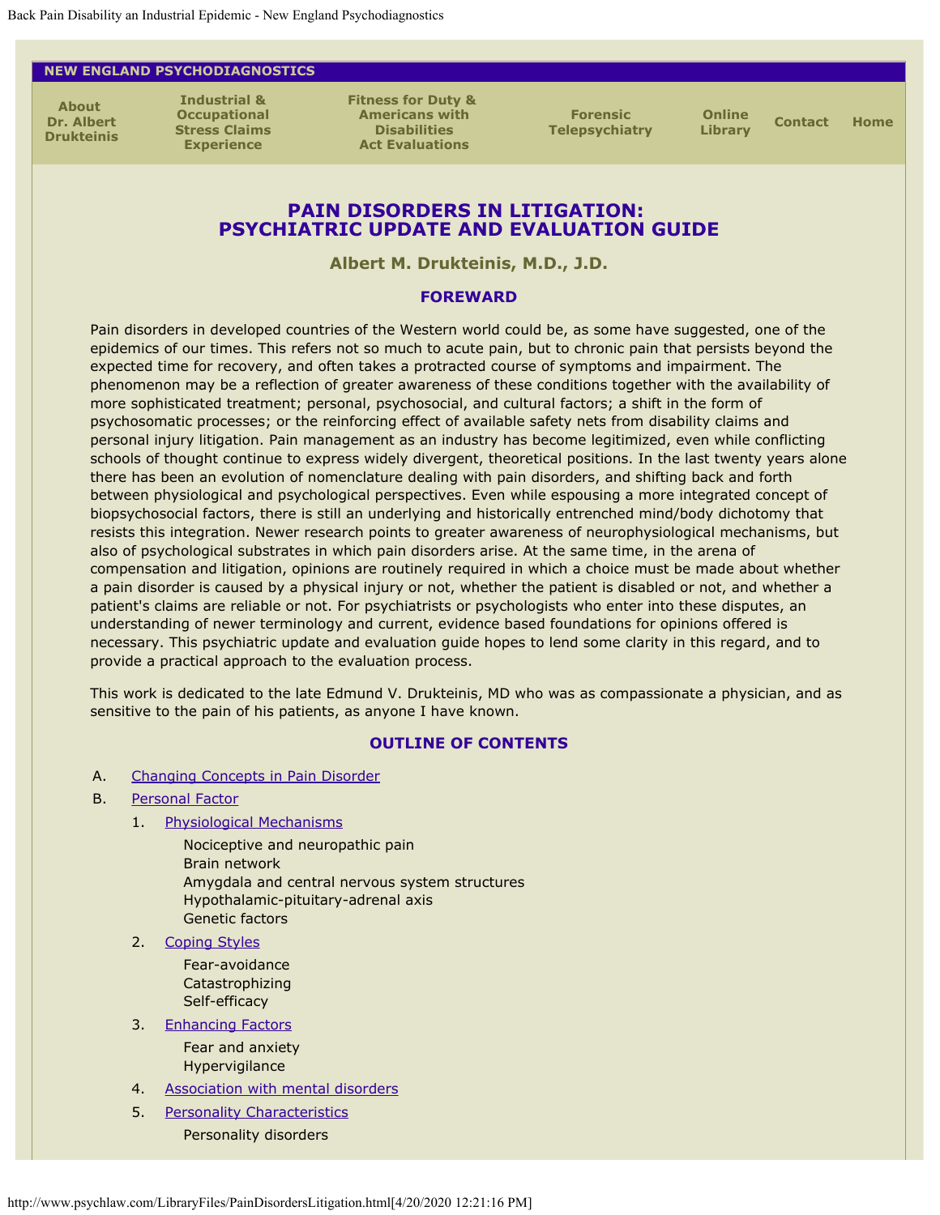NEW ENGLAND PSYCHODIAGNOSTICS

About Dr. Albert Drukteinis | Industrial & Occupational Stress Claims Experience | Fitness for Duty & Americans with Disabilities Act Evaluations | Forensic Telepsychiatry | Online Library | Contact | Home

# PAIN DISORDERS IN LITIGATION: PSYCHIATRIC UPDATE AND EVALUATION GUIDE

### Albert M. Drukteinis, M.D., J.D.

## FOREWARD

Pain disorders in developed countries of the Western world could be, as some have suggested, one of the epidemics of our times. This refers not so much to acute pain, but to chronic pain that persists beyond the expected time for recovery, and often takes a protracted course of symptoms and impairment. The phenomenon may be a reflection of greater awareness of these conditions together with the availability of more sophisticated treatment; personal, psychosocial, and cultural factors; a shift in the form of psychosomatic processes; or the reinforcing effect of available safety nets from disability claims and personal injury litigation. Pain management as an industry has become legitimized, even while conflicting schools of thought continue to express widely divergent, theoretical positions. In the last twenty years alone there has been an evolution of nomenclature dealing with pain disorders, and shifting back and forth between physiological and psychological perspectives. Even while espousing a more integrated concept of biopsychosocial factors, there is still an underlying and historically entrenched mind/body dichotomy that resists this integration. Newer research points to greater awareness of neurophysiological mechanisms, but also of psychological substrates in which pain disorders arise. At the same time, in the arena of compensation and litigation, opinions are routinely required in which a choice must be made about whether a pain disorder is caused by a physical injury or not, whether the patient is disabled or not, and whether a patient's claims are reliable or not. For psychiatrists or psychologists who enter into these disputes, an understanding of newer terminology and current, evidence based foundations for opinions offered is necessary. This psychiatric update and evaluation guide hopes to lend some clarity in this regard, and to provide a practical approach to the evaluation process.

This work is dedicated to the late Edmund V. Drukteinis, MD who was as compassionate a physician, and as sensitive to the pain of his patients, as anyone I have known.

## OUTLINE OF CONTENTS

A. Changing Concepts in Pain Disorder

B. Personal Factor

1. Physiological Mechanisms
   - Nociceptive and neuropathic pain
   - Brain network
   - Amygdala and central nervous system structures
   - Hypothalamic-pituitary-adrenal axis
   - Genetic factors
2. Coping Styles
   - Fear-avoidance
   - Catastrophizing
   - Self-efficacy
3. Enhancing Factors
   - Fear and anxiety
   - Hypervigilance
4. Association with mental disorders
5. Personality Characteristics
   - Personality disorders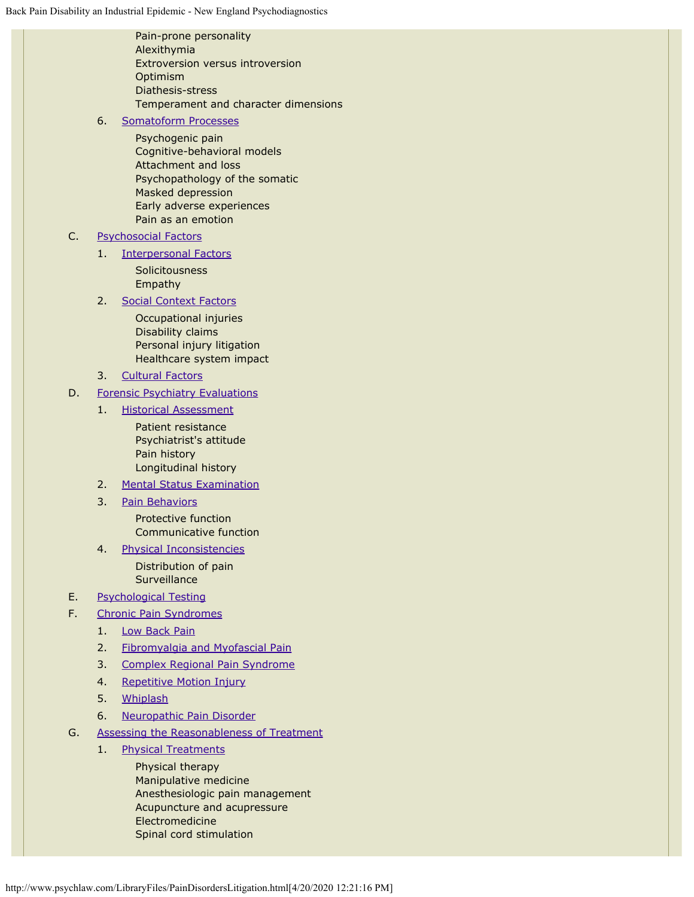- Pain-prone personality
- Alexithymia
- Extroversion versus introversion
- Optimism
- Diathesis-stress
- Temperament and character dimensions

6. Somatoform Processes
   - Psychogenic pain
   - Cognitive-behavioral models
   - Attachment and loss
   - Psychopathology of the somatic
   - Masked depression
   - Early adverse experiences
   - Pain as an emotion

C. Psychosocial Factors

1. Interpersonal Factors
   - Solicitousness
   - Empathy
2. Social Context Factors
   - Occupational injuries
   - Disability claims
   - Personal injury litigation
   - Healthcare system impact
3. Cultural Factors

D. Forensic Psychiatry Evaluations

1. Historical Assessment
   - Patient resistance
   - Psychiatrist's attitude
   - Pain history
   - Longitudinal history
2. Mental Status Examination
3. Pain Behaviors
   - Protective function
   - Communicative function
4. Physical Inconsistencies
   - Distribution of pain
   - Surveillance

E. Psychological Testing

F. Chronic Pain Syndromes

1. Low Back Pain
2. Fibromyalgia and Myofascial Pain
3. Complex Regional Pain Syndrome
4. Repetitive Motion Injury
5. Whiplash
6. Neuropathic Pain Disorder

G. Assessing the Reasonableness of Treatment

1. Physical Treatments
   - Physical therapy
   - Manipulative medicine
   - Anesthesiologic pain management
   - Acupuncture and acupressure
   - Electromedicine
   - Spinal cord stimulation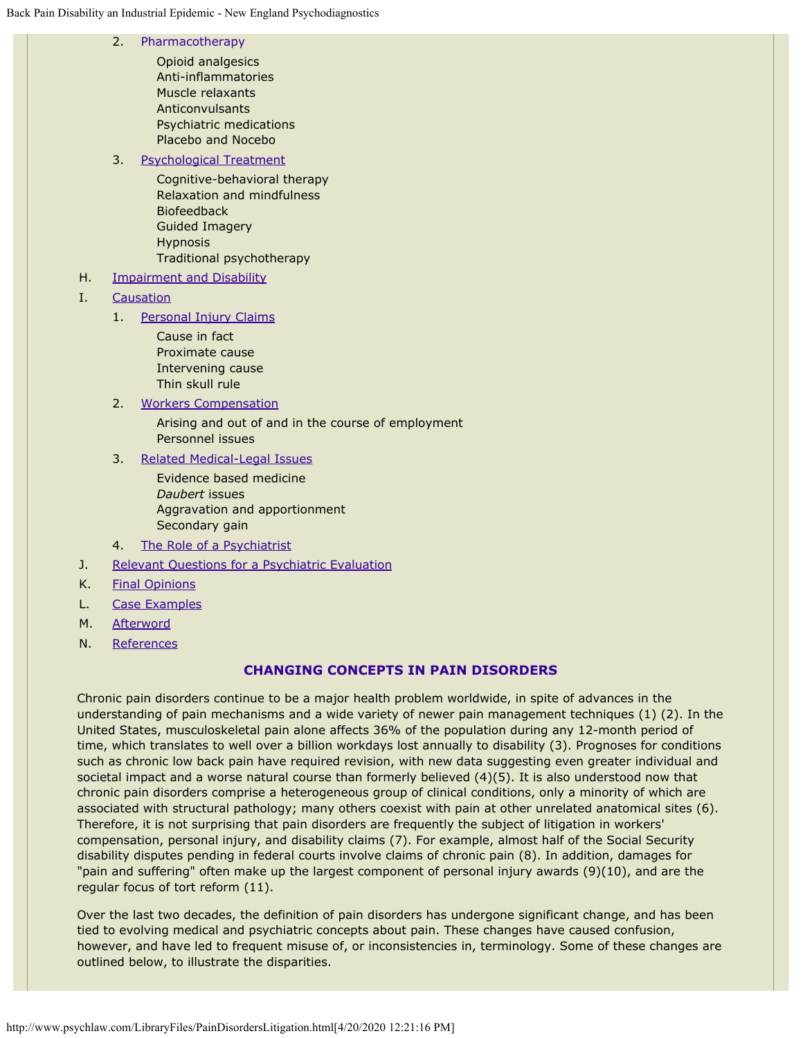2. Pharmacotherapy
    - Opioid analgesics
    - Anti-inflammatories
    - Muscle relaxants
    - Anticonvulsants
    - Psychiatric medications
    - Placebo and Nocebo
3. Psychological Treatment
    - Cognitive-behavioral therapy
    - Relaxation and mindfulness
    - Biofeedback
    - Guided Imagery
    - Hypnosis
    - Traditional psychotherapy

H. Impairment and Disability

I. Causation

1. Personal Injury Claims
    - Cause in fact
    - Proximate cause
    - Intervening cause
    - Thin skull rule
2. Workers Compensation
    - Arising and out of and in the course of employment
    - Personnel issues
3. Related Medical-Legal Issues
    - Evidence based medicine
    - *Daubert* issues
    - Aggravation and apportionment
    - Secondary gain
4. The Role of a Psychiatrist

J. Relevant Questions for a Psychiatric Evaluation

K. Final Opinions

L. Case Examples

M. Afterword

N. References

## CHANGING CONCEPTS IN PAIN DISORDERS

Chronic pain disorders continue to be a major health problem worldwide, in spite of advances in the understanding of pain mechanisms and a wide variety of newer pain management techniques (1) (2). In the United States, musculoskeletal pain alone affects 36% of the population during any 12-month period of time, which translates to well over a billion workdays lost annually to disability (3). Prognoses for conditions such as chronic low back pain have required revision, with new data suggesting even greater individual and societal impact and a worse natural course than formerly believed (4)(5). It is also understood now that chronic pain disorders comprise a heterogeneous group of clinical conditions, only a minority of which are associated with structural pathology; many others coexist with pain at other unrelated anatomical sites (6). Therefore, it is not surprising that pain disorders are frequently the subject of litigation in workers' compensation, personal injury, and disability claims (7). For example, almost half of the Social Security disability disputes pending in federal courts involve claims of chronic pain (8). In addition, damages for "pain and suffering" often make up the largest component of personal injury awards (9)(10), and are the regular focus of tort reform (11).

Over the last two decades, the definition of pain disorders has undergone significant change, and has been tied to evolving medical and psychiatric concepts about pain. These changes have caused confusion, however, and have led to frequent misuse of, or inconsistencies in, terminology. Some of these changes are outlined below, to illustrate the disparities.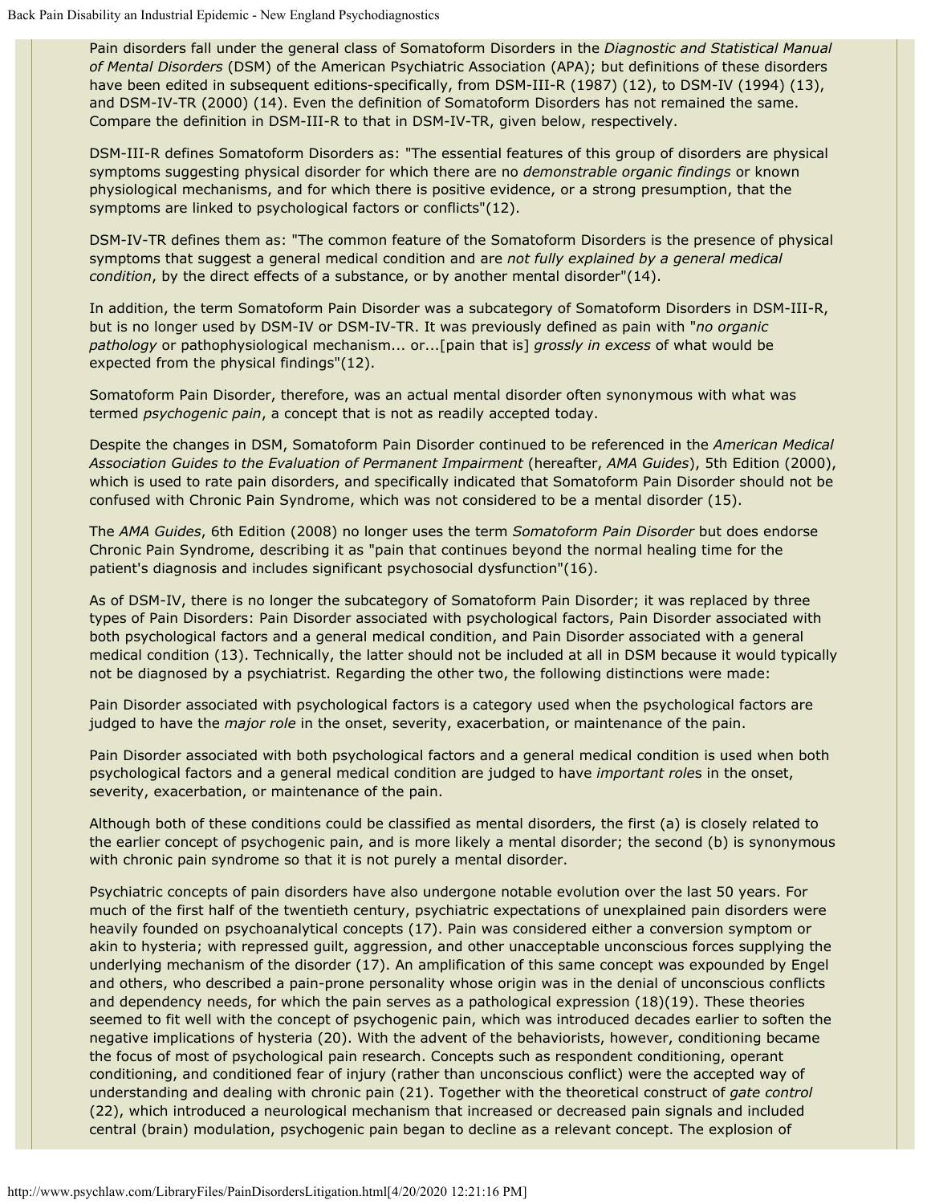Pain disorders fall under the general class of Somatoform Disorders in the *Diagnostic and Statistical Manual of Mental Disorders* (DSM) of the American Psychiatric Association (APA); but definitions of these disorders have been edited in subsequent editions-specifically, from DSM-III-R (1987) (12), to DSM-IV (1994) (13), and DSM-IV-TR (2000) (14). Even the definition of Somatoform Disorders has not remained the same. Compare the definition in DSM-III-R to that in DSM-IV-TR, given below, respectively.

DSM-III-R defines Somatoform Disorders as: "The essential features of this group of disorders are physical symptoms suggesting physical disorder for which there are no *demonstrable organic findings* or known physiological mechanisms, and for which there is positive evidence, or a strong presumption, that the symptoms are linked to psychological factors or conflicts"(12).

DSM-IV-TR defines them as: "The common feature of the Somatoform Disorders is the presence of physical symptoms that suggest a general medical condition and are *not fully explained by a general medical condition*, by the direct effects of a substance, or by another mental disorder"(14).

In addition, the term Somatoform Pain Disorder was a subcategory of Somatoform Disorders in DSM-III-R, but is no longer used by DSM-IV or DSM-IV-TR. It was previously defined as pain with "*no organic pathology* or pathophysiological mechanism... or...[pain that is] *grossly in excess* of what would be expected from the physical findings"(12).

Somatoform Pain Disorder, therefore, was an actual mental disorder often synonymous with what was termed *psychogenic pain*, a concept that is not as readily accepted today.

Despite the changes in DSM, Somatoform Pain Disorder continued to be referenced in the *American Medical Association Guides to the Evaluation of Permanent Impairment* (hereafter, *AMA Guides*), 5th Edition (2000), which is used to rate pain disorders, and specifically indicated that Somatoform Pain Disorder should not be confused with Chronic Pain Syndrome, which was not considered to be a mental disorder (15).

The *AMA Guides*, 6th Edition (2008) no longer uses the term *Somatoform Pain Disorder* but does endorse Chronic Pain Syndrome, describing it as "pain that continues beyond the normal healing time for the patient's diagnosis and includes significant psychosocial dysfunction"(16).

As of DSM-IV, there is no longer the subcategory of Somatoform Pain Disorder; it was replaced by three types of Pain Disorders: Pain Disorder associated with psychological factors, Pain Disorder associated with both psychological factors and a general medical condition, and Pain Disorder associated with a general medical condition (13). Technically, the latter should not be included at all in DSM because it would typically not be diagnosed by a psychiatrist. Regarding the other two, the following distinctions were made:

Pain Disorder associated with psychological factors is a category used when the psychological factors are judged to have the *major role* in the onset, severity, exacerbation, or maintenance of the pain.

Pain Disorder associated with both psychological factors and a general medical condition is used when both psychological factors and a general medical condition are judged to have *important role*s in the onset, severity, exacerbation, or maintenance of the pain.

Although both of these conditions could be classified as mental disorders, the first (a) is closely related to the earlier concept of psychogenic pain, and is more likely a mental disorder; the second (b) is synonymous with chronic pain syndrome so that it is not purely a mental disorder.

Psychiatric concepts of pain disorders have also undergone notable evolution over the last 50 years. For much of the first half of the twentieth century, psychiatric expectations of unexplained pain disorders were heavily founded on psychoanalytical concepts (17). Pain was considered either a conversion symptom or akin to hysteria; with repressed guilt, aggression, and other unacceptable unconscious forces supplying the underlying mechanism of the disorder (17). An amplification of this same concept was expounded by Engel and others, who described a pain-prone personality whose origin was in the denial of unconscious conflicts and dependency needs, for which the pain serves as a pathological expression (18)(19). These theories seemed to fit well with the concept of psychogenic pain, which was introduced decades earlier to soften the negative implications of hysteria (20). With the advent of the behaviorists, however, conditioning became the focus of most of psychological pain research. Concepts such as respondent conditioning, operant conditioning, and conditioned fear of injury (rather than unconscious conflict) were the accepted way of understanding and dealing with chronic pain (21). Together with the theoretical construct of *gate control* (22), which introduced a neurological mechanism that increased or decreased pain signals and included central (brain) modulation, psychogenic pain began to decline as a relevant concept. The explosion of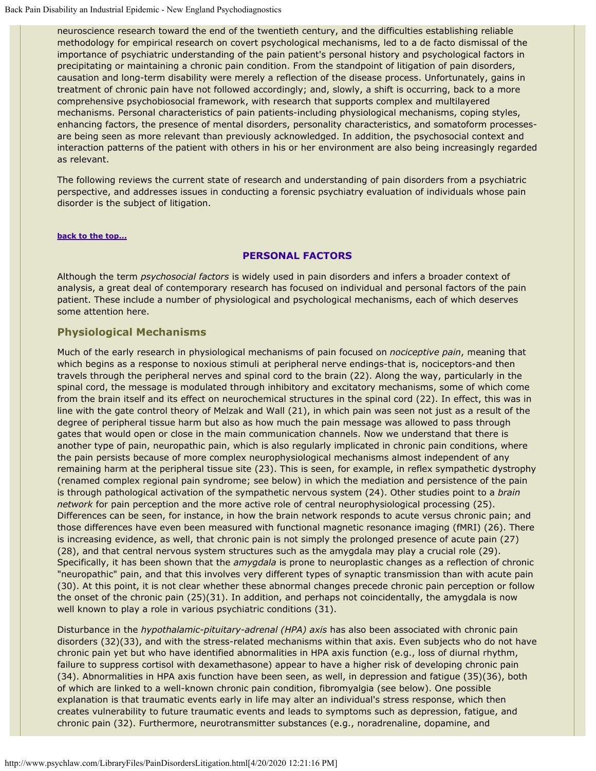neuroscience research toward the end of the twentieth century, and the difficulties establishing reliable methodology for empirical research on covert psychological mechanisms, led to a de facto dismissal of the importance of psychiatric understanding of the pain patient's personal history and psychological factors in precipitating or maintaining a chronic pain condition. From the standpoint of litigation of pain disorders, causation and long-term disability were merely a reflection of the disease process. Unfortunately, gains in treatment of chronic pain have not followed accordingly; and, slowly, a shift is occurring, back to a more comprehensive psychobiosocial framework, with research that supports complex and multilayered mechanisms. Personal characteristics of pain patients-including physiological mechanisms, coping styles, enhancing factors, the presence of mental disorders, personality characteristics, and somatoform processes-are being seen as more relevant than previously acknowledged. In addition, the psychosocial context and interaction patterns of the patient with others in his or her environment are also being increasingly regarded as relevant.

The following reviews the current state of research and understanding of pain disorders from a psychiatric perspective, and addresses issues in conducting a forensic psychiatry evaluation of individuals whose pain disorder is the subject of litigation.

**back to the top...**

## PERSONAL FACTORS

Although the term *psychosocial factors* is widely used in pain disorders and infers a broader context of analysis, a great deal of contemporary research has focused on individual and personal factors of the pain patient. These include a number of physiological and psychological mechanisms, each of which deserves some attention here.

### Physiological Mechanisms

Much of the early research in physiological mechanisms of pain focused on *nociceptive pain*, meaning that which begins as a response to noxious stimuli at peripheral nerve endings-that is, nociceptors-and then travels through the peripheral nerves and spinal cord to the brain (22). Along the way, particularly in the spinal cord, the message is modulated through inhibitory and excitatory mechanisms, some of which come from the brain itself and its effect on neurochemical structures in the spinal cord (22). In effect, this was in line with the gate control theory of Melzak and Wall (21), in which pain was seen not just as a result of the degree of peripheral tissue harm but also as how much the pain message was allowed to pass through gates that would open or close in the main communication channels. Now we understand that there is another type of pain, neuropathic pain, which is also regularly implicated in chronic pain conditions, where the pain persists because of more complex neurophysiological mechanisms almost independent of any remaining harm at the peripheral tissue site (23). This is seen, for example, in reflex sympathetic dystrophy (renamed complex regional pain syndrome; see below) in which the mediation and persistence of the pain is through pathological activation of the sympathetic nervous system (24). Other studies point to a *brain network* for pain perception and the more active role of central neurophysiological processing (25). Differences can be seen, for instance, in how the brain network responds to acute versus chronic pain; and those differences have even been measured with functional magnetic resonance imaging (fMRI) (26). There is increasing evidence, as well, that chronic pain is not simply the prolonged presence of acute pain (27) (28), and that central nervous system structures such as the amygdala may play a crucial role (29). Specifically, it has been shown that the *amygdala* is prone to neuroplastic changes as a reflection of chronic "neuropathic" pain, and that this involves very different types of synaptic transmission than with acute pain (30). At this point, it is not clear whether these abnormal changes precede chronic pain perception or follow the onset of the chronic pain (25)(31). In addition, and perhaps not coincidentally, the amygdala is now well known to play a role in various psychiatric conditions (31).

Disturbance in the *hypothalamic-pituitary-adrenal (HPA) axis* has also been associated with chronic pain disorders (32)(33), and with the stress-related mechanisms within that axis. Even subjects who do not have chronic pain yet but who have identified abnormalities in HPA axis function (e.g., loss of diurnal rhythm, failure to suppress cortisol with dexamethasone) appear to have a higher risk of developing chronic pain (34). Abnormalities in HPA axis function have been seen, as well, in depression and fatigue (35)(36), both of which are linked to a well-known chronic pain condition, fibromyalgia (see below). One possible explanation is that traumatic events early in life may alter an individual's stress response, which then creates vulnerability to future traumatic events and leads to symptoms such as depression, fatigue, and chronic pain (32). Furthermore, neurotransmitter substances (e.g., noradrenaline, dopamine, and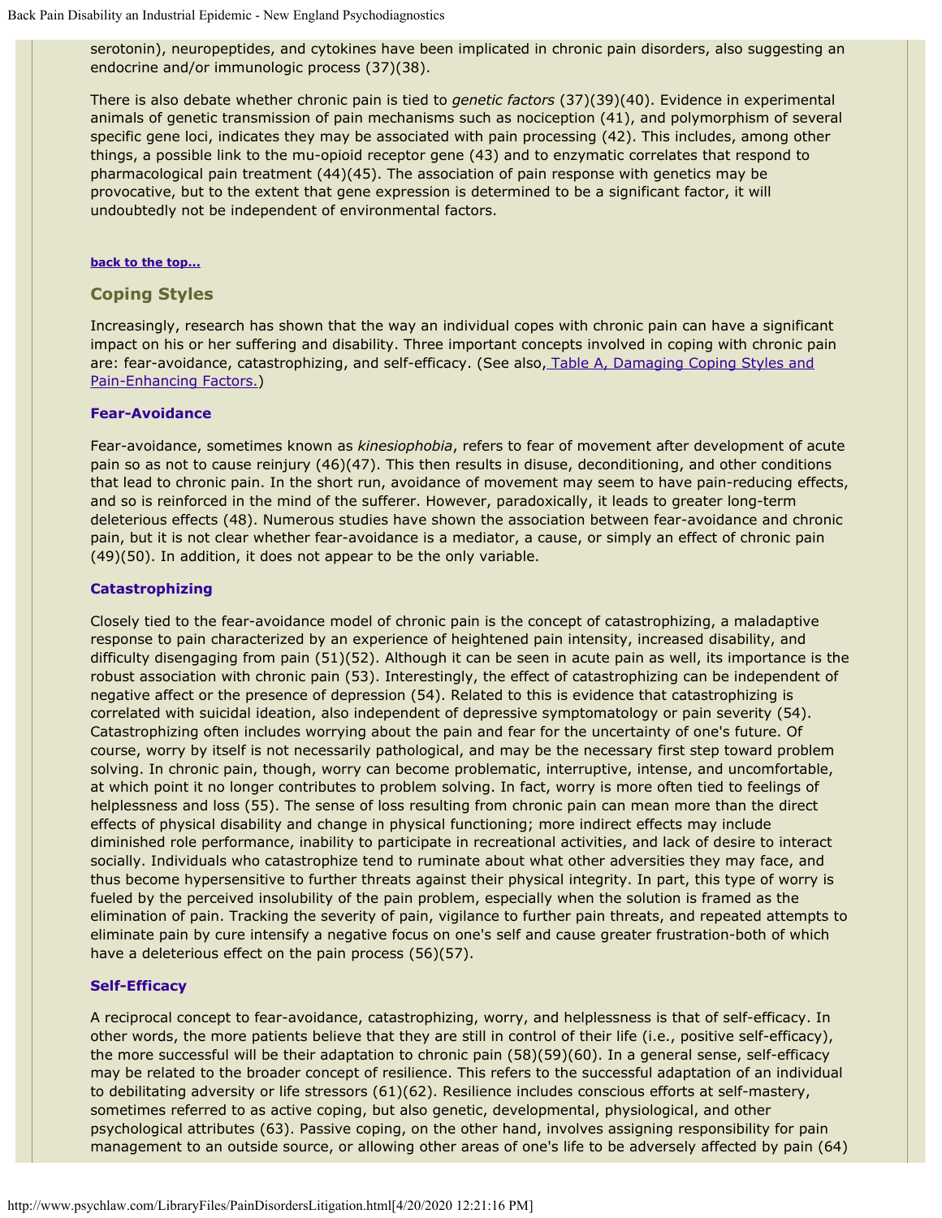serotonin), neuropeptides, and cytokines have been implicated in chronic pain disorders, also suggesting an endocrine and/or immunologic process (37)(38).

There is also debate whether chronic pain is tied to *genetic factors* (37)(39)(40). Evidence in experimental animals of genetic transmission of pain mechanisms such as nociception (41), and polymorphism of several specific gene loci, indicates they may be associated with pain processing (42). This includes, among other things, a possible link to the mu-opioid receptor gene (43) and to enzymatic correlates that respond to pharmacological pain treatment (44)(45). The association of pain response with genetics may be provocative, but to the extent that gene expression is determined to be a significant factor, it will undoubtedly not be independent of environmental factors.

**back to the top...**

## Coping Styles

Increasingly, research has shown that the way an individual copes with chronic pain can have a significant impact on his or her suffering and disability. Three important concepts involved in coping with chronic pain are: fear-avoidance, catastrophizing, and self-efficacy. (See also, Table A, Damaging Coping Styles and Pain-Enhancing Factors.)

### Fear-Avoidance

Fear-avoidance, sometimes known as *kinesiophobia*, refers to fear of movement after development of acute pain so as not to cause reinjury (46)(47). This then results in disuse, deconditioning, and other conditions that lead to chronic pain. In the short run, avoidance of movement may seem to have pain-reducing effects, and so is reinforced in the mind of the sufferer. However, paradoxically, it leads to greater long-term deleterious effects (48). Numerous studies have shown the association between fear-avoidance and chronic pain, but it is not clear whether fear-avoidance is a mediator, a cause, or simply an effect of chronic pain (49)(50). In addition, it does not appear to be the only variable.

### Catastrophizing

Closely tied to the fear-avoidance model of chronic pain is the concept of catastrophizing, a maladaptive response to pain characterized by an experience of heightened pain intensity, increased disability, and difficulty disengaging from pain (51)(52). Although it can be seen in acute pain as well, its importance is the robust association with chronic pain (53). Interestingly, the effect of catastrophizing can be independent of negative affect or the presence of depression (54). Related to this is evidence that catastrophizing is correlated with suicidal ideation, also independent of depressive symptomatology or pain severity (54). Catastrophizing often includes worrying about the pain and fear for the uncertainty of one's future. Of course, worry by itself is not necessarily pathological, and may be the necessary first step toward problem solving. In chronic pain, though, worry can become problematic, interruptive, intense, and uncomfortable, at which point it no longer contributes to problem solving. In fact, worry is more often tied to feelings of helplessness and loss (55). The sense of loss resulting from chronic pain can mean more than the direct effects of physical disability and change in physical functioning; more indirect effects may include diminished role performance, inability to participate in recreational activities, and lack of desire to interact socially. Individuals who catastrophize tend to ruminate about what other adversities they may face, and thus become hypersensitive to further threats against their physical integrity. In part, this type of worry is fueled by the perceived insolubility of the pain problem, especially when the solution is framed as the elimination of pain. Tracking the severity of pain, vigilance to further pain threats, and repeated attempts to eliminate pain by cure intensify a negative focus on one's self and cause greater frustration-both of which have a deleterious effect on the pain process (56)(57).

### Self-Efficacy

A reciprocal concept to fear-avoidance, catastrophizing, worry, and helplessness is that of self-efficacy. In other words, the more patients believe that they are still in control of their life (i.e., positive self-efficacy), the more successful will be their adaptation to chronic pain (58)(59)(60). In a general sense, self-efficacy may be related to the broader concept of resilience. This refers to the successful adaptation of an individual to debilitating adversity or life stressors (61)(62). Resilience includes conscious efforts at self-mastery, sometimes referred to as active coping, but also genetic, developmental, physiological, and other psychological attributes (63). Passive coping, on the other hand, involves assigning responsibility for pain management to an outside source, or allowing other areas of one's life to be adversely affected by pain (64)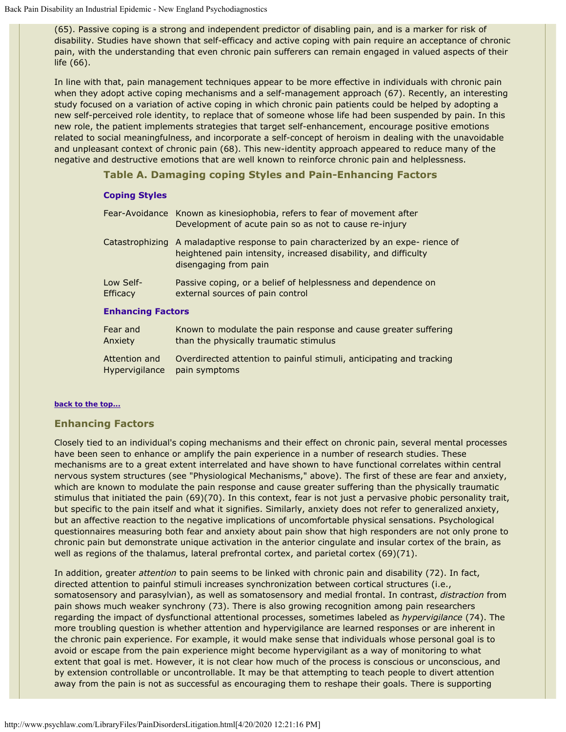(65). Passive coping is a strong and independent predictor of disabling pain, and is a marker for risk of disability. Studies have shown that self-efficacy and active coping with pain require an acceptance of chronic pain, with the understanding that even chronic pain sufferers can remain engaged in valued aspects of their life (66).

In line with that, pain management techniques appear to be more effective in individuals with chronic pain when they adopt active coping mechanisms and a self-management approach (67). Recently, an interesting study focused on a variation of active coping in which chronic pain patients could be helped by adopting a new self-perceived role identity, to replace that of someone whose life had been suspended by pain. In this new role, the patient implements strategies that target self-enhancement, encourage positive emotions related to social meaningfulness, and incorporate a self-concept of heroism in dealing with the unavoidable and unpleasant context of chronic pain (68). This new-identity approach appeared to reduce many of the negative and destructive emotions that are well known to reinforce chronic pain and helplessness.

### Table A. Damaging coping Styles and Pain-Enhancing Factors

| **Coping Styles** | |
|---|---|
| Fear-Avoidance | Known as kinesiophobia, refers to fear of movement after Development of acute pain so as not to cause re-injury |
| Catastrophizing | A maladaptive response to pain characterized by an expe- rience of heightened pain intensity, increased disability, and difficulty disengaging from pain |
| Low Self-Efficacy | Passive coping, or a belief of helplessness and dependence on external sources of pain control |
| **Enhancing Factors** | |
| Fear and Anxiety | Known to modulate the pain response and cause greater suffering than the physically traumatic stimulus |
| Attention and Hypervigilance | Overdirected attention to painful stimuli, anticipating and tracking pain symptoms |

**back to the top...**

## Enhancing Factors

Closely tied to an individual's coping mechanisms and their effect on chronic pain, several mental processes have been seen to enhance or amplify the pain experience in a number of research studies. These mechanisms are to a great extent interrelated and have shown to have functional correlates within central nervous system structures (see "Physiological Mechanisms," above). The first of these are fear and anxiety, which are known to modulate the pain response and cause greater suffering than the physically traumatic stimulus that initiated the pain (69)(70). In this context, fear is not just a pervasive phobic personality trait, but specific to the pain itself and what it signifies. Similarly, anxiety does not refer to generalized anxiety, but an affective reaction to the negative implications of uncomfortable physical sensations. Psychological questionnaires measuring both fear and anxiety about pain show that high responders are not only prone to chronic pain but demonstrate unique activation in the anterior cingulate and insular cortex of the brain, as well as regions of the thalamus, lateral prefrontal cortex, and parietal cortex (69)(71).

In addition, greater *attention* to pain seems to be linked with chronic pain and disability (72). In fact, directed attention to painful stimuli increases synchronization between cortical structures (i.e., somatosensory and parasylvian), as well as somatosensory and medial frontal. In contrast, *distraction* from pain shows much weaker synchrony (73). There is also growing recognition among pain researchers regarding the impact of dysfunctional attentional processes, sometimes labeled as *hypervigilance* (74). The more troubling question is whether attention and hypervigilance are learned responses or are inherent in the chronic pain experience. For example, it would make sense that individuals whose personal goal is to avoid or escape from the pain experience might become hypervigilant as a way of monitoring to what extent that goal is met. However, it is not clear how much of the process is conscious or unconscious, and by extension controllable or uncontrollable. It may be that attempting to teach people to divert attention away from the pain is not as successful as encouraging them to reshape their goals. There is supporting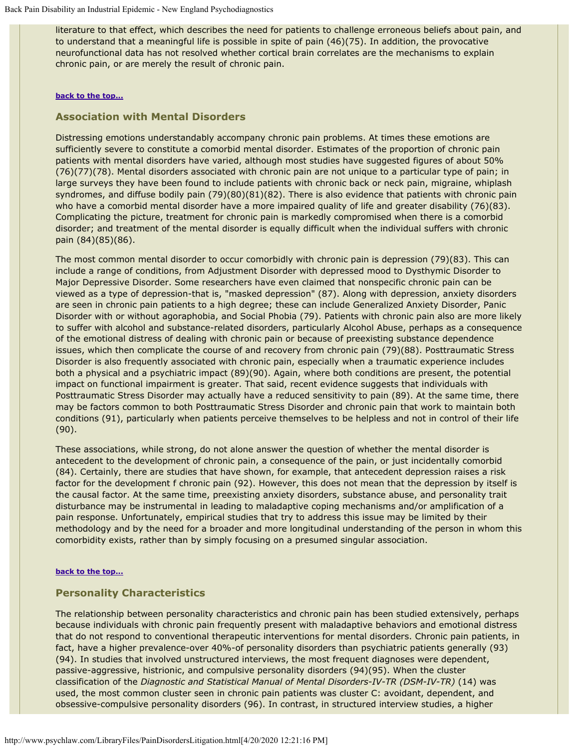literature to that effect, which describes the need for patients to challenge erroneous beliefs about pain, and to understand that a meaningful life is possible in spite of pain (46)(75). In addition, the provocative neurofunctional data has not resolved whether cortical brain correlates are the mechanisms to explain chronic pain, or are merely the result of chronic pain.

**back to the top...**

### Association with Mental Disorders

Distressing emotions understandably accompany chronic pain problems. At times these emotions are sufficiently severe to constitute a comorbid mental disorder. Estimates of the proportion of chronic pain patients with mental disorders have varied, although most studies have suggested figures of about 50% (76)(77)(78). Mental disorders associated with chronic pain are not unique to a particular type of pain; in large surveys they have been found to include patients with chronic back or neck pain, migraine, whiplash syndromes, and diffuse bodily pain (79)(80)(81)(82). There is also evidence that patients with chronic pain who have a comorbid mental disorder have a more impaired quality of life and greater disability (76)(83). Complicating the picture, treatment for chronic pain is markedly compromised when there is a comorbid disorder; and treatment of the mental disorder is equally difficult when the individual suffers with chronic pain (84)(85)(86).

The most common mental disorder to occur comorbidly with chronic pain is depression (79)(83). This can include a range of conditions, from Adjustment Disorder with depressed mood to Dysthymic Disorder to Major Depressive Disorder. Some researchers have even claimed that nonspecific chronic pain can be viewed as a type of depression-that is, "masked depression" (87). Along with depression, anxiety disorders are seen in chronic pain patients to a high degree; these can include Generalized Anxiety Disorder, Panic Disorder with or without agoraphobia, and Social Phobia (79). Patients with chronic pain also are more likely to suffer with alcohol and substance-related disorders, particularly Alcohol Abuse, perhaps as a consequence of the emotional distress of dealing with chronic pain or because of preexisting substance dependence issues, which then complicate the course of and recovery from chronic pain (79)(88). Posttraumatic Stress Disorder is also frequently associated with chronic pain, especially when a traumatic experience includes both a physical and a psychiatric impact (89)(90). Again, where both conditions are present, the potential impact on functional impairment is greater. That said, recent evidence suggests that individuals with Posttraumatic Stress Disorder may actually have a reduced sensitivity to pain (89). At the same time, there may be factors common to both Posttraumatic Stress Disorder and chronic pain that work to maintain both conditions (91), particularly when patients perceive themselves to be helpless and not in control of their life (90).

These associations, while strong, do not alone answer the question of whether the mental disorder is antecedent to the development of chronic pain, a consequence of the pain, or just incidentally comorbid (84). Certainly, there are studies that have shown, for example, that antecedent depression raises a risk factor for the development f chronic pain (92). However, this does not mean that the depression by itself is the causal factor. At the same time, preexisting anxiety disorders, substance abuse, and personality trait disturbance may be instrumental in leading to maladaptive coping mechanisms and/or amplification of a pain response. Unfortunately, empirical studies that try to address this issue may be limited by their methodology and by the need for a broader and more longitudinal understanding of the person in whom this comorbidity exists, rather than by simply focusing on a presumed singular association.

**back to the top...**

### Personality Characteristics

The relationship between personality characteristics and chronic pain has been studied extensively, perhaps because individuals with chronic pain frequently present with maladaptive behaviors and emotional distress that do not respond to conventional therapeutic interventions for mental disorders. Chronic pain patients, in fact, have a higher prevalence-over 40%-of personality disorders than psychiatric patients generally (93)(94). In studies that involved unstructured interviews, the most frequent diagnoses were dependent, passive-aggressive, histrionic, and compulsive personality disorders (94)(95). When the cluster classification of the *Diagnostic and Statistical Manual of Mental Disorders-IV-TR (DSM-IV-TR)* (14) was used, the most common cluster seen in chronic pain patients was cluster C: avoidant, dependent, and obsessive-compulsive personality disorders (96). In contrast, in structured interview studies, a higher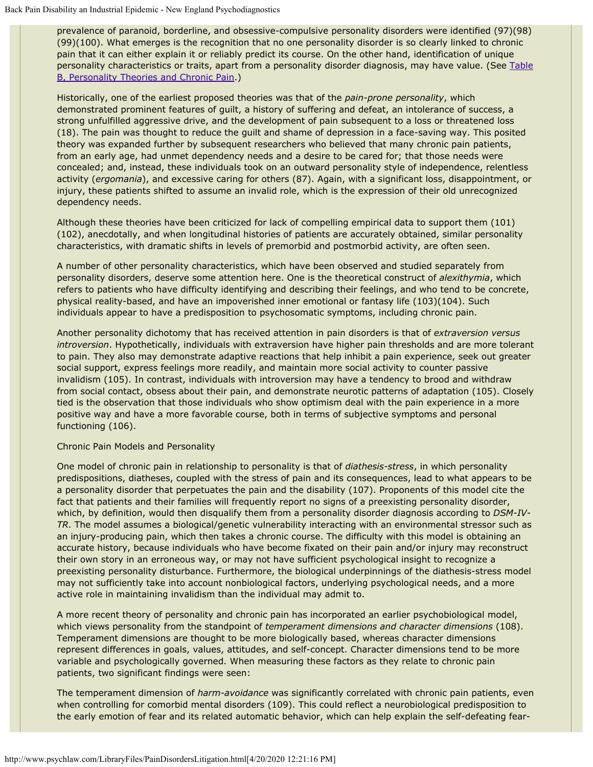prevalence of paranoid, borderline, and obsessive-compulsive personality disorders were identified (97)(98)(99)(100). What emerges is the recognition that no one personality disorder is so clearly linked to chronic pain that it can either explain it or reliably predict its course. On the other hand, identification of unique personality characteristics or traits, apart from a personality disorder diagnosis, may have value. (See [Table B, Personality Theories and Chronic Pain].)

Historically, one of the earliest proposed theories was that of the *pain-prone personality*, which demonstrated prominent features of guilt, a history of suffering and defeat, an intolerance of success, a strong unfulfilled aggressive drive, and the development of pain subsequent to a loss or threatened loss (18). The pain was thought to reduce the guilt and shame of depression in a face-saving way. This posited theory was expanded further by subsequent researchers who believed that many chronic pain patients, from an early age, had unmet dependency needs and a desire to be cared for; that those needs were concealed; and, instead, these individuals took on an outward personality style of independence, relentless activity (*ergomania*), and excessive caring for others (87). Again, with a significant loss, disappointment, or injury, these patients shifted to assume an invalid role, which is the expression of their old unrecognized dependency needs.

Although these theories have been criticized for lack of compelling empirical data to support them (101)(102), anecdotally, and when longitudinal histories of patients are accurately obtained, similar personality characteristics, with dramatic shifts in levels of premorbid and postmorbid activity, are often seen.

A number of other personality characteristics, which have been observed and studied separately from personality disorders, deserve some attention here. One is the theoretical construct of *alexithymia*, which refers to patients who have difficulty identifying and describing their feelings, and who tend to be concrete, physical reality-based, and have an impoverished inner emotional or fantasy life (103)(104). Such individuals appear to have a predisposition to psychosomatic symptoms, including chronic pain.

Another personality dichotomy that has received attention in pain disorders is that of *extraversion versus introversion*. Hypothetically, individuals with extraversion have higher pain thresholds and are more tolerant to pain. They also may demonstrate adaptive reactions that help inhibit a pain experience, seek out greater social support, express feelings more readily, and maintain more social activity to counter passive invalidism (105). In contrast, individuals with introversion may have a tendency to brood and withdraw from social contact, obsess about their pain, and demonstrate neurotic patterns of adaptation (105). Closely tied is the observation that those individuals who show optimism deal with the pain experience in a more positive way and have a more favorable course, both in terms of subjective symptoms and personal functioning (106).

### Chronic Pain Models and Personality

One model of chronic pain in relationship to personality is that of *diathesis-stress*, in which personality predispositions, diatheses, coupled with the stress of pain and its consequences, lead to what appears to be a personality disorder that perpetuates the pain and the disability (107). Proponents of this model cite the fact that patients and their families will frequently report no signs of a preexisting personality disorder, which, by definition, would then disqualify them from a personality disorder diagnosis according to *DSM-IV-TR*. The model assumes a biological/genetic vulnerability interacting with an environmental stressor such as an injury-producing pain, which then takes a chronic course. The difficulty with this model is obtaining an accurate history, because individuals who have become fixated on their pain and/or injury may reconstruct their own story in an erroneous way, or may not have sufficient psychological insight to recognize a preexisting personality disturbance. Furthermore, the biological underpinnings of the diathesis-stress model may not sufficiently take into account nonbiological factors, underlying psychological needs, and a more active role in maintaining invalidism than the individual may admit to.

A more recent theory of personality and chronic pain has incorporated an earlier psychobiological model, which views personality from the standpoint of *temperament dimensions and character dimensions* (108). Temperament dimensions are thought to be more biologically based, whereas character dimensions represent differences in goals, values, attitudes, and self-concept. Character dimensions tend to be more variable and psychologically governed. When measuring these factors as they relate to chronic pain patients, two significant findings were seen:

The temperament dimension of *harm-avoidance* was significantly correlated with chronic pain patients, even when controlling for comorbid mental disorders (109). This could reflect a neurobiological predisposition to the early emotion of fear and its related automatic behavior, which can help explain the self-defeating fear-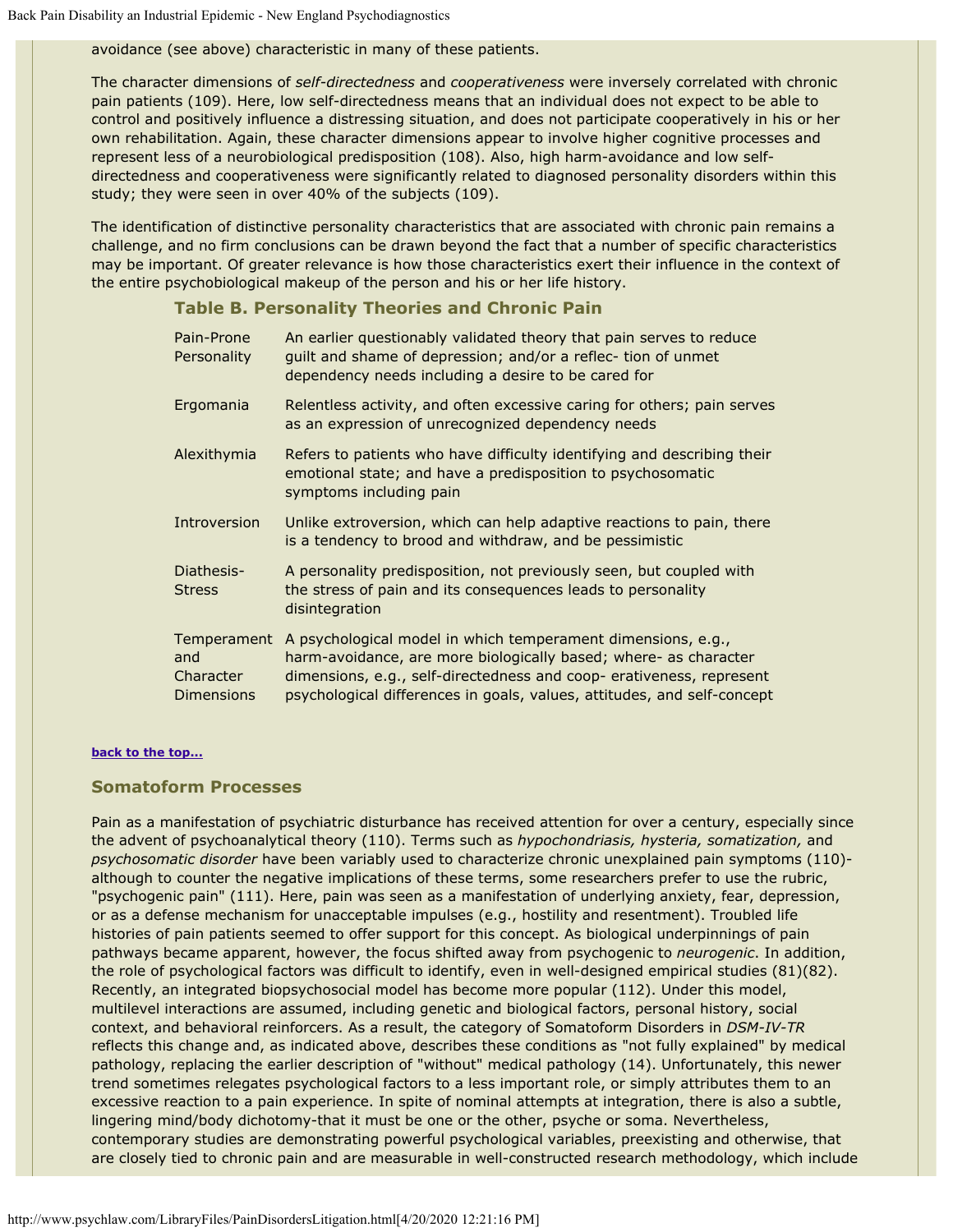avoidance (see above) characteristic in many of these patients.

The character dimensions of *self-directedness* and *cooperativeness* were inversely correlated with chronic pain patients (109). Here, low self-directedness means that an individual does not expect to be able to control and positively influence a distressing situation, and does not participate cooperatively in his or her own rehabilitation. Again, these character dimensions appear to involve higher cognitive processes and represent less of a neurobiological predisposition (108). Also, high harm-avoidance and low self-directedness and cooperativeness were significantly related to diagnosed personality disorders within this study; they were seen in over 40% of the subjects (109).

The identification of distinctive personality characteristics that are associated with chronic pain remains a challenge, and no firm conclusions can be drawn beyond the fact that a number of specific characteristics may be important. Of greater relevance is how those characteristics exert their influence in the context of the entire psychobiological makeup of the person and his or her life history.

### Table B. Personality Theories and Chronic Pain

| | |
|---|---|
| Pain-Prone Personality | An earlier questionably validated theory that pain serves to reduce guilt and shame of depression; and/or a reflec- tion of unmet dependency needs including a desire to be cared for |
| Ergomania | Relentless activity, and often excessive caring for others; pain serves as an expression of unrecognized dependency needs |
| Alexithymia | Refers to patients who have difficulty identifying and describing their emotional state; and have a predisposition to psychosomatic symptoms including pain |
| Introversion | Unlike extroversion, which can help adaptive reactions to pain, there is a tendency to brood and withdraw, and be pessimistic |
| Diathesis-Stress | A personality predisposition, not previously seen, but coupled with the stress of pain and its consequences leads to personality disintegration |
| Temperament and Character Dimensions | A psychological model in which temperament dimensions, e.g., harm-avoidance, are more biologically based; where- as character dimensions, e.g., self-directedness and coop- erativeness, represent psychological differences in goals, values, attitudes, and self-concept |

**back to the top...**

### Somatoform Processes

Pain as a manifestation of psychiatric disturbance has received attention for over a century, especially since the advent of psychoanalytical theory (110). Terms such as *hypochondriasis, hysteria, somatization,* and *psychosomatic disorder* have been variably used to characterize chronic unexplained pain symptoms (110)-although to counter the negative implications of these terms, some researchers prefer to use the rubric, "psychogenic pain" (111). Here, pain was seen as a manifestation of underlying anxiety, fear, depression, or as a defense mechanism for unacceptable impulses (e.g., hostility and resentment). Troubled life histories of pain patients seemed to offer support for this concept. As biological underpinnings of pain pathways became apparent, however, the focus shifted away from psychogenic to *neurogenic*. In addition, the role of psychological factors was difficult to identify, even in well-designed empirical studies (81)(82). Recently, an integrated biopsychosocial model has become more popular (112). Under this model, multilevel interactions are assumed, including genetic and biological factors, personal history, social context, and behavioral reinforcers. As a result, the category of Somatoform Disorders in *DSM-IV-TR* reflects this change and, as indicated above, describes these conditions as "not fully explained" by medical pathology, replacing the earlier description of "without" medical pathology (14). Unfortunately, this newer trend sometimes relegates psychological factors to a less important role, or simply attributes them to an excessive reaction to a pain experience. In spite of nominal attempts at integration, there is also a subtle, lingering mind/body dichotomy-that it must be one or the other, psyche or soma. Nevertheless, contemporary studies are demonstrating powerful psychological variables, preexisting and otherwise, that are closely tied to chronic pain and are measurable in well-constructed research methodology, which include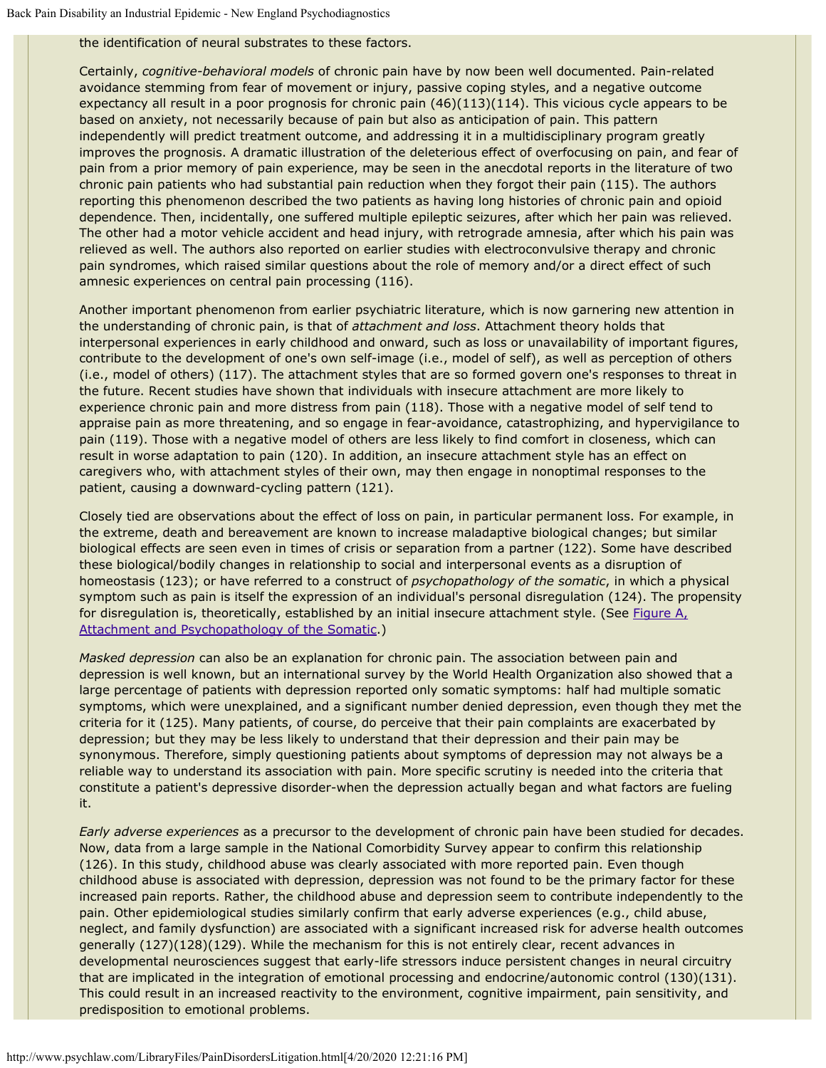the identification of neural substrates to these factors.

Certainly, *cognitive-behavioral models* of chronic pain have by now been well documented. Pain-related avoidance stemming from fear of movement or injury, passive coping styles, and a negative outcome expectancy all result in a poor prognosis for chronic pain (46)(113)(114). This vicious cycle appears to be based on anxiety, not necessarily because of pain but also as anticipation of pain. This pattern independently will predict treatment outcome, and addressing it in a multidisciplinary program greatly improves the prognosis. A dramatic illustration of the deleterious effect of overfocusing on pain, and fear of pain from a prior memory of pain experience, may be seen in the anecdotal reports in the literature of two chronic pain patients who had substantial pain reduction when they forgot their pain (115). The authors reporting this phenomenon described the two patients as having long histories of chronic pain and opioid dependence. Then, incidentally, one suffered multiple epileptic seizures, after which her pain was relieved. The other had a motor vehicle accident and head injury, with retrograde amnesia, after which his pain was relieved as well. The authors also reported on earlier studies with electroconvulsive therapy and chronic pain syndromes, which raised similar questions about the role of memory and/or a direct effect of such amnesic experiences on central pain processing (116).

Another important phenomenon from earlier psychiatric literature, which is now garnering new attention in the understanding of chronic pain, is that of *attachment and loss*. Attachment theory holds that interpersonal experiences in early childhood and onward, such as loss or unavailability of important figures, contribute to the development of one's own self-image (i.e., model of self), as well as perception of others (i.e., model of others) (117). The attachment styles that are so formed govern one's responses to threat in the future. Recent studies have shown that individuals with insecure attachment are more likely to experience chronic pain and more distress from pain (118). Those with a negative model of self tend to appraise pain as more threatening, and so engage in fear-avoidance, catastrophizing, and hypervigilance to pain (119). Those with a negative model of others are less likely to find comfort in closeness, which can result in worse adaptation to pain (120). In addition, an insecure attachment style has an effect on caregivers who, with attachment styles of their own, may then engage in nonoptimal responses to the patient, causing a downward-cycling pattern (121).

Closely tied are observations about the effect of loss on pain, in particular permanent loss. For example, in the extreme, death and bereavement are known to increase maladaptive biological changes; but similar biological effects are seen even in times of crisis or separation from a partner (122). Some have described these biological/bodily changes in relationship to social and interpersonal events as a disruption of homeostasis (123); or have referred to a construct of *psychopathology of the somatic*, in which a physical symptom such as pain is itself the expression of an individual's personal disregulation (124). The propensity for disregulation is, theoretically, established by an initial insecure attachment style. (See [Figure A, Attachment and Psychopathology of the Somatic](#).)

*Masked depression* can also be an explanation for chronic pain. The association between pain and depression is well known, but an international survey by the World Health Organization also showed that a large percentage of patients with depression reported only somatic symptoms: half had multiple somatic symptoms, which were unexplained, and a significant number denied depression, even though they met the criteria for it (125). Many patients, of course, do perceive that their pain complaints are exacerbated by depression; but they may be less likely to understand that their depression and their pain may be synonymous. Therefore, simply questioning patients about symptoms of depression may not always be a reliable way to understand its association with pain. More specific scrutiny is needed into the criteria that constitute a patient's depressive disorder-when the depression actually began and what factors are fueling it.

*Early adverse experiences* as a precursor to the development of chronic pain have been studied for decades. Now, data from a large sample in the National Comorbidity Survey appear to confirm this relationship (126). In this study, childhood abuse was clearly associated with more reported pain. Even though childhood abuse is associated with depression, depression was not found to be the primary factor for these increased pain reports. Rather, the childhood abuse and depression seem to contribute independently to the pain. Other epidemiological studies similarly confirm that early adverse experiences (e.g., child abuse, neglect, and family dysfunction) are associated with a significant increased risk for adverse health outcomes generally (127)(128)(129). While the mechanism for this is not entirely clear, recent advances in developmental neurosciences suggest that early-life stressors induce persistent changes in neural circuitry that are implicated in the integration of emotional processing and endocrine/autonomic control (130)(131). This could result in an increased reactivity to the environment, cognitive impairment, pain sensitivity, and predisposition to emotional problems.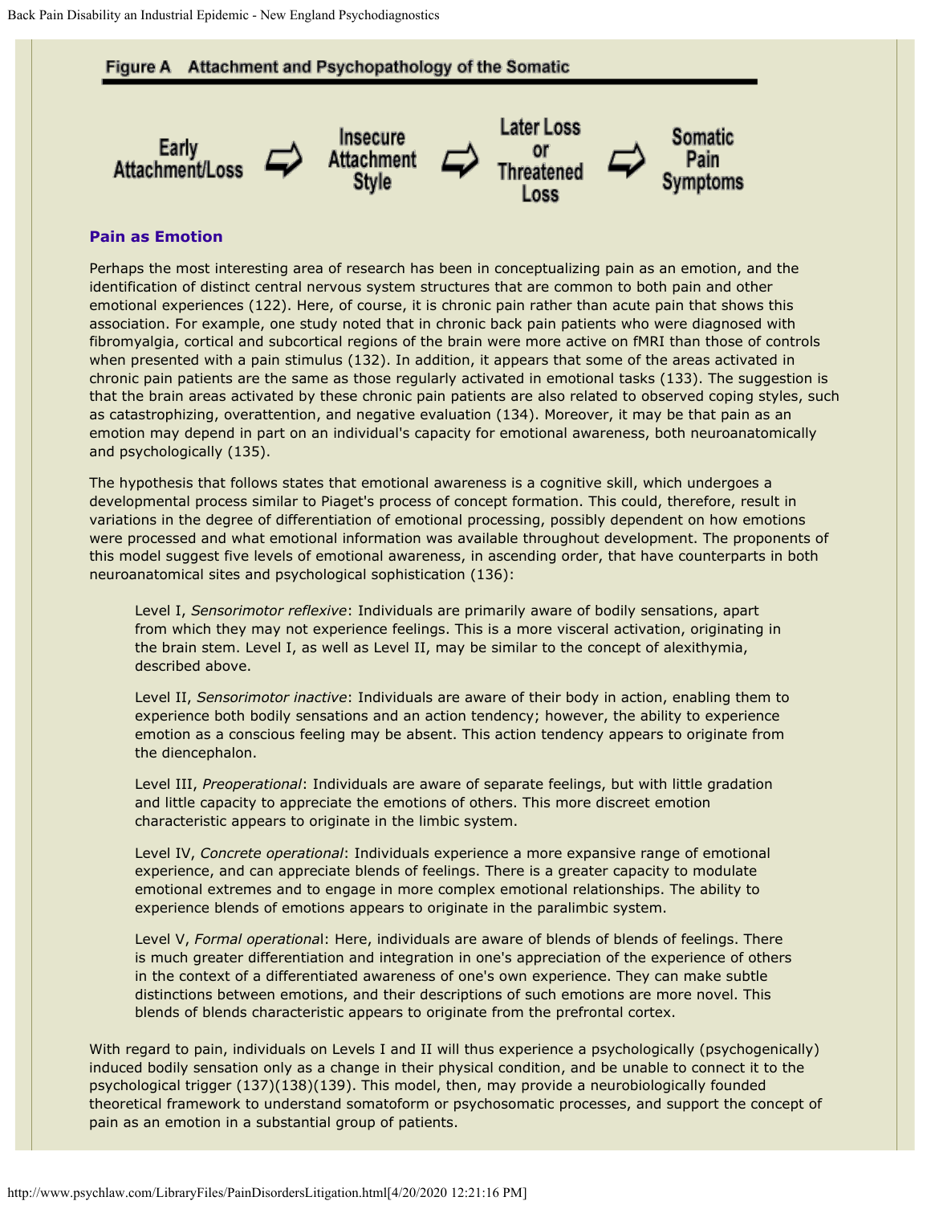**Figure A Attachment and Psychopathology of the Somatic**

Early Attachment/Loss ⇨ Insecure Attachment Style ⇨ Later Loss or Threatened Loss ⇨ Somatic Pain Symptoms

### Pain as Emotion

Perhaps the most interesting area of research has been in conceptualizing pain as an emotion, and the identification of distinct central nervous system structures that are common to both pain and other emotional experiences (122). Here, of course, it is chronic pain rather than acute pain that shows this association. For example, one study noted that in chronic back pain patients who were diagnosed with fibromyalgia, cortical and subcortical regions of the brain were more active on fMRI than those of controls when presented with a pain stimulus (132). In addition, it appears that some of the areas activated in chronic pain patients are the same as those regularly activated in emotional tasks (133). The suggestion is that the brain areas activated by these chronic pain patients are also related to observed coping styles, such as catastrophizing, overattention, and negative evaluation (134). Moreover, it may be that pain as an emotion may depend in part on an individual's capacity for emotional awareness, both neuroanatomically and psychologically (135).

The hypothesis that follows states that emotional awareness is a cognitive skill, which undergoes a developmental process similar to Piaget's process of concept formation. This could, therefore, result in variations in the degree of differentiation of emotional processing, possibly dependent on how emotions were processed and what emotional information was available throughout development. The proponents of this model suggest five levels of emotional awareness, in ascending order, that have counterparts in both neuroanatomical sites and psychological sophistication (136):

> Level I, *Sensorimotor reflexive*: Individuals are primarily aware of bodily sensations, apart from which they may not experience feelings. This is a more visceral activation, originating in the brain stem. Level I, as well as Level II, may be similar to the concept of alexithymia, described above.
>
> Level II, *Sensorimotor inactive*: Individuals are aware of their body in action, enabling them to experience both bodily sensations and an action tendency; however, the ability to experience emotion as a conscious feeling may be absent. This action tendency appears to originate from the diencephalon.
>
> Level III, *Preoperational*: Individuals are aware of separate feelings, but with little gradation and little capacity to appreciate the emotions of others. This more discreet emotion characteristic appears to originate in the limbic system.
>
> Level IV, *Concrete operational*: Individuals experience a more expansive range of emotional experience, and can appreciate blends of feelings. There is a greater capacity to modulate emotional extremes and to engage in more complex emotional relationships. The ability to experience blends of emotions appears to originate in the paralimbic system.
>
> Level V, *Formal operational*: Here, individuals are aware of blends of blends of feelings. There is much greater differentiation and integration in one's appreciation of the experience of others in the context of a differentiated awareness of one's own experience. They can make subtle distinctions between emotions, and their descriptions of such emotions are more novel. This blends of blends characteristic appears to originate from the prefrontal cortex.

With regard to pain, individuals on Levels I and II will thus experience a psychologically (psychogenically) induced bodily sensation only as a change in their physical condition, and be unable to connect it to the psychological trigger (137)(138)(139). This model, then, may provide a neurobiologically founded theoretical framework to understand somatoform or psychosomatic processes, and support the concept of pain as an emotion in a substantial group of patients.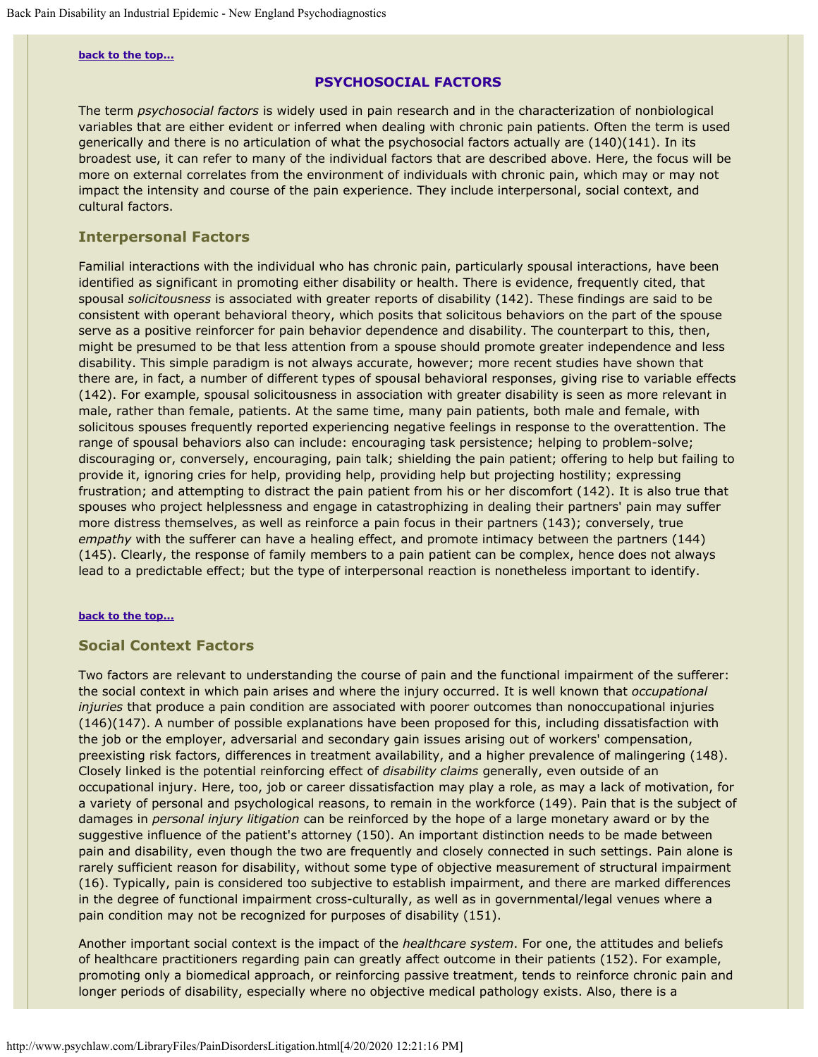back to the top...

## PSYCHOSOCIAL FACTORS

The term *psychosocial factors* is widely used in pain research and in the characterization of nonbiological variables that are either evident or inferred when dealing with chronic pain patients. Often the term is used generically and there is no articulation of what the psychosocial factors actually are (140)(141). In its broadest use, it can refer to many of the individual factors that are described above. Here, the focus will be more on external correlates from the environment of individuals with chronic pain, which may or may not impact the intensity and course of the pain experience. They include interpersonal, social context, and cultural factors.

### Interpersonal Factors

Familial interactions with the individual who has chronic pain, particularly spousal interactions, have been identified as significant in promoting either disability or health. There is evidence, frequently cited, that spousal *solicitousness* is associated with greater reports of disability (142). These findings are said to be consistent with operant behavioral theory, which posits that solicitous behaviors on the part of the spouse serve as a positive reinforcer for pain behavior dependence and disability. The counterpart to this, then, might be presumed to be that less attention from a spouse should promote greater independence and less disability. This simple paradigm is not always accurate, however; more recent studies have shown that there are, in fact, a number of different types of spousal behavioral responses, giving rise to variable effects (142). For example, spousal solicitousness in association with greater disability is seen as more relevant in male, rather than female, patients. At the same time, many pain patients, both male and female, with solicitous spouses frequently reported experiencing negative feelings in response to the overattention. The range of spousal behaviors also can include: encouraging task persistence; helping to problem-solve; discouraging or, conversely, encouraging, pain talk; shielding the pain patient; offering to help but failing to provide it, ignoring cries for help, providing help, providing help but projecting hostility; expressing frustration; and attempting to distract the pain patient from his or her discomfort (142). It is also true that spouses who project helplessness and engage in catastrophizing in dealing their partners' pain may suffer more distress themselves, as well as reinforce a pain focus in their partners (143); conversely, true *empathy* with the sufferer can have a healing effect, and promote intimacy between the partners (144)(145). Clearly, the response of family members to a pain patient can be complex, hence does not always lead to a predictable effect; but the type of interpersonal reaction is nonetheless important to identify.

back to the top...

### Social Context Factors

Two factors are relevant to understanding the course of pain and the functional impairment of the sufferer: the social context in which pain arises and where the injury occurred. It is well known that *occupational injuries* that produce a pain condition are associated with poorer outcomes than nonoccupational injuries (146)(147). A number of possible explanations have been proposed for this, including dissatisfaction with the job or the employer, adversarial and secondary gain issues arising out of workers' compensation, preexisting risk factors, differences in treatment availability, and a higher prevalence of malingering (148). Closely linked is the potential reinforcing effect of *disability claims* generally, even outside of an occupational injury. Here, too, job or career dissatisfaction may play a role, as may a lack of motivation, for a variety of personal and psychological reasons, to remain in the workforce (149). Pain that is the subject of damages in *personal injury litigation* can be reinforced by the hope of a large monetary award or by the suggestive influence of the patient's attorney (150). An important distinction needs to be made between pain and disability, even though the two are frequently and closely connected in such settings. Pain alone is rarely sufficient reason for disability, without some type of objective measurement of structural impairment (16). Typically, pain is considered too subjective to establish impairment, and there are marked differences in the degree of functional impairment cross-culturally, as well as in governmental/legal venues where a pain condition may not be recognized for purposes of disability (151).

Another important social context is the impact of the *healthcare system*. For one, the attitudes and beliefs of healthcare practitioners regarding pain can greatly affect outcome in their patients (152). For example, promoting only a biomedical approach, or reinforcing passive treatment, tends to reinforce chronic pain and longer periods of disability, especially where no objective medical pathology exists. Also, there is a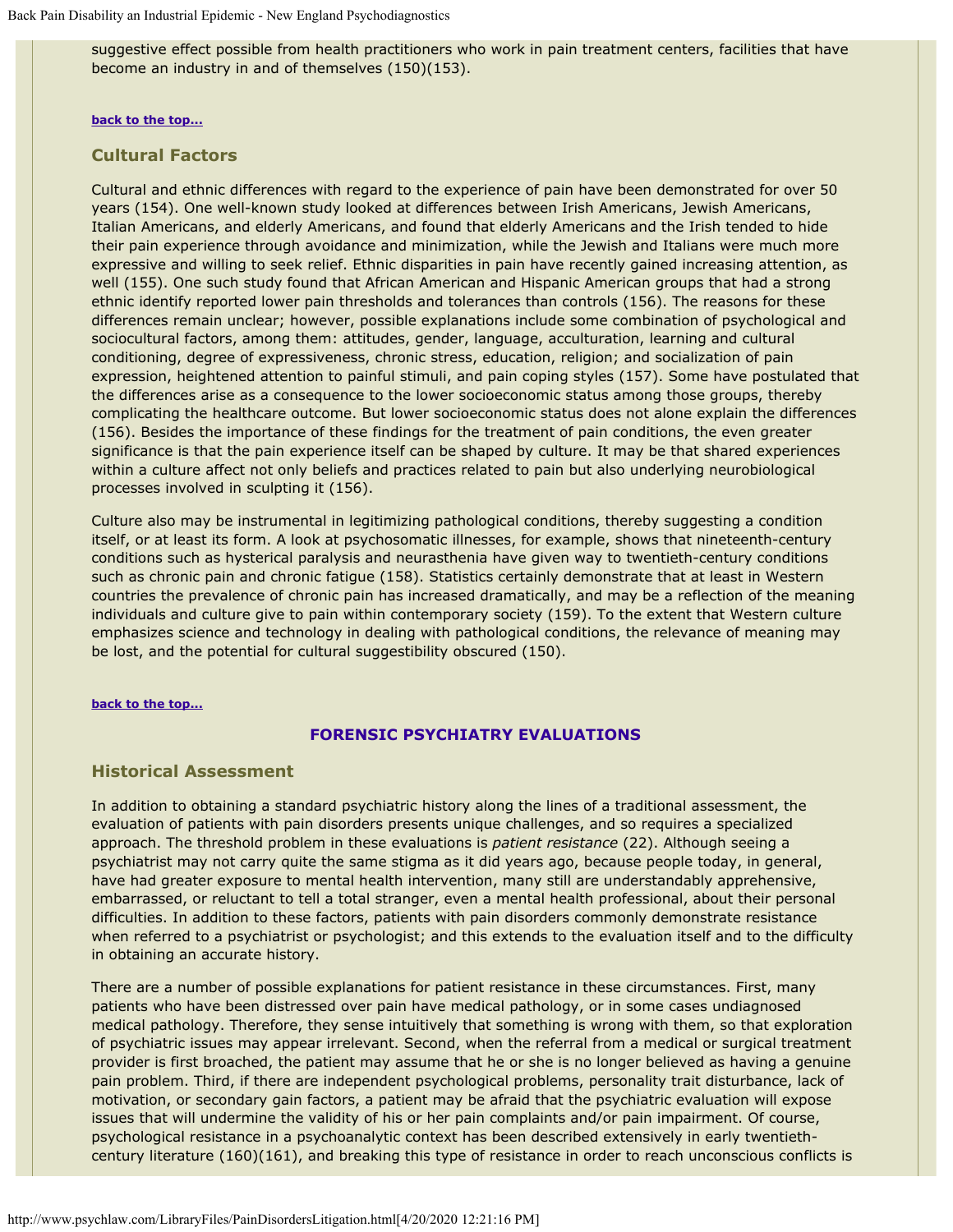suggestive effect possible from health practitioners who work in pain treatment centers, facilities that have become an industry in and of themselves (150)(153).

**back to the top...**

### Cultural Factors

Cultural and ethnic differences with regard to the experience of pain have been demonstrated for over 50 years (154). One well-known study looked at differences between Irish Americans, Jewish Americans, Italian Americans, and elderly Americans, and found that elderly Americans and the Irish tended to hide their pain experience through avoidance and minimization, while the Jewish and Italians were much more expressive and willing to seek relief. Ethnic disparities in pain have recently gained increasing attention, as well (155). One such study found that African American and Hispanic American groups that had a strong ethnic identify reported lower pain thresholds and tolerances than controls (156). The reasons for these differences remain unclear; however, possible explanations include some combination of psychological and sociocultural factors, among them: attitudes, gender, language, acculturation, learning and cultural conditioning, degree of expressiveness, chronic stress, education, religion; and socialization of pain expression, heightened attention to painful stimuli, and pain coping styles (157). Some have postulated that the differences arise as a consequence to the lower socioeconomic status among those groups, thereby complicating the healthcare outcome. But lower socioeconomic status does not alone explain the differences (156). Besides the importance of these findings for the treatment of pain conditions, the even greater significance is that the pain experience itself can be shaped by culture. It may be that shared experiences within a culture affect not only beliefs and practices related to pain but also underlying neurobiological processes involved in sculpting it (156).

Culture also may be instrumental in legitimizing pathological conditions, thereby suggesting a condition itself, or at least its form. A look at psychosomatic illnesses, for example, shows that nineteenth-century conditions such as hysterical paralysis and neurasthenia have given way to twentieth-century conditions such as chronic pain and chronic fatigue (158). Statistics certainly demonstrate that at least in Western countries the prevalence of chronic pain has increased dramatically, and may be a reflection of the meaning individuals and culture give to pain within contemporary society (159). To the extent that Western culture emphasizes science and technology in dealing with pathological conditions, the relevance of meaning may be lost, and the potential for cultural suggestibility obscured (150).

**back to the top...**

## FORENSIC PSYCHIATRY EVALUATIONS

### Historical Assessment

In addition to obtaining a standard psychiatric history along the lines of a traditional assessment, the evaluation of patients with pain disorders presents unique challenges, and so requires a specialized approach. The threshold problem in these evaluations is *patient resistance* (22). Although seeing a psychiatrist may not carry quite the same stigma as it did years ago, because people today, in general, have had greater exposure to mental health intervention, many still are understandably apprehensive, embarrassed, or reluctant to tell a total stranger, even a mental health professional, about their personal difficulties. In addition to these factors, patients with pain disorders commonly demonstrate resistance when referred to a psychiatrist or psychologist; and this extends to the evaluation itself and to the difficulty in obtaining an accurate history.

There are a number of possible explanations for patient resistance in these circumstances. First, many patients who have been distressed over pain have medical pathology, or in some cases undiagnosed medical pathology. Therefore, they sense intuitively that something is wrong with them, so that exploration of psychiatric issues may appear irrelevant. Second, when the referral from a medical or surgical treatment provider is first broached, the patient may assume that he or she is no longer believed as having a genuine pain problem. Third, if there are independent psychological problems, personality trait disturbance, lack of motivation, or secondary gain factors, a patient may be afraid that the psychiatric evaluation will expose issues that will undermine the validity of his or her pain complaints and/or pain impairment. Of course, psychological resistance in a psychoanalytic context has been described extensively in early twentieth-century literature (160)(161), and breaking this type of resistance in order to reach unconscious conflicts is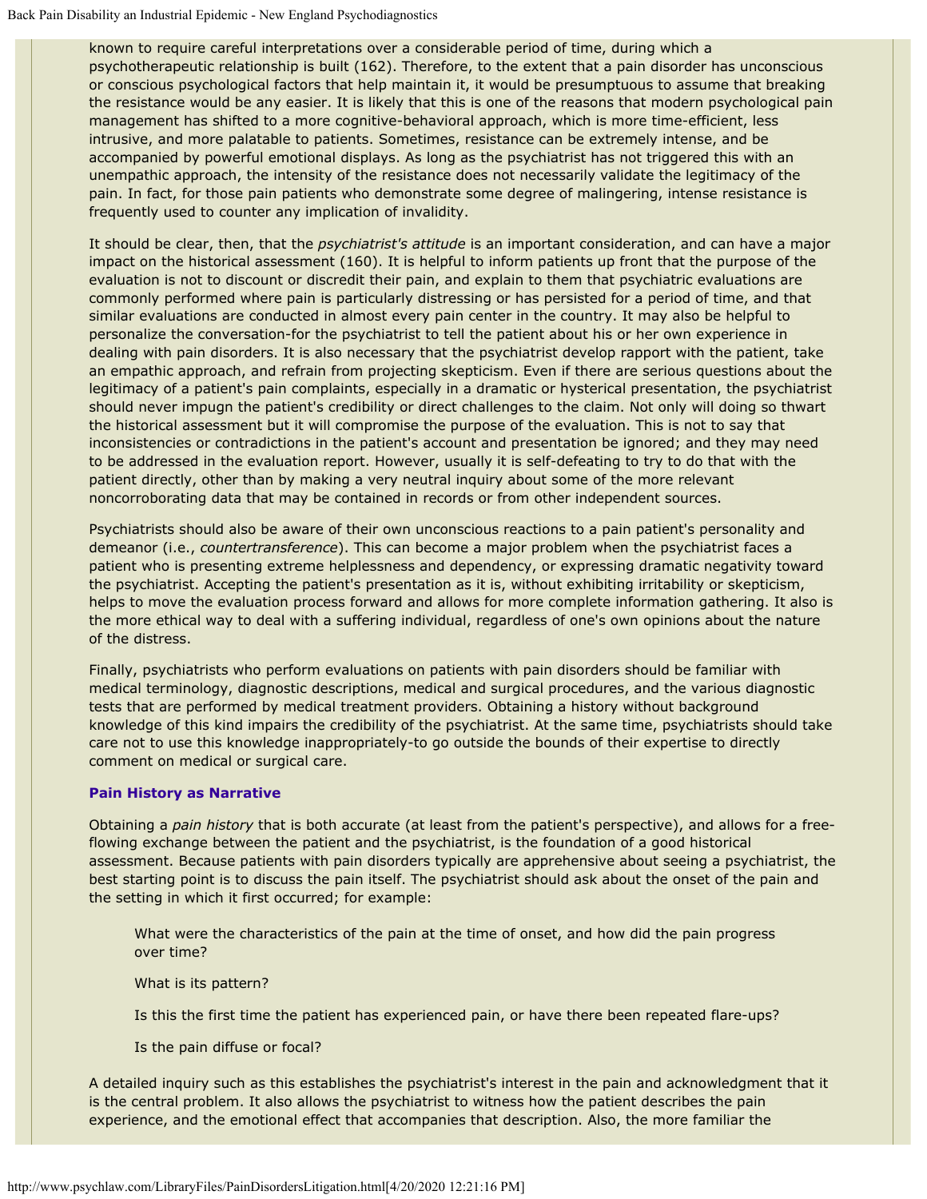known to require careful interpretations over a considerable period of time, during which a psychotherapeutic relationship is built (162). Therefore, to the extent that a pain disorder has unconscious or conscious psychological factors that help maintain it, it would be presumptuous to assume that breaking the resistance would be any easier. It is likely that this is one of the reasons that modern psychological pain management has shifted to a more cognitive-behavioral approach, which is more time-efficient, less intrusive, and more palatable to patients. Sometimes, resistance can be extremely intense, and be accompanied by powerful emotional displays. As long as the psychiatrist has not triggered this with an unempathic approach, the intensity of the resistance does not necessarily validate the legitimacy of the pain. In fact, for those pain patients who demonstrate some degree of malingering, intense resistance is frequently used to counter any implication of invalidity.

It should be clear, then, that the *psychiatrist's attitude* is an important consideration, and can have a major impact on the historical assessment (160). It is helpful to inform patients up front that the purpose of the evaluation is not to discount or discredit their pain, and explain to them that psychiatric evaluations are commonly performed where pain is particularly distressing or has persisted for a period of time, and that similar evaluations are conducted in almost every pain center in the country. It may also be helpful to personalize the conversation-for the psychiatrist to tell the patient about his or her own experience in dealing with pain disorders. It is also necessary that the psychiatrist develop rapport with the patient, take an empathic approach, and refrain from projecting skepticism. Even if there are serious questions about the legitimacy of a patient's pain complaints, especially in a dramatic or hysterical presentation, the psychiatrist should never impugn the patient's credibility or direct challenges to the claim. Not only will doing so thwart the historical assessment but it will compromise the purpose of the evaluation. This is not to say that inconsistencies or contradictions in the patient's account and presentation be ignored; and they may need to be addressed in the evaluation report. However, usually it is self-defeating to try to do that with the patient directly, other than by making a very neutral inquiry about some of the more relevant noncorroborating data that may be contained in records or from other independent sources.

Psychiatrists should also be aware of their own unconscious reactions to a pain patient's personality and demeanor (i.e., *countertransference*). This can become a major problem when the psychiatrist faces a patient who is presenting extreme helplessness and dependency, or expressing dramatic negativity toward the psychiatrist. Accepting the patient's presentation as it is, without exhibiting irritability or skepticism, helps to move the evaluation process forward and allows for more complete information gathering. It also is the more ethical way to deal with a suffering individual, regardless of one's own opinions about the nature of the distress.

Finally, psychiatrists who perform evaluations on patients with pain disorders should be familiar with medical terminology, diagnostic descriptions, medical and surgical procedures, and the various diagnostic tests that are performed by medical treatment providers. Obtaining a history without background knowledge of this kind impairs the credibility of the psychiatrist. At the same time, psychiatrists should take care not to use this knowledge inappropriately-to go outside the bounds of their expertise to directly comment on medical or surgical care.

### Pain History as Narrative

Obtaining a *pain history* that is both accurate (at least from the patient's perspective), and allows for a free-flowing exchange between the patient and the psychiatrist, is the foundation of a good historical assessment. Because patients with pain disorders typically are apprehensive about seeing a psychiatrist, the best starting point is to discuss the pain itself. The psychiatrist should ask about the onset of the pain and the setting in which it first occurred; for example:

> What were the characteristics of the pain at the time of onset, and how did the pain progress over time?
>
> What is its pattern?
>
> Is this the first time the patient has experienced pain, or have there been repeated flare-ups?
>
> Is the pain diffuse or focal?

A detailed inquiry such as this establishes the psychiatrist's interest in the pain and acknowledgment that it is the central problem. It also allows the psychiatrist to witness how the patient describes the pain experience, and the emotional effect that accompanies that description. Also, the more familiar the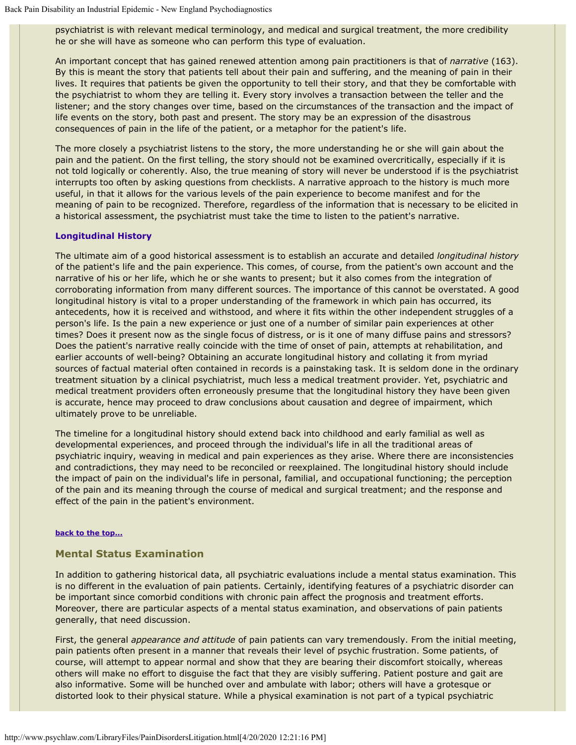psychiatrist is with relevant medical terminology, and medical and surgical treatment, the more credibility he or she will have as someone who can perform this type of evaluation.

An important concept that has gained renewed attention among pain practitioners is that of *narrative* (163). By this is meant the story that patients tell about their pain and suffering, and the meaning of pain in their lives. It requires that patients be given the opportunity to tell their story, and that they be comfortable with the psychiatrist to whom they are telling it. Every story involves a transaction between the teller and the listener; and the story changes over time, based on the circumstances of the transaction and the impact of life events on the story, both past and present. The story may be an expression of the disastrous consequences of pain in the life of the patient, or a metaphor for the patient's life.

The more closely a psychiatrist listens to the story, the more understanding he or she will gain about the pain and the patient. On the first telling, the story should not be examined overcritically, especially if it is not told logically or coherently. Also, the true meaning of story will never be understood if is the psychiatrist interrupts too often by asking questions from checklists. A narrative approach to the history is much more useful, in that it allows for the various levels of the pain experience to become manifest and for the meaning of pain to be recognized. Therefore, regardless of the information that is necessary to be elicited in a historical assessment, the psychiatrist must take the time to listen to the patient's narrative.

### Longitudinal History

The ultimate aim of a good historical assessment is to establish an accurate and detailed *longitudinal history* of the patient's life and the pain experience. This comes, of course, from the patient's own account and the narrative of his or her life, which he or she wants to present; but it also comes from the integration of corroborating information from many different sources. The importance of this cannot be overstated. A good longitudinal history is vital to a proper understanding of the framework in which pain has occurred, its antecedents, how it is received and withstood, and where it fits within the other independent struggles of a person's life. Is the pain a new experience or just one of a number of similar pain experiences at other times? Does it present now as the single focus of distress, or is it one of many diffuse pains and stressors? Does the patient's narrative really coincide with the time of onset of pain, attempts at rehabilitation, and earlier accounts of well-being? Obtaining an accurate longitudinal history and collating it from myriad sources of factual material often contained in records is a painstaking task. It is seldom done in the ordinary treatment situation by a clinical psychiatrist, much less a medical treatment provider. Yet, psychiatric and medical treatment providers often erroneously presume that the longitudinal history they have been given is accurate, hence may proceed to draw conclusions about causation and degree of impairment, which ultimately prove to be unreliable.

The timeline for a longitudinal history should extend back into childhood and early familial as well as developmental experiences, and proceed through the individual's life in all the traditional areas of psychiatric inquiry, weaving in medical and pain experiences as they arise. Where there are inconsistencies and contradictions, they may need to be reconciled or reexplained. The longitudinal history should include the impact of pain on the individual's life in personal, familial, and occupational functioning; the perception of the pain and its meaning through the course of medical and surgical treatment; and the response and effect of the pain in the patient's environment.

**back to the top...**

## Mental Status Examination

In addition to gathering historical data, all psychiatric evaluations include a mental status examination. This is no different in the evaluation of pain patients. Certainly, identifying features of a psychiatric disorder can be important since comorbid conditions with chronic pain affect the prognosis and treatment efforts. Moreover, there are particular aspects of a mental status examination, and observations of pain patients generally, that need discussion.

First, the general *appearance and attitude* of pain patients can vary tremendously. From the initial meeting, pain patients often present in a manner that reveals their level of psychic frustration. Some patients, of course, will attempt to appear normal and show that they are bearing their discomfort stoically, whereas others will make no effort to disguise the fact that they are visibly suffering. Patient posture and gait are also informative. Some will be hunched over and ambulate with labor; others will have a grotesque or distorted look to their physical stature. While a physical examination is not part of a typical psychiatric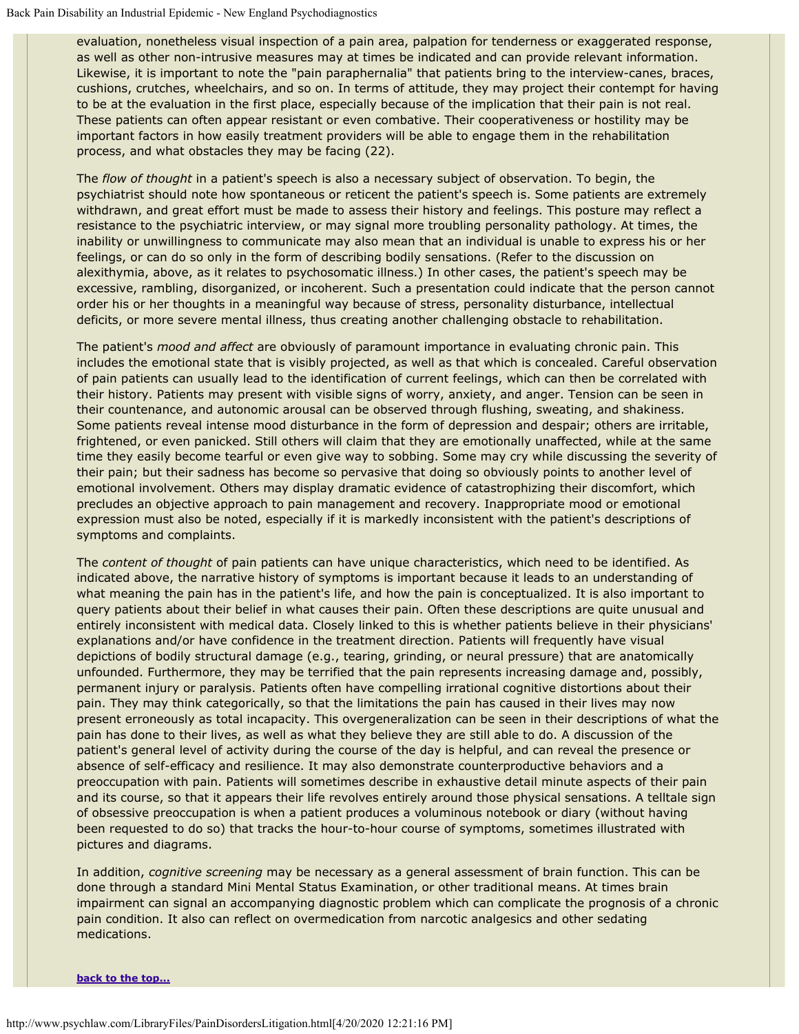evaluation, nonetheless visual inspection of a pain area, palpation for tenderness or exaggerated response, as well as other non-intrusive measures may at times be indicated and can provide relevant information. Likewise, it is important to note the "pain paraphernalia" that patients bring to the interview-canes, braces, cushions, crutches, wheelchairs, and so on. In terms of attitude, they may project their contempt for having to be at the evaluation in the first place, especially because of the implication that their pain is not real. These patients can often appear resistant or even combative. Their cooperativeness or hostility may be important factors in how easily treatment providers will be able to engage them in the rehabilitation process, and what obstacles they may be facing (22).

The *flow of thought* in a patient's speech is also a necessary subject of observation. To begin, the psychiatrist should note how spontaneous or reticent the patient's speech is. Some patients are extremely withdrawn, and great effort must be made to assess their history and feelings. This posture may reflect a resistance to the psychiatric interview, or may signal more troubling personality pathology. At times, the inability or unwillingness to communicate may also mean that an individual is unable to express his or her feelings, or can do so only in the form of describing bodily sensations. (Refer to the discussion on alexithymia, above, as it relates to psychosomatic illness.) In other cases, the patient's speech may be excessive, rambling, disorganized, or incoherent. Such a presentation could indicate that the person cannot order his or her thoughts in a meaningful way because of stress, personality disturbance, intellectual deficits, or more severe mental illness, thus creating another challenging obstacle to rehabilitation.

The patient's *mood and affect* are obviously of paramount importance in evaluating chronic pain. This includes the emotional state that is visibly projected, as well as that which is concealed. Careful observation of pain patients can usually lead to the identification of current feelings, which can then be correlated with their history. Patients may present with visible signs of worry, anxiety, and anger. Tension can be seen in their countenance, and autonomic arousal can be observed through flushing, sweating, and shakiness. Some patients reveal intense mood disturbance in the form of depression and despair; others are irritable, frightened, or even panicked. Still others will claim that they are emotionally unaffected, while at the same time they easily become tearful or even give way to sobbing. Some may cry while discussing the severity of their pain; but their sadness has become so pervasive that doing so obviously points to another level of emotional involvement. Others may display dramatic evidence of catastrophizing their discomfort, which precludes an objective approach to pain management and recovery. Inappropriate mood or emotional expression must also be noted, especially if it is markedly inconsistent with the patient's descriptions of symptoms and complaints.

The *content of thought* of pain patients can have unique characteristics, which need to be identified. As indicated above, the narrative history of symptoms is important because it leads to an understanding of what meaning the pain has in the patient's life, and how the pain is conceptualized. It is also important to query patients about their belief in what causes their pain. Often these descriptions are quite unusual and entirely inconsistent with medical data. Closely linked to this is whether patients believe in their physicians' explanations and/or have confidence in the treatment direction. Patients will frequently have visual depictions of bodily structural damage (e.g., tearing, grinding, or neural pressure) that are anatomically unfounded. Furthermore, they may be terrified that the pain represents increasing damage and, possibly, permanent injury or paralysis. Patients often have compelling irrational cognitive distortions about their pain. They may think categorically, so that the limitations the pain has caused in their lives may now present erroneously as total incapacity. This overgeneralization can be seen in their descriptions of what the pain has done to their lives, as well as what they believe they are still able to do. A discussion of the patient's general level of activity during the course of the day is helpful, and can reveal the presence or absence of self-efficacy and resilience. It may also demonstrate counterproductive behaviors and a preoccupation with pain. Patients will sometimes describe in exhaustive detail minute aspects of their pain and its course, so that it appears their life revolves entirely around those physical sensations. A telltale sign of obsessive preoccupation is when a patient produces a voluminous notebook or diary (without having been requested to do so) that tracks the hour-to-hour course of symptoms, sometimes illustrated with pictures and diagrams.

In addition, *cognitive screening* may be necessary as a general assessment of brain function. This can be done through a standard Mini Mental Status Examination, or other traditional means. At times brain impairment can signal an accompanying diagnostic problem which can complicate the prognosis of a chronic pain condition. It also can reflect on overmedication from narcotic analgesics and other sedating medications.

**back to the top...**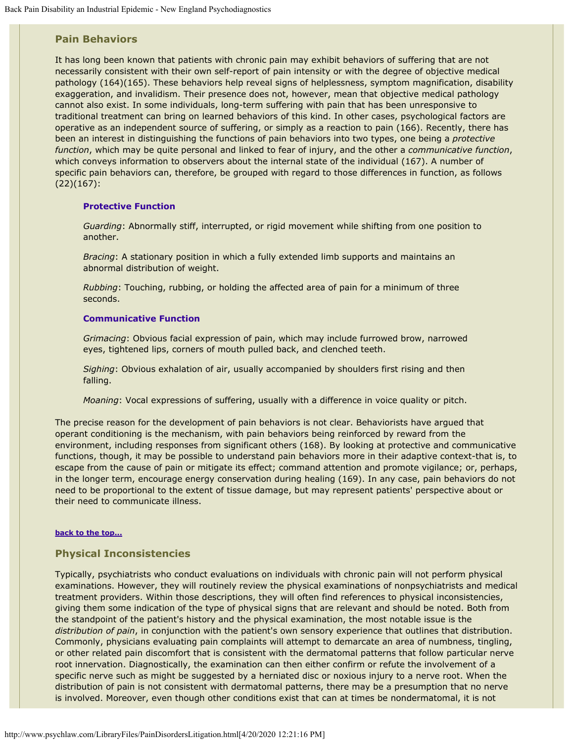## Pain Behaviors

It has long been known that patients with chronic pain may exhibit behaviors of suffering that are not necessarily consistent with their own self-report of pain intensity or with the degree of objective medical pathology (164)(165). These behaviors help reveal signs of helplessness, symptom magnification, disability exaggeration, and invalidism. Their presence does not, however, mean that objective medical pathology cannot also exist. In some individuals, long-term suffering with pain that has been unresponsive to traditional treatment can bring on learned behaviors of this kind. In other cases, psychological factors are operative as an independent source of suffering, or simply as a reaction to pain (166). Recently, there has been an interest in distinguishing the functions of pain behaviors into two types, one being a *protective function*, which may be quite personal and linked to fear of injury, and the other a *communicative function*, which conveys information to observers about the internal state of the individual (167). A number of specific pain behaviors can, therefore, be grouped with regard to those differences in function, as follows (22)(167):

### Protective Function

*Guarding*: Abnormally stiff, interrupted, or rigid movement while shifting from one position to another.

*Bracing*: A stationary position in which a fully extended limb supports and maintains an abnormal distribution of weight.

*Rubbing*: Touching, rubbing, or holding the affected area of pain for a minimum of three seconds.

### Communicative Function

*Grimacing*: Obvious facial expression of pain, which may include furrowed brow, narrowed eyes, tightened lips, corners of mouth pulled back, and clenched teeth.

*Sighing*: Obvious exhalation of air, usually accompanied by shoulders first rising and then falling.

*Moaning*: Vocal expressions of suffering, usually with a difference in voice quality or pitch.

The precise reason for the development of pain behaviors is not clear. Behaviorists have argued that operant conditioning is the mechanism, with pain behaviors being reinforced by reward from the environment, including responses from significant others (168). By looking at protective and communicative functions, though, it may be possible to understand pain behaviors more in their adaptive context-that is, to escape from the cause of pain or mitigate its effect; command attention and promote vigilance; or, perhaps, in the longer term, encourage energy conservation during healing (169). In any case, pain behaviors do not need to be proportional to the extent of tissue damage, but may represent patients' perspective about or their need to communicate illness.

**back to the top...**

## Physical Inconsistencies

Typically, psychiatrists who conduct evaluations on individuals with chronic pain will not perform physical examinations. However, they will routinely review the physical examinations of nonpsychiatrists and medical treatment providers. Within those descriptions, they will often find references to physical inconsistencies, giving them some indication of the type of physical signs that are relevant and should be noted. Both from the standpoint of the patient's history and the physical examination, the most notable issue is the *distribution of pain*, in conjunction with the patient's own sensory experience that outlines that distribution. Commonly, physicians evaluating pain complaints will attempt to demarcate an area of numbness, tingling, or other related pain discomfort that is consistent with the dermatomal patterns that follow particular nerve root innervation. Diagnostically, the examination can then either confirm or refute the involvement of a specific nerve such as might be suggested by a herniated disc or noxious injury to a nerve root. When the distribution of pain is not consistent with dermatomal patterns, there may be a presumption that no nerve is involved. Moreover, even though other conditions exist that can at times be nondermatomal, it is not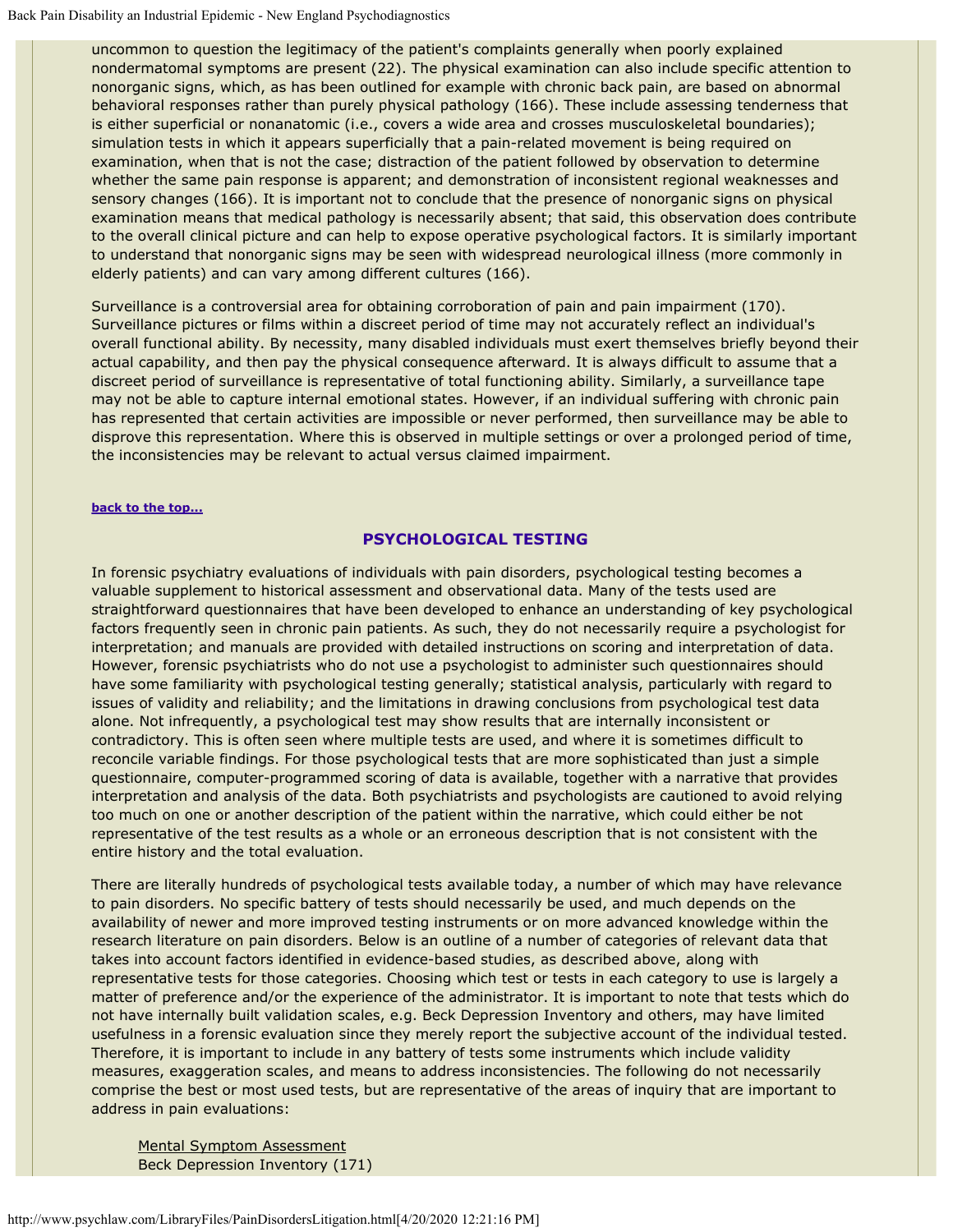uncommon to question the legitimacy of the patient's complaints generally when poorly explained nondermatomal symptoms are present (22). The physical examination can also include specific attention to nonorganic signs, which, as has been outlined for example with chronic back pain, are based on abnormal behavioral responses rather than purely physical pathology (166). These include assessing tenderness that is either superficial or nonanatomic (i.e., covers a wide area and crosses musculoskeletal boundaries); simulation tests in which it appears superficially that a pain-related movement is being required on examination, when that is not the case; distraction of the patient followed by observation to determine whether the same pain response is apparent; and demonstration of inconsistent regional weaknesses and sensory changes (166). It is important not to conclude that the presence of nonorganic signs on physical examination means that medical pathology is necessarily absent; that said, this observation does contribute to the overall clinical picture and can help to expose operative psychological factors. It is similarly important to understand that nonorganic signs may be seen with widespread neurological illness (more commonly in elderly patients) and can vary among different cultures (166).

Surveillance is a controversial area for obtaining corroboration of pain and pain impairment (170). Surveillance pictures or films within a discreet period of time may not accurately reflect an individual's overall functional ability. By necessity, many disabled individuals must exert themselves briefly beyond their actual capability, and then pay the physical consequence afterward. It is always difficult to assume that a discreet period of surveillance is representative of total functioning ability. Similarly, a surveillance tape may not be able to capture internal emotional states. However, if an individual suffering with chronic pain has represented that certain activities are impossible or never performed, then surveillance may be able to disprove this representation. Where this is observed in multiple settings or over a prolonged period of time, the inconsistencies may be relevant to actual versus claimed impairment.

**back to the top...**

## PSYCHOLOGICAL TESTING

In forensic psychiatry evaluations of individuals with pain disorders, psychological testing becomes a valuable supplement to historical assessment and observational data. Many of the tests used are straightforward questionnaires that have been developed to enhance an understanding of key psychological factors frequently seen in chronic pain patients. As such, they do not necessarily require a psychologist for interpretation; and manuals are provided with detailed instructions on scoring and interpretation of data. However, forensic psychiatrists who do not use a psychologist to administer such questionnaires should have some familiarity with psychological testing generally; statistical analysis, particularly with regard to issues of validity and reliability; and the limitations in drawing conclusions from psychological test data alone. Not infrequently, a psychological test may show results that are internally inconsistent or contradictory. This is often seen where multiple tests are used, and where it is sometimes difficult to reconcile variable findings. For those psychological tests that are more sophisticated than just a simple questionnaire, computer-programmed scoring of data is available, together with a narrative that provides interpretation and analysis of the data. Both psychiatrists and psychologists are cautioned to avoid relying too much on one or another description of the patient within the narrative, which could either be not representative of the test results as a whole or an erroneous description that is not consistent with the entire history and the total evaluation.

There are literally hundreds of psychological tests available today, a number of which may have relevance to pain disorders. No specific battery of tests should necessarily be used, and much depends on the availability of newer and more improved testing instruments or on more advanced knowledge within the research literature on pain disorders. Below is an outline of a number of categories of relevant data that takes into account factors identified in evidence-based studies, as described above, along with representative tests for those categories. Choosing which test or tests in each category to use is largely a matter of preference and/or the experience of the administrator. It is important to note that tests which do not have internally built validation scales, e.g. Beck Depression Inventory and others, may have limited usefulness in a forensic evaluation since they merely report the subjective account of the individual tested. Therefore, it is important to include in any battery of tests some instruments which include validity measures, exaggeration scales, and means to address inconsistencies. The following do not necessarily comprise the best or most used tests, but are representative of the areas of inquiry that are important to address in pain evaluations:

Mental Symptom Assessment
Beck Depression Inventory (171)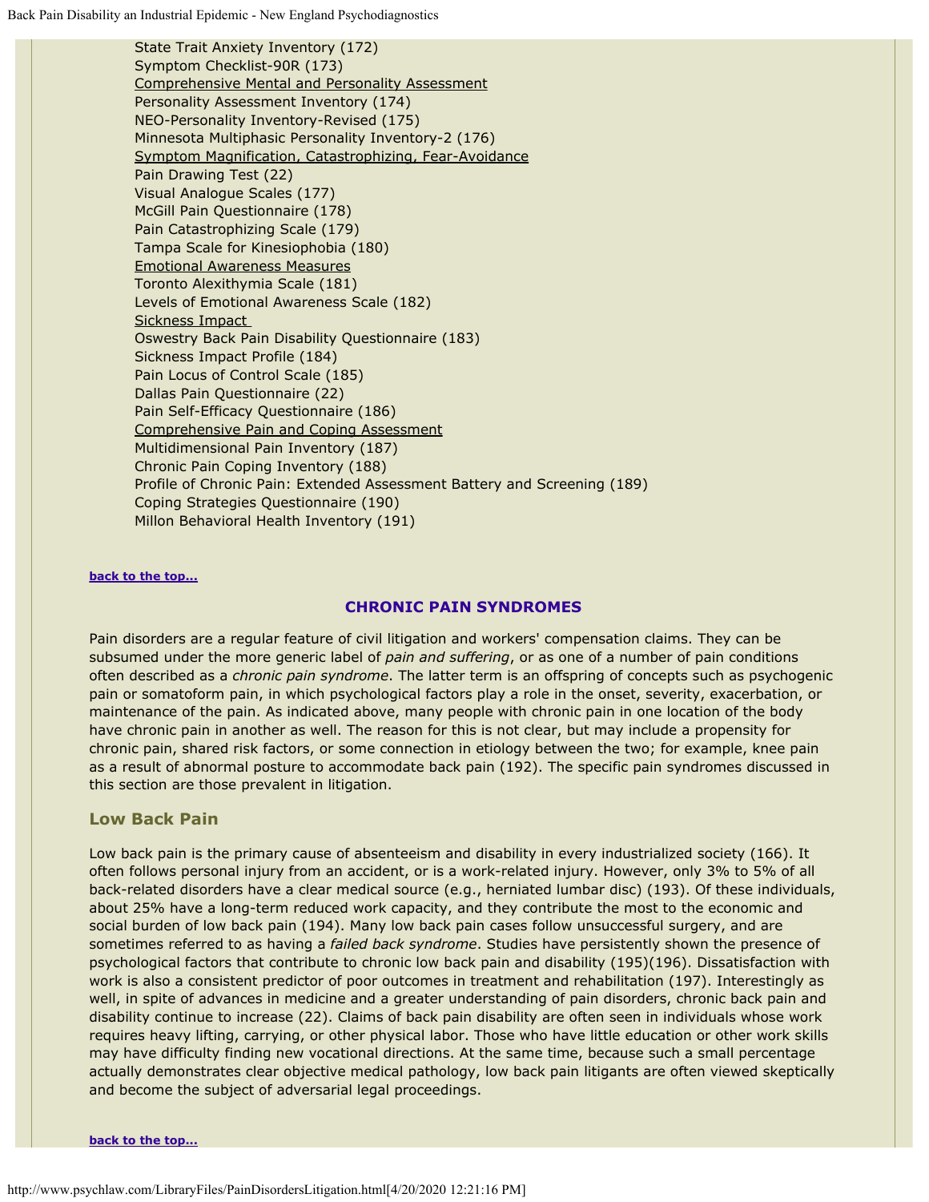State Trait Anxiety Inventory (172)
Symptom Checklist-90R (173)
Comprehensive Mental and Personality Assessment
Personality Assessment Inventory (174)
NEO-Personality Inventory-Revised (175)
Minnesota Multiphasic Personality Inventory-2 (176)
Symptom Magnification, Catastrophizing, Fear-Avoidance
Pain Drawing Test (22)
Visual Analogue Scales (177)
McGill Pain Questionnaire (178)
Pain Catastrophizing Scale (179)
Tampa Scale for Kinesiophobia (180)
Emotional Awareness Measures
Toronto Alexithymia Scale (181)
Levels of Emotional Awareness Scale (182)
Sickness Impact
Oswestry Back Pain Disability Questionnaire (183)
Sickness Impact Profile (184)
Pain Locus of Control Scale (185)
Dallas Pain Questionnaire (22)
Pain Self-Efficacy Questionnaire (186)
Comprehensive Pain and Coping Assessment
Multidimensional Pain Inventory (187)
Chronic Pain Coping Inventory (188)
Profile of Chronic Pain: Extended Assessment Battery and Screening (189)
Coping Strategies Questionnaire (190)
Millon Behavioral Health Inventory (191)

**back to the top...**

## CHRONIC PAIN SYNDROMES

Pain disorders are a regular feature of civil litigation and workers' compensation claims. They can be subsumed under the more generic label of *pain and suffering*, or as one of a number of pain conditions often described as a *chronic pain syndrome*. The latter term is an offspring of concepts such as psychogenic pain or somatoform pain, in which psychological factors play a role in the onset, severity, exacerbation, or maintenance of the pain. As indicated above, many people with chronic pain in one location of the body have chronic pain in another as well. The reason for this is not clear, but may include a propensity for chronic pain, shared risk factors, or some connection in etiology between the two; for example, knee pain as a result of abnormal posture to accommodate back pain (192). The specific pain syndromes discussed in this section are those prevalent in litigation.

### Low Back Pain

Low back pain is the primary cause of absenteeism and disability in every industrialized society (166). It often follows personal injury from an accident, or is a work-related injury. However, only 3% to 5% of all back-related disorders have a clear medical source (e.g., herniated lumbar disc) (193). Of these individuals, about 25% have a long-term reduced work capacity, and they contribute the most to the economic and social burden of low back pain (194). Many low back pain cases follow unsuccessful surgery, and are sometimes referred to as having a *failed back syndrome*. Studies have persistently shown the presence of psychological factors that contribute to chronic low back pain and disability (195)(196). Dissatisfaction with work is also a consistent predictor of poor outcomes in treatment and rehabilitation (197). Interestingly as well, in spite of advances in medicine and a greater understanding of pain disorders, chronic back pain and disability continue to increase (22). Claims of back pain disability are often seen in individuals whose work requires heavy lifting, carrying, or other physical labor. Those who have little education or other work skills may have difficulty finding new vocational directions. At the same time, because such a small percentage actually demonstrates clear objective medical pathology, low back pain litigants are often viewed skeptically and become the subject of adversarial legal proceedings.

**back to the top...**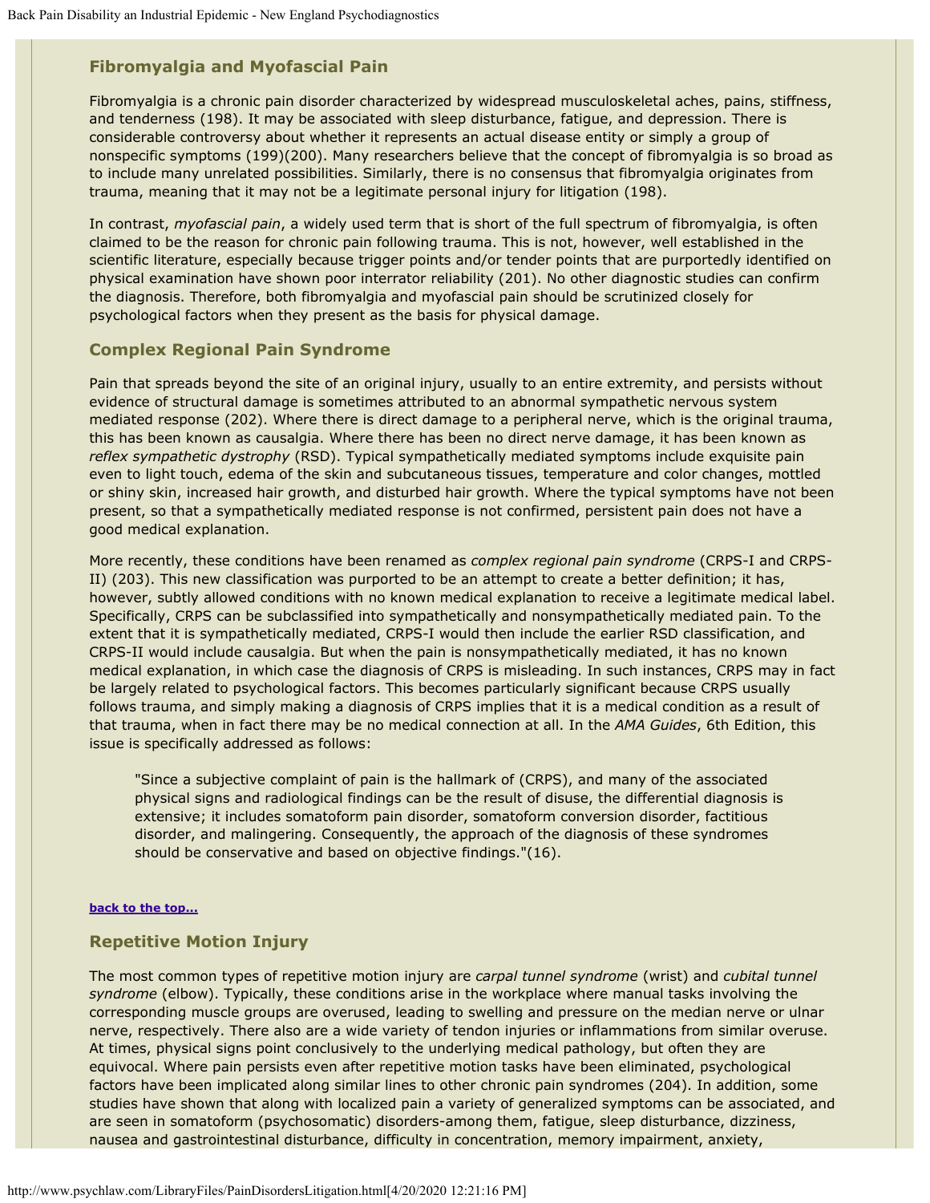### Fibromyalgia and Myofascial Pain

Fibromyalgia is a chronic pain disorder characterized by widespread musculoskeletal aches, pains, stiffness, and tenderness (198). It may be associated with sleep disturbance, fatigue, and depression. There is considerable controversy about whether it represents an actual disease entity or simply a group of nonspecific symptoms (199)(200). Many researchers believe that the concept of fibromyalgia is so broad as to include many unrelated possibilities. Similarly, there is no consensus that fibromyalgia originates from trauma, meaning that it may not be a legitimate personal injury for litigation (198).

In contrast, *myofascial pain*, a widely used term that is short of the full spectrum of fibromyalgia, is often claimed to be the reason for chronic pain following trauma. This is not, however, well established in the scientific literature, especially because trigger points and/or tender points that are purportedly identified on physical examination have shown poor interrator reliability (201). No other diagnostic studies can confirm the diagnosis. Therefore, both fibromyalgia and myofascial pain should be scrutinized closely for psychological factors when they present as the basis for physical damage.

### Complex Regional Pain Syndrome

Pain that spreads beyond the site of an original injury, usually to an entire extremity, and persists without evidence of structural damage is sometimes attributed to an abnormal sympathetic nervous system mediated response (202). Where there is direct damage to a peripheral nerve, which is the original trauma, this has been known as causalgia. Where there has been no direct nerve damage, it has been known as *reflex sympathetic dystrophy* (RSD). Typical sympathetically mediated symptoms include exquisite pain even to light touch, edema of the skin and subcutaneous tissues, temperature and color changes, mottled or shiny skin, increased hair growth, and disturbed hair growth. Where the typical symptoms have not been present, so that a sympathetically mediated response is not confirmed, persistent pain does not have a good medical explanation.

More recently, these conditions have been renamed as *complex regional pain syndrome* (CRPS-I and CRPS-II) (203). This new classification was purported to be an attempt to create a better definition; it has, however, subtly allowed conditions with no known medical explanation to receive a legitimate medical label. Specifically, CRPS can be subclassified into sympathetically and nonsympathetically mediated pain. To the extent that it is sympathetically mediated, CRPS-I would then include the earlier RSD classification, and CRPS-II would include causalgia. But when the pain is nonsympathetically mediated, it has no known medical explanation, in which case the diagnosis of CRPS is misleading. In such instances, CRPS may in fact be largely related to psychological factors. This becomes particularly significant because CRPS usually follows trauma, and simply making a diagnosis of CRPS implies that it is a medical condition as a result of that trauma, when in fact there may be no medical connection at all. In the *AMA Guides*, 6th Edition, this issue is specifically addressed as follows:

> "Since a subjective complaint of pain is the hallmark of (CRPS), and many of the associated physical signs and radiological findings can be the result of disuse, the differential diagnosis is extensive; it includes somatoform pain disorder, somatoform conversion disorder, factitious disorder, and malingering. Consequently, the approach of the diagnosis of these syndromes should be conservative and based on objective findings."(16).

**back to the top...**

### Repetitive Motion Injury

The most common types of repetitive motion injury are *carpal tunnel syndrome* (wrist) and *cubital tunnel syndrome* (elbow). Typically, these conditions arise in the workplace where manual tasks involving the corresponding muscle groups are overused, leading to swelling and pressure on the median nerve or ulnar nerve, respectively. There also are a wide variety of tendon injuries or inflammations from similar overuse. At times, physical signs point conclusively to the underlying medical pathology, but often they are equivocal. Where pain persists even after repetitive motion tasks have been eliminated, psychological factors have been implicated along similar lines to other chronic pain syndromes (204). In addition, some studies have shown that along with localized pain a variety of generalized symptoms can be associated, and are seen in somatoform (psychosomatic) disorders-among them, fatigue, sleep disturbance, dizziness, nausea and gastrointestinal disturbance, difficulty in concentration, memory impairment, anxiety,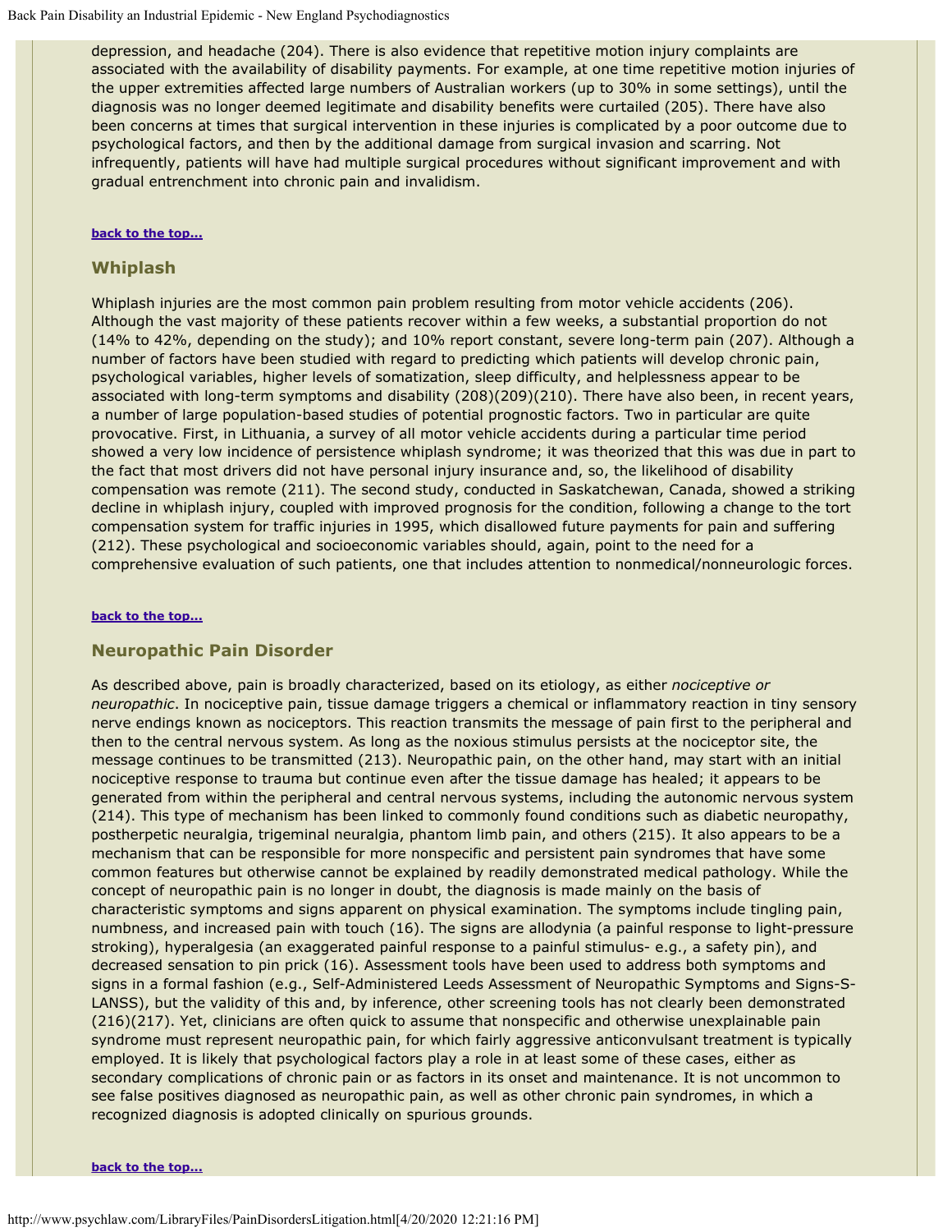depression, and headache (204). There is also evidence that repetitive motion injury complaints are associated with the availability of disability payments. For example, at one time repetitive motion injuries of the upper extremities affected large numbers of Australian workers (up to 30% in some settings), until the diagnosis was no longer deemed legitimate and disability benefits were curtailed (205). There have also been concerns at times that surgical intervention in these injuries is complicated by a poor outcome due to psychological factors, and then by the additional damage from surgical invasion and scarring. Not infrequently, patients will have had multiple surgical procedures without significant improvement and with gradual entrenchment into chronic pain and invalidism.

**back to the top...**

## Whiplash

Whiplash injuries are the most common pain problem resulting from motor vehicle accidents (206). Although the vast majority of these patients recover within a few weeks, a substantial proportion do not (14% to 42%, depending on the study); and 10% report constant, severe long-term pain (207). Although a number of factors have been studied with regard to predicting which patients will develop chronic pain, psychological variables, higher levels of somatization, sleep difficulty, and helplessness appear to be associated with long-term symptoms and disability (208)(209)(210). There have also been, in recent years, a number of large population-based studies of potential prognostic factors. Two in particular are quite provocative. First, in Lithuania, a survey of all motor vehicle accidents during a particular time period showed a very low incidence of persistence whiplash syndrome; it was theorized that this was due in part to the fact that most drivers did not have personal injury insurance and, so, the likelihood of disability compensation was remote (211). The second study, conducted in Saskatchewan, Canada, showed a striking decline in whiplash injury, coupled with improved prognosis for the condition, following a change to the tort compensation system for traffic injuries in 1995, which disallowed future payments for pain and suffering (212). These psychological and socioeconomic variables should, again, point to the need for a comprehensive evaluation of such patients, one that includes attention to nonmedical/nonneurologic forces.

**back to the top...**

## Neuropathic Pain Disorder

As described above, pain is broadly characterized, based on its etiology, as either *nociceptive or neuropathic*. In nociceptive pain, tissue damage triggers a chemical or inflammatory reaction in tiny sensory nerve endings known as nociceptors. This reaction transmits the message of pain first to the peripheral and then to the central nervous system. As long as the noxious stimulus persists at the nociceptor site, the message continues to be transmitted (213). Neuropathic pain, on the other hand, may start with an initial nociceptive response to trauma but continue even after the tissue damage has healed; it appears to be generated from within the peripheral and central nervous systems, including the autonomic nervous system (214). This type of mechanism has been linked to commonly found conditions such as diabetic neuropathy, postherpetic neuralgia, trigeminal neuralgia, phantom limb pain, and others (215). It also appears to be a mechanism that can be responsible for more nonspecific and persistent pain syndromes that have some common features but otherwise cannot be explained by readily demonstrated medical pathology. While the concept of neuropathic pain is no longer in doubt, the diagnosis is made mainly on the basis of characteristic symptoms and signs apparent on physical examination. The symptoms include tingling pain, numbness, and increased pain with touch (16). The signs are allodynia (a painful response to light-pressure stroking), hyperalgesia (an exaggerated painful response to a painful stimulus- e.g., a safety pin), and decreased sensation to pin prick (16). Assessment tools have been used to address both symptoms and signs in a formal fashion (e.g., Self-Administered Leeds Assessment of Neuropathic Symptoms and Signs-S-LANSS), but the validity of this and, by inference, other screening tools has not clearly been demonstrated (216)(217). Yet, clinicians are often quick to assume that nonspecific and otherwise unexplainable pain syndrome must represent neuropathic pain, for which fairly aggressive anticonvulsant treatment is typically employed. It is likely that psychological factors play a role in at least some of these cases, either as secondary complications of chronic pain or as factors in its onset and maintenance. It is not uncommon to see false positives diagnosed as neuropathic pain, as well as other chronic pain syndromes, in which a recognized diagnosis is adopted clinically on spurious grounds.

**back to the top...**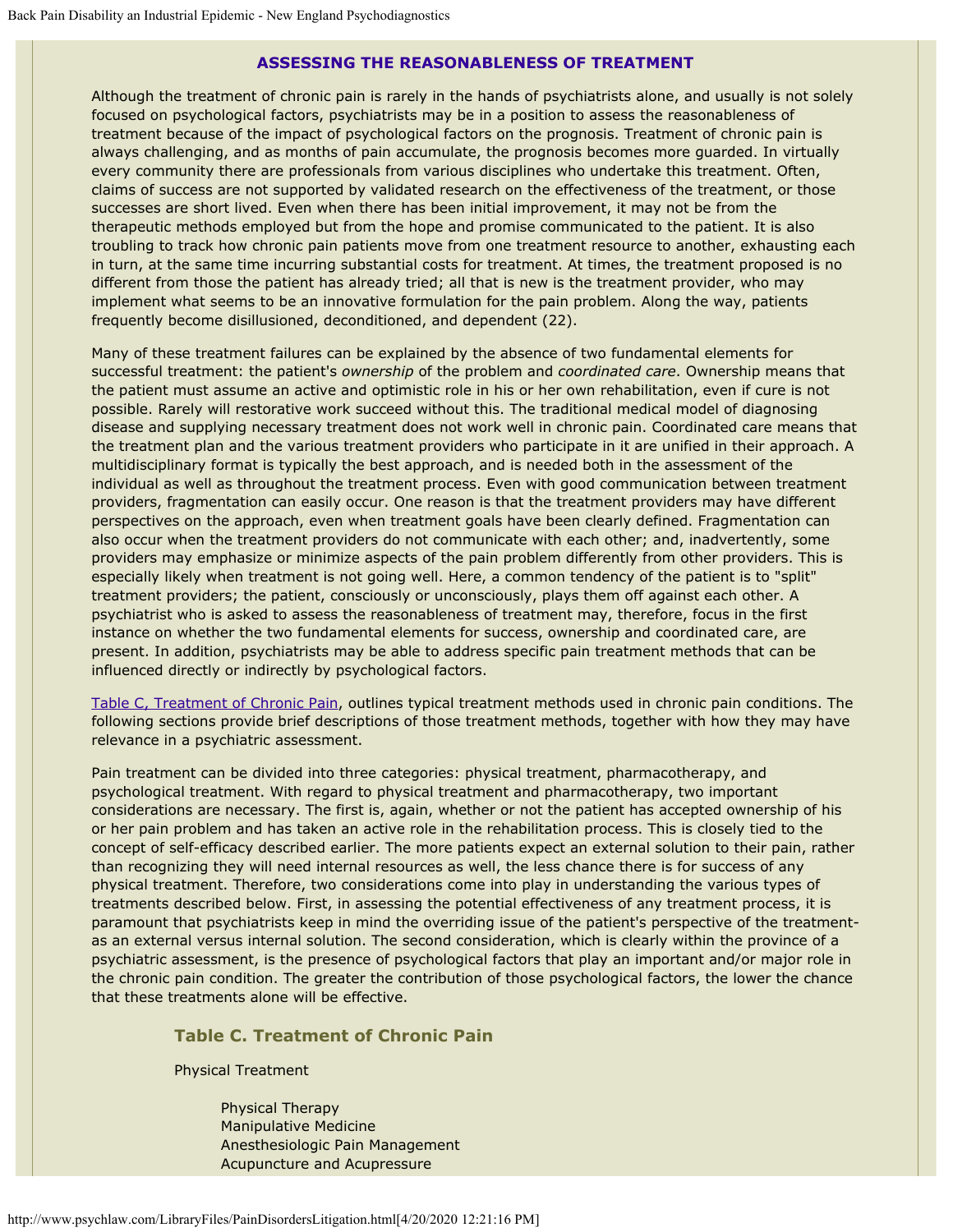## ASSESSING THE REASONABLENESS OF TREATMENT

Although the treatment of chronic pain is rarely in the hands of psychiatrists alone, and usually is not solely focused on psychological factors, psychiatrists may be in a position to assess the reasonableness of treatment because of the impact of psychological factors on the prognosis. Treatment of chronic pain is always challenging, and as months of pain accumulate, the prognosis becomes more guarded. In virtually every community there are professionals from various disciplines who undertake this treatment. Often, claims of success are not supported by validated research on the effectiveness of the treatment, or those successes are short lived. Even when there has been initial improvement, it may not be from the therapeutic methods employed but from the hope and promise communicated to the patient. It is also troubling to track how chronic pain patients move from one treatment resource to another, exhausting each in turn, at the same time incurring substantial costs for treatment. At times, the treatment proposed is no different from those the patient has already tried; all that is new is the treatment provider, who may implement what seems to be an innovative formulation for the pain problem. Along the way, patients frequently become disillusioned, deconditioned, and dependent (22).

Many of these treatment failures can be explained by the absence of two fundamental elements for successful treatment: the patient's *ownership* of the problem and *coordinated care*. Ownership means that the patient must assume an active and optimistic role in his or her own rehabilitation, even if cure is not possible. Rarely will restorative work succeed without this. The traditional medical model of diagnosing disease and supplying necessary treatment does not work well in chronic pain. Coordinated care means that the treatment plan and the various treatment providers who participate in it are unified in their approach. A multidisciplinary format is typically the best approach, and is needed both in the assessment of the individual as well as throughout the treatment process. Even with good communication between treatment providers, fragmentation can easily occur. One reason is that the treatment providers may have different perspectives on the approach, even when treatment goals have been clearly defined. Fragmentation can also occur when the treatment providers do not communicate with each other; and, inadvertently, some providers may emphasize or minimize aspects of the pain problem differently from other providers. This is especially likely when treatment is not going well. Here, a common tendency of the patient is to "split" treatment providers; the patient, consciously or unconsciously, plays them off against each other. A psychiatrist who is asked to assess the reasonableness of treatment may, therefore, focus in the first instance on whether the two fundamental elements for success, ownership and coordinated care, are present. In addition, psychiatrists may be able to address specific pain treatment methods that can be influenced directly or indirectly by psychological factors.

Table C, Treatment of Chronic Pain, outlines typical treatment methods used in chronic pain conditions. The following sections provide brief descriptions of those treatment methods, together with how they may have relevance in a psychiatric assessment.

Pain treatment can be divided into three categories: physical treatment, pharmacotherapy, and psychological treatment. With regard to physical treatment and pharmacotherapy, two important considerations are necessary. The first is, again, whether or not the patient has accepted ownership of his or her pain problem and has taken an active role in the rehabilitation process. This is closely tied to the concept of self-efficacy described earlier. The more patients expect an external solution to their pain, rather than recognizing they will need internal resources as well, the less chance there is for success of any physical treatment. Therefore, two considerations come into play in understanding the various types of treatments described below. First, in assessing the potential effectiveness of any treatment process, it is paramount that psychiatrists keep in mind the overriding issue of the patient's perspective of the treatment-as an external versus internal solution. The second consideration, which is clearly within the province of a psychiatric assessment, is the presence of psychological factors that play an important and/or major role in the chronic pain condition. The greater the contribution of those psychological factors, the lower the chance that these treatments alone will be effective.

### Table C. Treatment of Chronic Pain

Physical Treatment

- Physical Therapy
- Manipulative Medicine
- Anesthesiologic Pain Management
- Acupuncture and Acupressure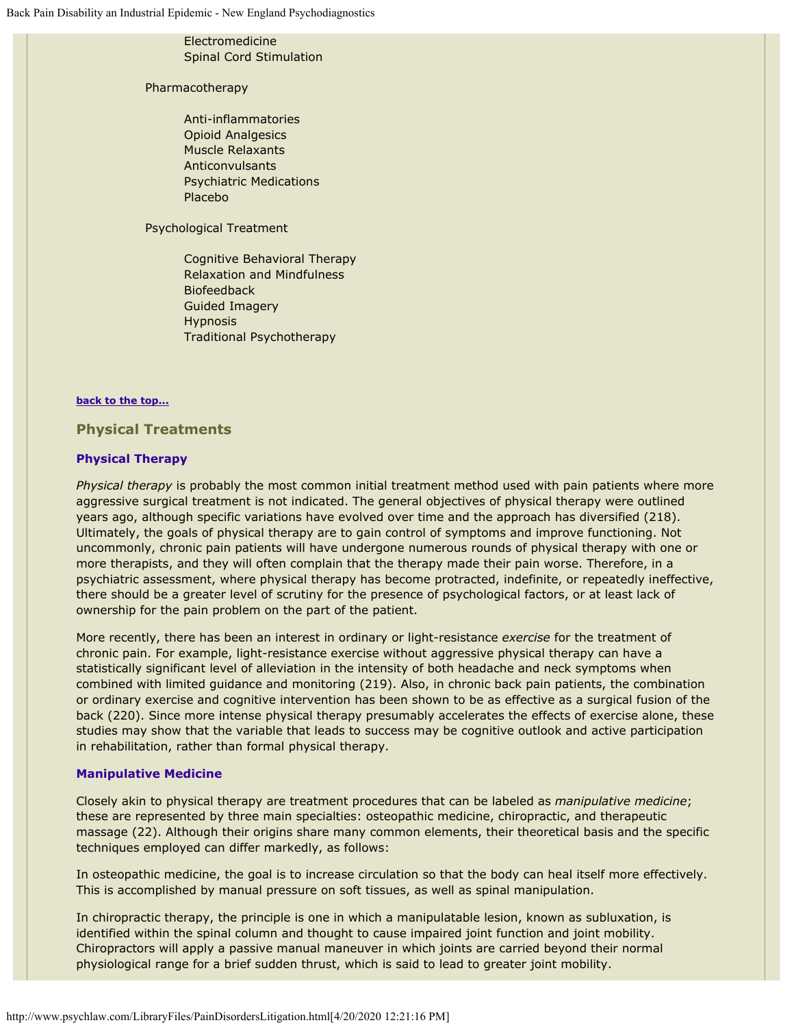- Electromedicine
- Spinal Cord Stimulation

Pharmacotherapy

- Anti-inflammatories
- Opioid Analgesics
- Muscle Relaxants
- Anticonvulsants
- Psychiatric Medications
- Placebo

Psychological Treatment

- Cognitive Behavioral Therapy
- Relaxation and Mindfulness
- Biofeedback
- Guided Imagery
- Hypnosis
- Traditional Psychotherapy

**back to the top...**

## Physical Treatments

### Physical Therapy

*Physical therapy* is probably the most common initial treatment method used with pain patients where more aggressive surgical treatment is not indicated. The general objectives of physical therapy were outlined years ago, although specific variations have evolved over time and the approach has diversified (218). Ultimately, the goals of physical therapy are to gain control of symptoms and improve functioning. Not uncommonly, chronic pain patients will have undergone numerous rounds of physical therapy with one or more therapists, and they will often complain that the therapy made their pain worse. Therefore, in a psychiatric assessment, where physical therapy has become protracted, indefinite, or repeatedly ineffective, there should be a greater level of scrutiny for the presence of psychological factors, or at least lack of ownership for the pain problem on the part of the patient.

More recently, there has been an interest in ordinary or light-resistance *exercise* for the treatment of chronic pain. For example, light-resistance exercise without aggressive physical therapy can have a statistically significant level of alleviation in the intensity of both headache and neck symptoms when combined with limited guidance and monitoring (219). Also, in chronic back pain patients, the combination or ordinary exercise and cognitive intervention has been shown to be as effective as a surgical fusion of the back (220). Since more intense physical therapy presumably accelerates the effects of exercise alone, these studies may show that the variable that leads to success may be cognitive outlook and active participation in rehabilitation, rather than formal physical therapy.

### Manipulative Medicine

Closely akin to physical therapy are treatment procedures that can be labeled as *manipulative medicine*; these are represented by three main specialties: osteopathic medicine, chiropractic, and therapeutic massage (22). Although their origins share many common elements, their theoretical basis and the specific techniques employed can differ markedly, as follows:

In osteopathic medicine, the goal is to increase circulation so that the body can heal itself more effectively. This is accomplished by manual pressure on soft tissues, as well as spinal manipulation.

In chiropractic therapy, the principle is one in which a manipulatable lesion, known as subluxation, is identified within the spinal column and thought to cause impaired joint function and joint mobility. Chiropractors will apply a passive manual maneuver in which joints are carried beyond their normal physiological range for a brief sudden thrust, which is said to lead to greater joint mobility.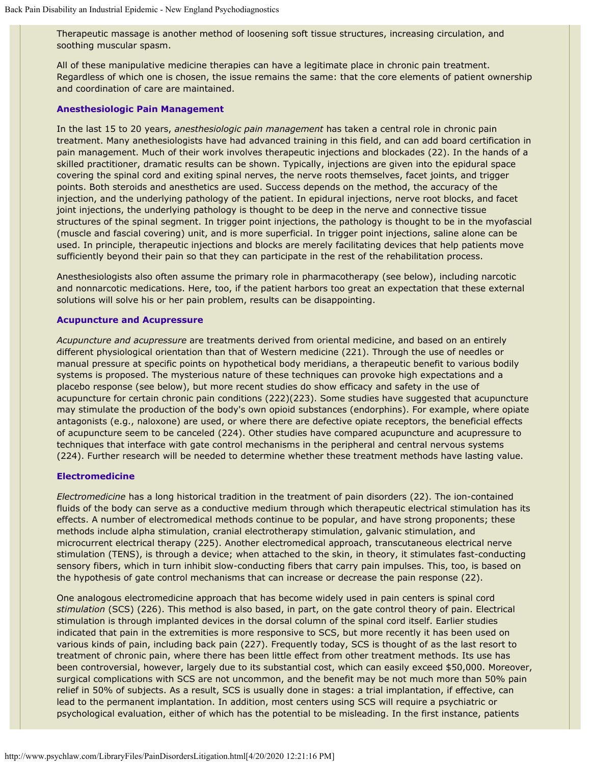Therapeutic massage is another method of loosening soft tissue structures, increasing circulation, and soothing muscular spasm.

All of these manipulative medicine therapies can have a legitimate place in chronic pain treatment. Regardless of which one is chosen, the issue remains the same: that the core elements of patient ownership and coordination of care are maintained.

### Anesthesiologic Pain Management

In the last 15 to 20 years, *anesthesiologic pain management* has taken a central role in chronic pain treatment. Many anethesiologists have had advanced training in this field, and can add board certification in pain management. Much of their work involves therapeutic injections and blockades (22). In the hands of a skilled practitioner, dramatic results can be shown. Typically, injections are given into the epidural space covering the spinal cord and exiting spinal nerves, the nerve roots themselves, facet joints, and trigger points. Both steroids and anesthetics are used. Success depends on the method, the accuracy of the injection, and the underlying pathology of the patient. In epidural injections, nerve root blocks, and facet joint injections, the underlying pathology is thought to be deep in the nerve and connective tissue structures of the spinal segment. In trigger point injections, the pathology is thought to be in the myofascial (muscle and fascial covering) unit, and is more superficial. In trigger point injections, saline alone can be used. In principle, therapeutic injections and blocks are merely facilitating devices that help patients move sufficiently beyond their pain so that they can participate in the rest of the rehabilitation process.

Anesthesiologists also often assume the primary role in pharmacotherapy (see below), including narcotic and nonnarcotic medications. Here, too, if the patient harbors too great an expectation that these external solutions will solve his or her pain problem, results can be disappointing.

### Acupuncture and Acupressure

*Acupuncture and acupressure* are treatments derived from oriental medicine, and based on an entirely different physiological orientation than that of Western medicine (221). Through the use of needles or manual pressure at specific points on hypothetical body meridians, a therapeutic benefit to various bodily systems is proposed. The mysterious nature of these techniques can provoke high expectations and a placebo response (see below), but more recent studies do show efficacy and safety in the use of acupuncture for certain chronic pain conditions (222)(223). Some studies have suggested that acupuncture may stimulate the production of the body's own opioid substances (endorphins). For example, where opiate antagonists (e.g., naloxone) are used, or where there are defective opiate receptors, the beneficial effects of acupuncture seem to be canceled (224). Other studies have compared acupuncture and acupressure to techniques that interface with gate control mechanisms in the peripheral and central nervous systems (224). Further research will be needed to determine whether these treatment methods have lasting value.

### Electromedicine

*Electromedicine* has a long historical tradition in the treatment of pain disorders (22). The ion-contained fluids of the body can serve as a conductive medium through which therapeutic electrical stimulation has its effects. A number of electromedical methods continue to be popular, and have strong proponents; these methods include alpha stimulation, cranial electrotherapy stimulation, galvanic stimulation, and microcurrent electrical therapy (225). Another electromedical approach, transcutaneous electrical nerve stimulation (TENS), is through a device; when attached to the skin, in theory, it stimulates fast-conducting sensory fibers, which in turn inhibit slow-conducting fibers that carry pain impulses. This, too, is based on the hypothesis of gate control mechanisms that can increase or decrease the pain response (22).

One analogous electromedicine approach that has become widely used in pain centers is spinal cord *stimulation* (SCS) (226). This method is also based, in part, on the gate control theory of pain. Electrical stimulation is through implanted devices in the dorsal column of the spinal cord itself. Earlier studies indicated that pain in the extremities is more responsive to SCS, but more recently it has been used on various kinds of pain, including back pain (227). Frequently today, SCS is thought of as the last resort to treatment of chronic pain, where there has been little effect from other treatment methods. Its use has been controversial, however, largely due to its substantial cost, which can easily exceed $50,000. Moreover, surgical complications with SCS are not uncommon, and the benefit may be not much more than 50% pain relief in 50% of subjects. As a result, SCS is usually done in stages: a trial implantation, if effective, can lead to the permanent implantation. In addition, most centers using SCS will require a psychiatric or psychological evaluation, either of which has the potential to be misleading. In the first instance, patients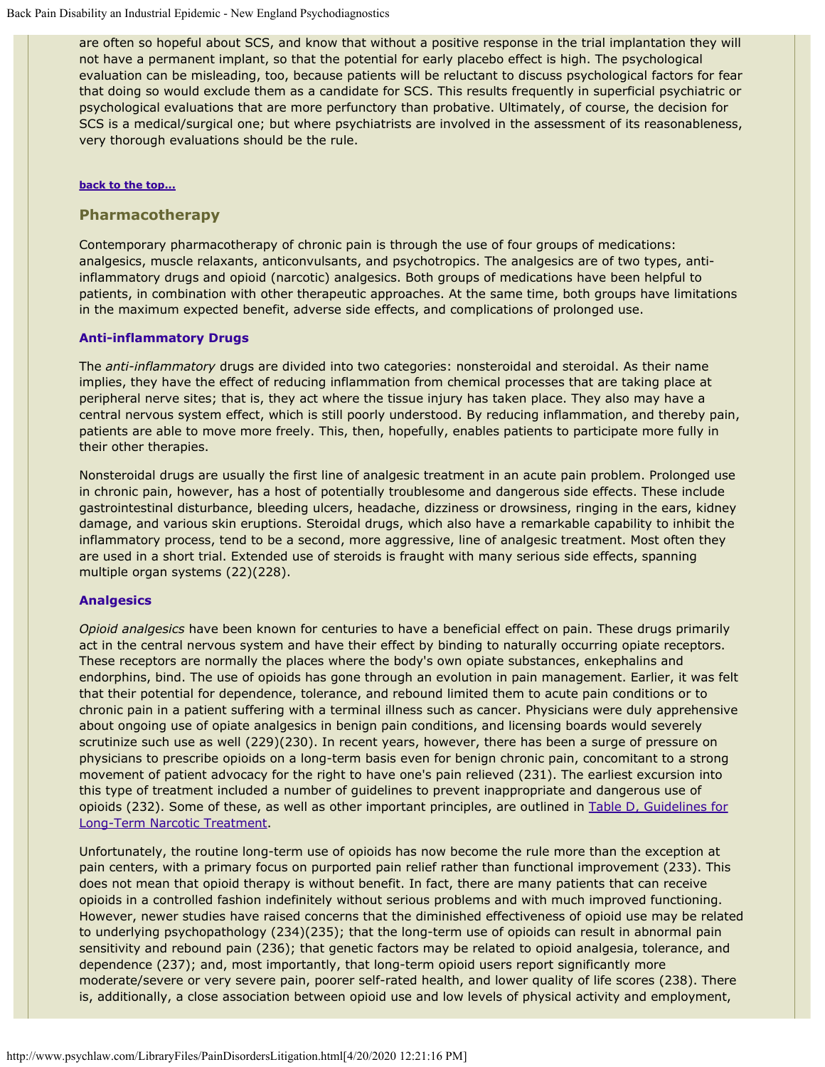are often so hopeful about SCS, and know that without a positive response in the trial implantation they will not have a permanent implant, so that the potential for early placebo effect is high. The psychological evaluation can be misleading, too, because patients will be reluctant to discuss psychological factors for fear that doing so would exclude them as a candidate for SCS. This results frequently in superficial psychiatric or psychological evaluations that are more perfunctory than probative. Ultimately, of course, the decision for SCS is a medical/surgical one; but where psychiatrists are involved in the assessment of its reasonableness, very thorough evaluations should be the rule.

**back to the top...**

## Pharmacotherapy

Contemporary pharmacotherapy of chronic pain is through the use of four groups of medications: analgesics, muscle relaxants, anticonvulsants, and psychotropics. The analgesics are of two types, anti-inflammatory drugs and opioid (narcotic) analgesics. Both groups of medications have been helpful to patients, in combination with other therapeutic approaches. At the same time, both groups have limitations in the maximum expected benefit, adverse side effects, and complications of prolonged use.

### Anti-inflammatory Drugs

The *anti-inflammatory* drugs are divided into two categories: nonsteroidal and steroidal. As their name implies, they have the effect of reducing inflammation from chemical processes that are taking place at peripheral nerve sites; that is, they act where the tissue injury has taken place. They also may have a central nervous system effect, which is still poorly understood. By reducing inflammation, and thereby pain, patients are able to move more freely. This, then, hopefully, enables patients to participate more fully in their other therapies.

Nonsteroidal drugs are usually the first line of analgesic treatment in an acute pain problem. Prolonged use in chronic pain, however, has a host of potentially troublesome and dangerous side effects. These include gastrointestinal disturbance, bleeding ulcers, headache, dizziness or drowsiness, ringing in the ears, kidney damage, and various skin eruptions. Steroidal drugs, which also have a remarkable capability to inhibit the inflammatory process, tend to be a second, more aggressive, line of analgesic treatment. Most often they are used in a short trial. Extended use of steroids is fraught with many serious side effects, spanning multiple organ systems (22)(228).

### Analgesics

*Opioid analgesics* have been known for centuries to have a beneficial effect on pain. These drugs primarily act in the central nervous system and have their effect by binding to naturally occurring opiate receptors. These receptors are normally the places where the body's own opiate substances, enkephalins and endorphins, bind. The use of opioids has gone through an evolution in pain management. Earlier, it was felt that their potential for dependence, tolerance, and rebound limited them to acute pain conditions or to chronic pain in a patient suffering with a terminal illness such as cancer. Physicians were duly apprehensive about ongoing use of opiate analgesics in benign pain conditions, and licensing boards would severely scrutinize such use as well (229)(230). In recent years, however, there has been a surge of pressure on physicians to prescribe opioids on a long-term basis even for benign chronic pain, concomitant to a strong movement of patient advocacy for the right to have one's pain relieved (231). The earliest excursion into this type of treatment included a number of guidelines to prevent inappropriate and dangerous use of opioids (232). Some of these, as well as other important principles, are outlined in Table D, Guidelines for Long-Term Narcotic Treatment.

Unfortunately, the routine long-term use of opioids has now become the rule more than the exception at pain centers, with a primary focus on purported pain relief rather than functional improvement (233). This does not mean that opioid therapy is without benefit. In fact, there are many patients that can receive opioids in a controlled fashion indefinitely without serious problems and with much improved functioning. However, newer studies have raised concerns that the diminished effectiveness of opioid use may be related to underlying psychopathology (234)(235); that the long-term use of opioids can result in abnormal pain sensitivity and rebound pain (236); that genetic factors may be related to opioid analgesia, tolerance, and dependence (237); and, most importantly, that long-term opioid users report significantly more moderate/severe or very severe pain, poorer self-rated health, and lower quality of life scores (238). There is, additionally, a close association between opioid use and low levels of physical activity and employment,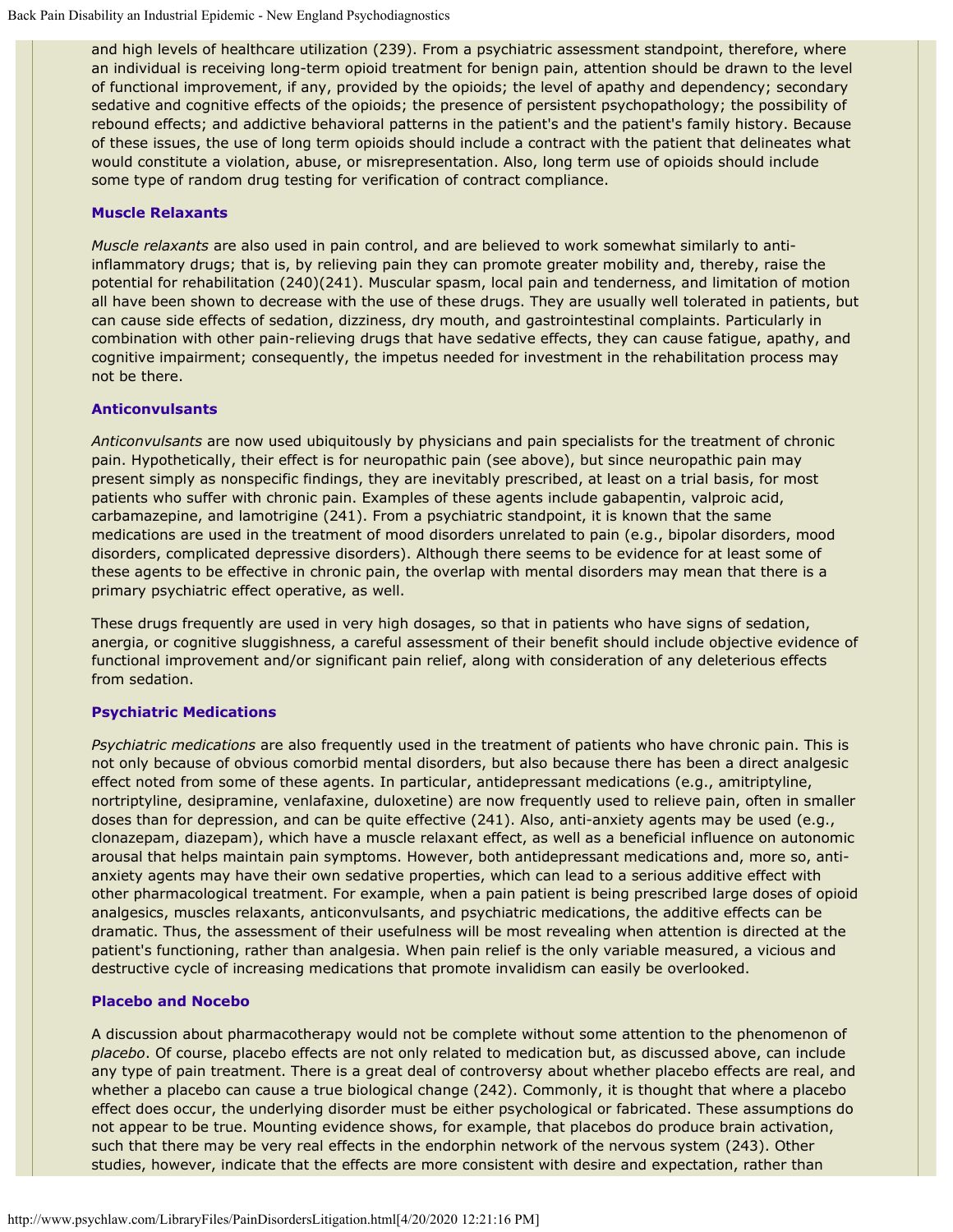and high levels of healthcare utilization (239). From a psychiatric assessment standpoint, therefore, where an individual is receiving long-term opioid treatment for benign pain, attention should be drawn to the level of functional improvement, if any, provided by the opioids; the level of apathy and dependency; secondary sedative and cognitive effects of the opioids; the presence of persistent psychopathology; the possibility of rebound effects; and addictive behavioral patterns in the patient's and the patient's family history. Because of these issues, the use of long term opioids should include a contract with the patient that delineates what would constitute a violation, abuse, or misrepresentation. Also, long term use of opioids should include some type of random drug testing for verification of contract compliance.

### Muscle Relaxants

*Muscle relaxants* are also used in pain control, and are believed to work somewhat similarly to anti-inflammatory drugs; that is, by relieving pain they can promote greater mobility and, thereby, raise the potential for rehabilitation (240)(241). Muscular spasm, local pain and tenderness, and limitation of motion all have been shown to decrease with the use of these drugs. They are usually well tolerated in patients, but can cause side effects of sedation, dizziness, dry mouth, and gastrointestinal complaints. Particularly in combination with other pain-relieving drugs that have sedative effects, they can cause fatigue, apathy, and cognitive impairment; consequently, the impetus needed for investment in the rehabilitation process may not be there.

### Anticonvulsants

*Anticonvulsants* are now used ubiquitously by physicians and pain specialists for the treatment of chronic pain. Hypothetically, their effect is for neuropathic pain (see above), but since neuropathic pain may present simply as nonspecific findings, they are inevitably prescribed, at least on a trial basis, for most patients who suffer with chronic pain. Examples of these agents include gabapentin, valproic acid, carbamazepine, and lamotrigine (241). From a psychiatric standpoint, it is known that the same medications are used in the treatment of mood disorders unrelated to pain (e.g., bipolar disorders, mood disorders, complicated depressive disorders). Although there seems to be evidence for at least some of these agents to be effective in chronic pain, the overlap with mental disorders may mean that there is a primary psychiatric effect operative, as well.

These drugs frequently are used in very high dosages, so that in patients who have signs of sedation, anergia, or cognitive sluggishness, a careful assessment of their benefit should include objective evidence of functional improvement and/or significant pain relief, along with consideration of any deleterious effects from sedation.

### Psychiatric Medications

*Psychiatric medications* are also frequently used in the treatment of patients who have chronic pain. This is not only because of obvious comorbid mental disorders, but also because there has been a direct analgesic effect noted from some of these agents. In particular, antidepressant medications (e.g., amitriptyline, nortriptyline, desipramine, venlafaxine, duloxetine) are now frequently used to relieve pain, often in smaller doses than for depression, and can be quite effective (241). Also, anti-anxiety agents may be used (e.g., clonazepam, diazepam), which have a muscle relaxant effect, as well as a beneficial influence on autonomic arousal that helps maintain pain symptoms. However, both antidepressant medications and, more so, anti-anxiety agents may have their own sedative properties, which can lead to a serious additive effect with other pharmacological treatment. For example, when a pain patient is being prescribed large doses of opioid analgesics, muscles relaxants, anticonvulsants, and psychiatric medications, the additive effects can be dramatic. Thus, the assessment of their usefulness will be most revealing when attention is directed at the patient's functioning, rather than analgesia. When pain relief is the only variable measured, a vicious and destructive cycle of increasing medications that promote invalidism can easily be overlooked.

### Placebo and Nocebo

A discussion about pharmacotherapy would not be complete without some attention to the phenomenon of *placebo*. Of course, placebo effects are not only related to medication but, as discussed above, can include any type of pain treatment. There is a great deal of controversy about whether placebo effects are real, and whether a placebo can cause a true biological change (242). Commonly, it is thought that where a placebo effect does occur, the underlying disorder must be either psychological or fabricated. These assumptions do not appear to be true. Mounting evidence shows, for example, that placebos do produce brain activation, such that there may be very real effects in the endorphin network of the nervous system (243). Other studies, however, indicate that the effects are more consistent with desire and expectation, rather than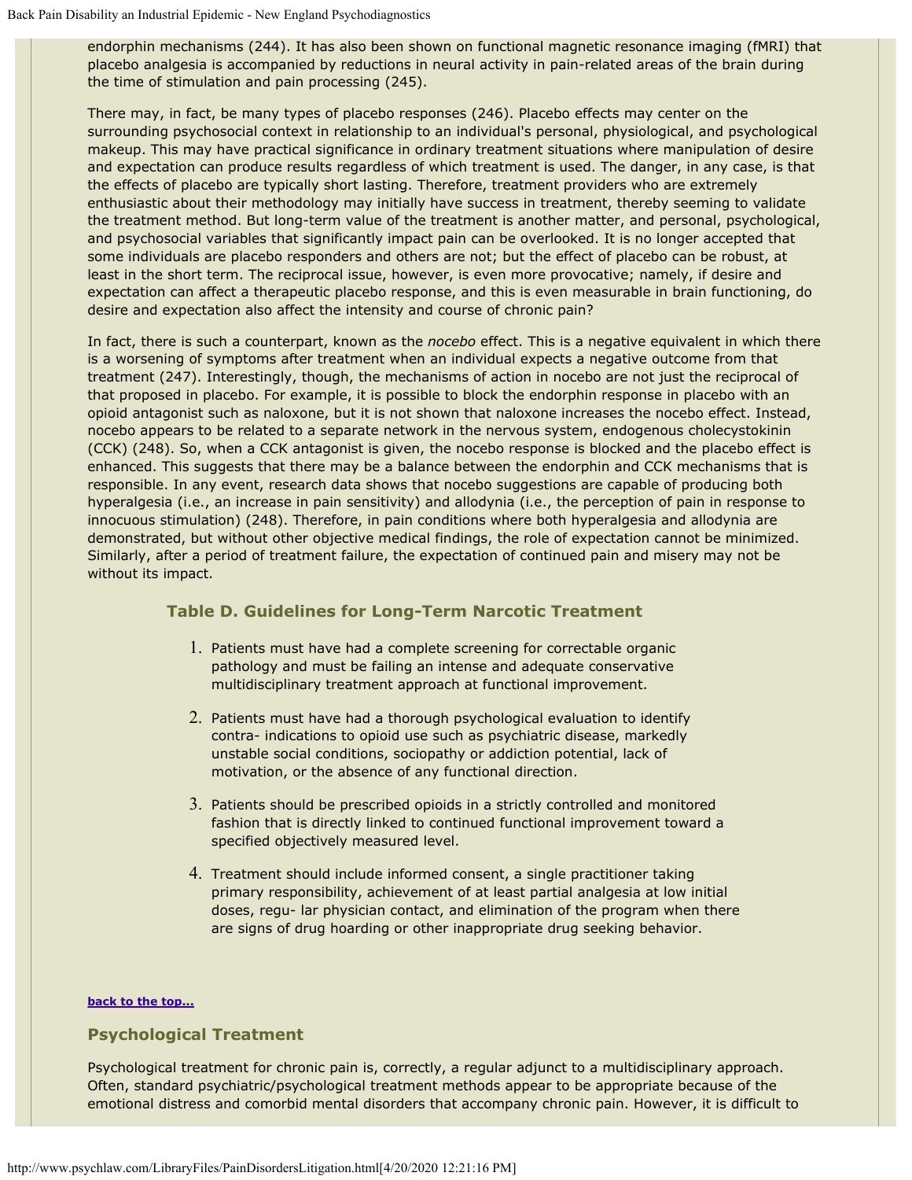endorphin mechanisms (244). It has also been shown on functional magnetic resonance imaging (fMRI) that placebo analgesia is accompanied by reductions in neural activity in pain-related areas of the brain during the time of stimulation and pain processing (245).

There may, in fact, be many types of placebo responses (246). Placebo effects may center on the surrounding psychosocial context in relationship to an individual's personal, physiological, and psychological makeup. This may have practical significance in ordinary treatment situations where manipulation of desire and expectation can produce results regardless of which treatment is used. The danger, in any case, is that the effects of placebo are typically short lasting. Therefore, treatment providers who are extremely enthusiastic about their methodology may initially have success in treatment, thereby seeming to validate the treatment method. But long-term value of the treatment is another matter, and personal, psychological, and psychosocial variables that significantly impact pain can be overlooked. It is no longer accepted that some individuals are placebo responders and others are not; but the effect of placebo can be robust, at least in the short term. The reciprocal issue, however, is even more provocative; namely, if desire and expectation can affect a therapeutic placebo response, and this is even measurable in brain functioning, do desire and expectation also affect the intensity and course of chronic pain?

In fact, there is such a counterpart, known as the *nocebo* effect. This is a negative equivalent in which there is a worsening of symptoms after treatment when an individual expects a negative outcome from that treatment (247). Interestingly, though, the mechanisms of action in nocebo are not just the reciprocal of that proposed in placebo. For example, it is possible to block the endorphin response in placebo with an opioid antagonist such as naloxone, but it is not shown that naloxone increases the nocebo effect. Instead, nocebo appears to be related to a separate network in the nervous system, endogenous cholecystokinin (CCK) (248). So, when a CCK antagonist is given, the nocebo response is blocked and the placebo effect is enhanced. This suggests that there may be a balance between the endorphin and CCK mechanisms that is responsible. In any event, research data shows that nocebo suggestions are capable of producing both hyperalgesia (i.e., an increase in pain sensitivity) and allodynia (i.e., the perception of pain in response to innocuous stimulation) (248). Therefore, in pain conditions where both hyperalgesia and allodynia are demonstrated, but without other objective medical findings, the role of expectation cannot be minimized. Similarly, after a period of treatment failure, the expectation of continued pain and misery may not be without its impact.

### Table D. Guidelines for Long-Term Narcotic Treatment

1. Patients must have had a complete screening for correctable organic pathology and must be failing an intense and adequate conservative multidisciplinary treatment approach at functional improvement.
2. Patients must have had a thorough psychological evaluation to identify contra- indications to opioid use such as psychiatric disease, markedly unstable social conditions, sociopathy or addiction potential, lack of motivation, or the absence of any functional direction.
3. Patients should be prescribed opioids in a strictly controlled and monitored fashion that is directly linked to continued functional improvement toward a specified objectively measured level.
4. Treatment should include informed consent, a single practitioner taking primary responsibility, achievement of at least partial analgesia at low initial doses, regu- lar physician contact, and elimination of the program when there are signs of drug hoarding or other inappropriate drug seeking behavior.

**back to the top...**

## Psychological Treatment

Psychological treatment for chronic pain is, correctly, a regular adjunct to a multidisciplinary approach. Often, standard psychiatric/psychological treatment methods appear to be appropriate because of the emotional distress and comorbid mental disorders that accompany chronic pain. However, it is difficult to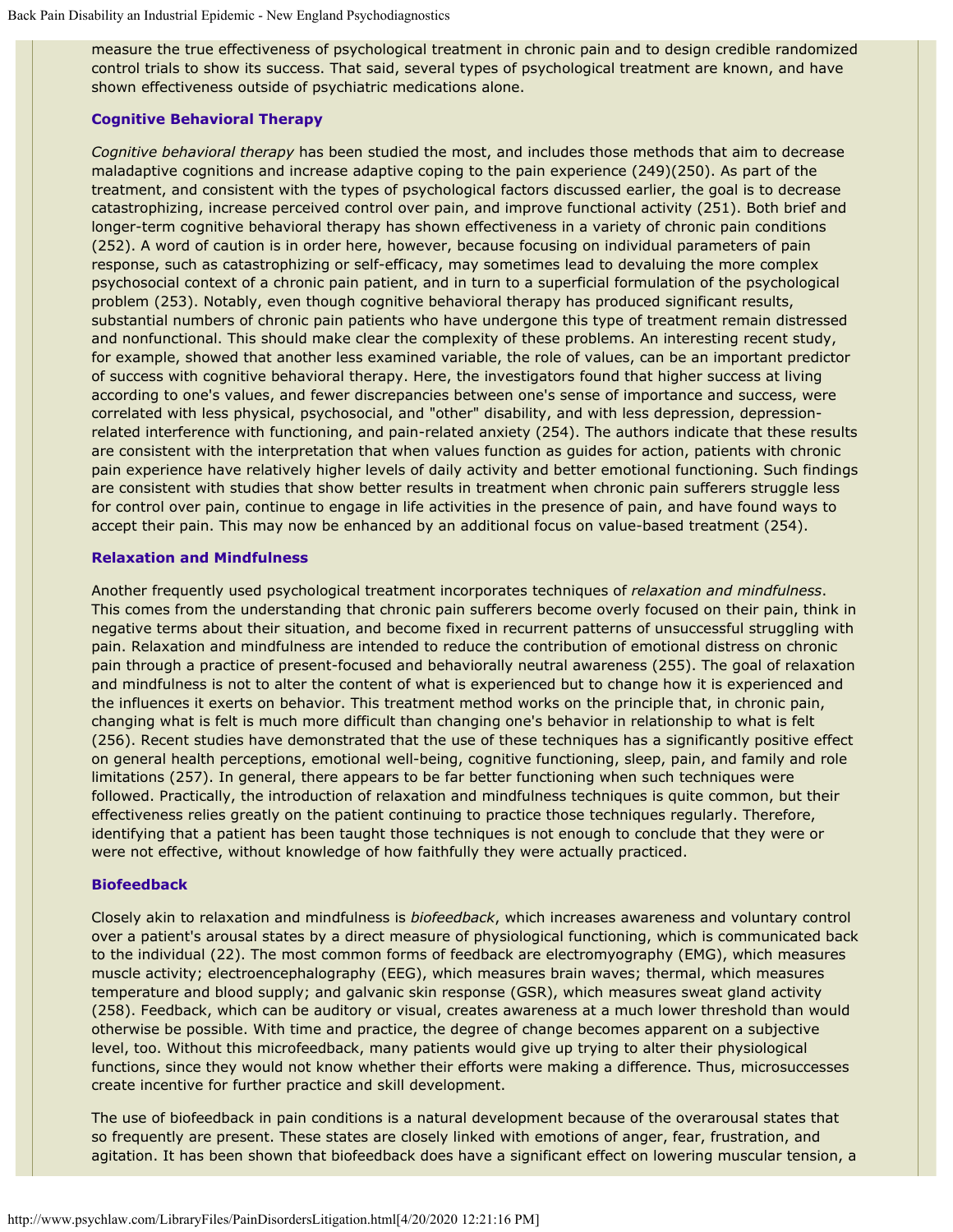measure the true effectiveness of psychological treatment in chronic pain and to design credible randomized control trials to show its success. That said, several types of psychological treatment are known, and have shown effectiveness outside of psychiatric medications alone.

### Cognitive Behavioral Therapy

*Cognitive behavioral therapy* has been studied the most, and includes those methods that aim to decrease maladaptive cognitions and increase adaptive coping to the pain experience (249)(250). As part of the treatment, and consistent with the types of psychological factors discussed earlier, the goal is to decrease catastrophizing, increase perceived control over pain, and improve functional activity (251). Both brief and longer-term cognitive behavioral therapy has shown effectiveness in a variety of chronic pain conditions (252). A word of caution is in order here, however, because focusing on individual parameters of pain response, such as catastrophizing or self-efficacy, may sometimes lead to devaluing the more complex psychosocial context of a chronic pain patient, and in turn to a superficial formulation of the psychological problem (253). Notably, even though cognitive behavioral therapy has produced significant results, substantial numbers of chronic pain patients who have undergone this type of treatment remain distressed and nonfunctional. This should make clear the complexity of these problems. An interesting recent study, for example, showed that another less examined variable, the role of values, can be an important predictor of success with cognitive behavioral therapy. Here, the investigators found that higher success at living according to one's values, and fewer discrepancies between one's sense of importance and success, were correlated with less physical, psychosocial, and "other" disability, and with less depression, depression-related interference with functioning, and pain-related anxiety (254). The authors indicate that these results are consistent with the interpretation that when values function as guides for action, patients with chronic pain experience have relatively higher levels of daily activity and better emotional functioning. Such findings are consistent with studies that show better results in treatment when chronic pain sufferers struggle less for control over pain, continue to engage in life activities in the presence of pain, and have found ways to accept their pain. This may now be enhanced by an additional focus on value-based treatment (254).

### Relaxation and Mindfulness

Another frequently used psychological treatment incorporates techniques of *relaxation and mindfulness*. This comes from the understanding that chronic pain sufferers become overly focused on their pain, think in negative terms about their situation, and become fixed in recurrent patterns of unsuccessful struggling with pain. Relaxation and mindfulness are intended to reduce the contribution of emotional distress on chronic pain through a practice of present-focused and behaviorally neutral awareness (255). The goal of relaxation and mindfulness is not to alter the content of what is experienced but to change how it is experienced and the influences it exerts on behavior. This treatment method works on the principle that, in chronic pain, changing what is felt is much more difficult than changing one's behavior in relationship to what is felt (256). Recent studies have demonstrated that the use of these techniques has a significantly positive effect on general health perceptions, emotional well-being, cognitive functioning, sleep, pain, and family and role limitations (257). In general, there appears to be far better functioning when such techniques were followed. Practically, the introduction of relaxation and mindfulness techniques is quite common, but their effectiveness relies greatly on the patient continuing to practice those techniques regularly. Therefore, identifying that a patient has been taught those techniques is not enough to conclude that they were or were not effective, without knowledge of how faithfully they were actually practiced.

### Biofeedback

Closely akin to relaxation and mindfulness is *biofeedback*, which increases awareness and voluntary control over a patient's arousal states by a direct measure of physiological functioning, which is communicated back to the individual (22). The most common forms of feedback are electromyography (EMG), which measures muscle activity; electroencephalography (EEG), which measures brain waves; thermal, which measures temperature and blood supply; and galvanic skin response (GSR), which measures sweat gland activity (258). Feedback, which can be auditory or visual, creates awareness at a much lower threshold than would otherwise be possible. With time and practice, the degree of change becomes apparent on a subjective level, too. Without this microfeedback, many patients would give up trying to alter their physiological functions, since they would not know whether their efforts were making a difference. Thus, microsuccesses create incentive for further practice and skill development.

The use of biofeedback in pain conditions is a natural development because of the overarousal states that so frequently are present. These states are closely linked with emotions of anger, fear, frustration, and agitation. It has been shown that biofeedback does have a significant effect on lowering muscular tension, a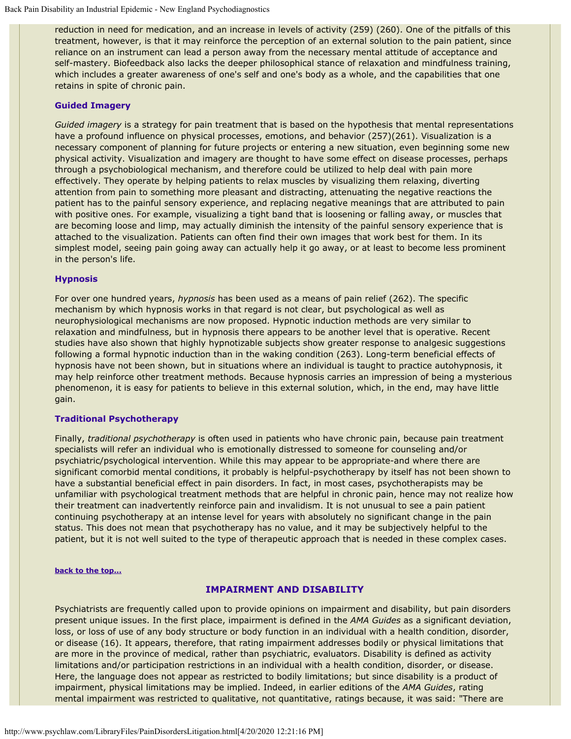reduction in need for medication, and an increase in levels of activity (259) (260). One of the pitfalls of this treatment, however, is that it may reinforce the perception of an external solution to the pain patient, since reliance on an instrument can lead a person away from the necessary mental attitude of acceptance and self-mastery. Biofeedback also lacks the deeper philosophical stance of relaxation and mindfulness training, which includes a greater awareness of one's self and one's body as a whole, and the capabilities that one retains in spite of chronic pain.

### Guided Imagery

*Guided imagery* is a strategy for pain treatment that is based on the hypothesis that mental representations have a profound influence on physical processes, emotions, and behavior (257)(261). Visualization is a necessary component of planning for future projects or entering a new situation, even beginning some new physical activity. Visualization and imagery are thought to have some effect on disease processes, perhaps through a psychobiological mechanism, and therefore could be utilized to help deal with pain more effectively. They operate by helping patients to relax muscles by visualizing them relaxing, diverting attention from pain to something more pleasant and distracting, attenuating the negative reactions the patient has to the painful sensory experience, and replacing negative meanings that are attributed to pain with positive ones. For example, visualizing a tight band that is loosening or falling away, or muscles that are becoming loose and limp, may actually diminish the intensity of the painful sensory experience that is attached to the visualization. Patients can often find their own images that work best for them. In its simplest model, seeing pain going away can actually help it go away, or at least to become less prominent in the person's life.

### Hypnosis

For over one hundred years, *hypnosis* has been used as a means of pain relief (262). The specific mechanism by which hypnosis works in that regard is not clear, but psychological as well as neurophysiological mechanisms are now proposed. Hypnotic induction methods are very similar to relaxation and mindfulness, but in hypnosis there appears to be another level that is operative. Recent studies have also shown that highly hypnotizable subjects show greater response to analgesic suggestions following a formal hypnotic induction than in the waking condition (263). Long-term beneficial effects of hypnosis have not been shown, but in situations where an individual is taught to practice autohypnosis, it may help reinforce other treatment methods. Because hypnosis carries an impression of being a mysterious phenomenon, it is easy for patients to believe in this external solution, which, in the end, may have little gain.

### Traditional Psychotherapy

Finally, *traditional psychotherapy* is often used in patients who have chronic pain, because pain treatment specialists will refer an individual who is emotionally distressed to someone for counseling and/or psychiatric/psychological intervention. While this may appear to be appropriate-and where there are significant comorbid mental conditions, it probably is helpful-psychotherapy by itself has not been shown to have a substantial beneficial effect in pain disorders. In fact, in most cases, psychotherapists may be unfamiliar with psychological treatment methods that are helpful in chronic pain, hence may not realize how their treatment can inadvertently reinforce pain and invalidism. It is not unusual to see a pain patient continuing psychotherapy at an intense level for years with absolutely no significant change in the pain status. This does not mean that psychotherapy has no value, and it may be subjectively helpful to the patient, but it is not well suited to the type of therapeutic approach that is needed in these complex cases.

**back to the top...**

## IMPAIRMENT AND DISABILITY

Psychiatrists are frequently called upon to provide opinions on impairment and disability, but pain disorders present unique issues. In the first place, impairment is defined in the *AMA Guides* as a significant deviation, loss, or loss of use of any body structure or body function in an individual with a health condition, disorder, or disease (16). It appears, therefore, that rating impairment addresses bodily or physical limitations that are more in the province of medical, rather than psychiatric, evaluators. Disability is defined as activity limitations and/or participation restrictions in an individual with a health condition, disorder, or disease. Here, the language does not appear as restricted to bodily limitations; but since disability is a product of impairment, physical limitations may be implied. Indeed, in earlier editions of the *AMA Guides*, rating mental impairment was restricted to qualitative, not quantitative, ratings because, it was said: "There are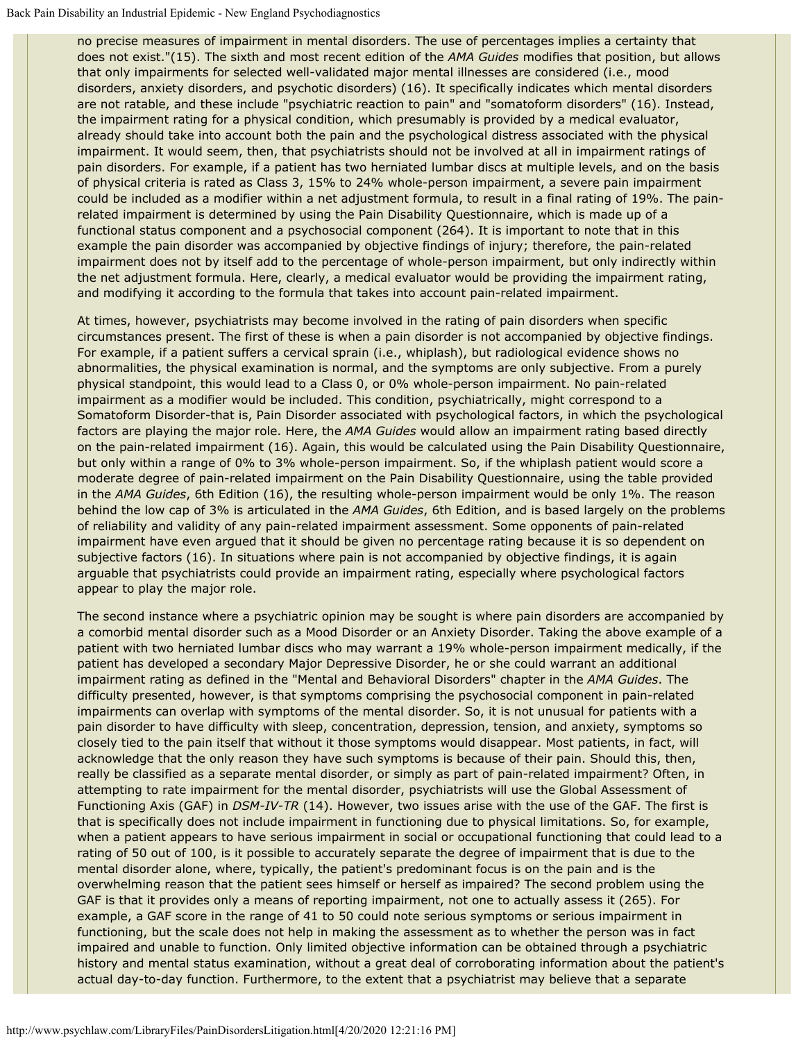no precise measures of impairment in mental disorders. The use of percentages implies a certainty that does not exist."(15). The sixth and most recent edition of the *AMA Guides* modifies that position, but allows that only impairments for selected well-validated major mental illnesses are considered (i.e., mood disorders, anxiety disorders, and psychotic disorders) (16). It specifically indicates which mental disorders are not ratable, and these include "psychiatric reaction to pain" and "somatoform disorders" (16). Instead, the impairment rating for a physical condition, which presumably is provided by a medical evaluator, already should take into account both the pain and the psychological distress associated with the physical impairment. It would seem, then, that psychiatrists should not be involved at all in impairment ratings of pain disorders. For example, if a patient has two herniated lumbar discs at multiple levels, and on the basis of physical criteria is rated as Class 3, 15% to 24% whole-person impairment, a severe pain impairment could be included as a modifier within a net adjustment formula, to result in a final rating of 19%. The pain-related impairment is determined by using the Pain Disability Questionnaire, which is made up of a functional status component and a psychosocial component (264). It is important to note that in this example the pain disorder was accompanied by objective findings of injury; therefore, the pain-related impairment does not by itself add to the percentage of whole-person impairment, but only indirectly within the net adjustment formula. Here, clearly, a medical evaluator would be providing the impairment rating, and modifying it according to the formula that takes into account pain-related impairment.

At times, however, psychiatrists may become involved in the rating of pain disorders when specific circumstances present. The first of these is when a pain disorder is not accompanied by objective findings. For example, if a patient suffers a cervical sprain (i.e., whiplash), but radiological evidence shows no abnormalities, the physical examination is normal, and the symptoms are only subjective. From a purely physical standpoint, this would lead to a Class 0, or 0% whole-person impairment. No pain-related impairment as a modifier would be included. This condition, psychiatrically, might correspond to a Somatoform Disorder-that is, Pain Disorder associated with psychological factors, in which the psychological factors are playing the major role. Here, the *AMA Guides* would allow an impairment rating based directly on the pain-related impairment (16). Again, this would be calculated using the Pain Disability Questionnaire, but only within a range of 0% to 3% whole-person impairment. So, if the whiplash patient would score a moderate degree of pain-related impairment on the Pain Disability Questionnaire, using the table provided in the *AMA Guides*, 6th Edition (16), the resulting whole-person impairment would be only 1%. The reason behind the low cap of 3% is articulated in the *AMA Guides*, 6th Edition, and is based largely on the problems of reliability and validity of any pain-related impairment assessment. Some opponents of pain-related impairment have even argued that it should be given no percentage rating because it is so dependent on subjective factors (16). In situations where pain is not accompanied by objective findings, it is again arguable that psychiatrists could provide an impairment rating, especially where psychological factors appear to play the major role.

The second instance where a psychiatric opinion may be sought is where pain disorders are accompanied by a comorbid mental disorder such as a Mood Disorder or an Anxiety Disorder. Taking the above example of a patient with two herniated lumbar discs who may warrant a 19% whole-person impairment medically, if the patient has developed a secondary Major Depressive Disorder, he or she could warrant an additional impairment rating as defined in the "Mental and Behavioral Disorders" chapter in the *AMA Guides*. The difficulty presented, however, is that symptoms comprising the psychosocial component in pain-related impairments can overlap with symptoms of the mental disorder. So, it is not unusual for patients with a pain disorder to have difficulty with sleep, concentration, depression, tension, and anxiety, symptoms so closely tied to the pain itself that without it those symptoms would disappear. Most patients, in fact, will acknowledge that the only reason they have such symptoms is because of their pain. Should this, then, really be classified as a separate mental disorder, or simply as part of pain-related impairment? Often, in attempting to rate impairment for the mental disorder, psychiatrists will use the Global Assessment of Functioning Axis (GAF) in *DSM-IV-TR* (14). However, two issues arise with the use of the GAF. The first is that is specifically does not include impairment in functioning due to physical limitations. So, for example, when a patient appears to have serious impairment in social or occupational functioning that could lead to a rating of 50 out of 100, is it possible to accurately separate the degree of impairment that is due to the mental disorder alone, where, typically, the patient's predominant focus is on the pain and is the overwhelming reason that the patient sees himself or herself as impaired? The second problem using the GAF is that it provides only a means of reporting impairment, not one to actually assess it (265). For example, a GAF score in the range of 41 to 50 could note serious symptoms or serious impairment in functioning, but the scale does not help in making the assessment as to whether the person was in fact impaired and unable to function. Only limited objective information can be obtained through a psychiatric history and mental status examination, without a great deal of corroborating information about the patient's actual day-to-day function. Furthermore, to the extent that a psychiatrist may believe that a separate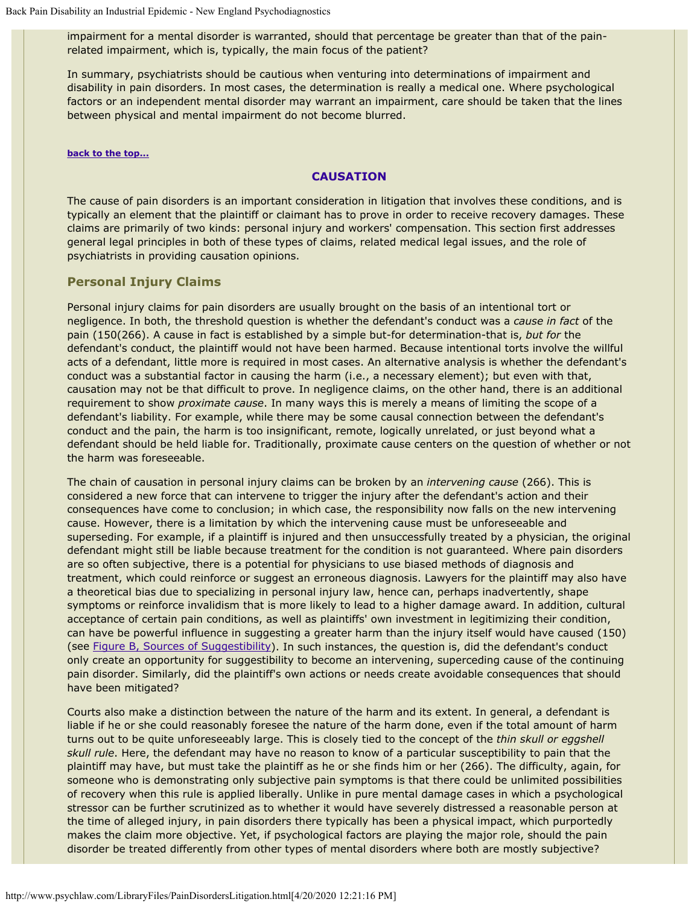impairment for a mental disorder is warranted, should that percentage be greater than that of the pain-related impairment, which is, typically, the main focus of the patient?

In summary, psychiatrists should be cautious when venturing into determinations of impairment and disability in pain disorders. In most cases, the determination is really a medical one. Where psychological factors or an independent mental disorder may warrant an impairment, care should be taken that the lines between physical and mental impairment do not become blurred.

**back to the top...**

## CAUSATION

The cause of pain disorders is an important consideration in litigation that involves these conditions, and is typically an element that the plaintiff or claimant has to prove in order to receive recovery damages. These claims are primarily of two kinds: personal injury and workers' compensation. This section first addresses general legal principles in both of these types of claims, related medical legal issues, and the role of psychiatrists in providing causation opinions.

### Personal Injury Claims

Personal injury claims for pain disorders are usually brought on the basis of an intentional tort or negligence. In both, the threshold question is whether the defendant's conduct was a *cause in fact* of the pain (150(266). A cause in fact is established by a simple but-for determination-that is, *but for* the defendant's conduct, the plaintiff would not have been harmed. Because intentional torts involve the willful acts of a defendant, little more is required in most cases. An alternative analysis is whether the defendant's conduct was a substantial factor in causing the harm (i.e., a necessary element); but even with that, causation may not be that difficult to prove. In negligence claims, on the other hand, there is an additional requirement to show *proximate cause*. In many ways this is merely a means of limiting the scope of a defendant's liability. For example, while there may be some causal connection between the defendant's conduct and the pain, the harm is too insignificant, remote, logically unrelated, or just beyond what a defendant should be held liable for. Traditionally, proximate cause centers on the question of whether or not the harm was foreseeable.

The chain of causation in personal injury claims can be broken by an *intervening cause* (266). This is considered a new force that can intervene to trigger the injury after the defendant's action and their consequences have come to conclusion; in which case, the responsibility now falls on the new intervening cause. However, there is a limitation by which the intervening cause must be unforeseeable and superseding. For example, if a plaintiff is injured and then unsuccessfully treated by a physician, the original defendant might still be liable because treatment for the condition is not guaranteed. Where pain disorders are so often subjective, there is a potential for physicians to use biased methods of diagnosis and treatment, which could reinforce or suggest an erroneous diagnosis. Lawyers for the plaintiff may also have a theoretical bias due to specializing in personal injury law, hence can, perhaps inadvertently, shape symptoms or reinforce invalidism that is more likely to lead to a higher damage award. In addition, cultural acceptance of certain pain conditions, as well as plaintiffs' own investment in legitimizing their condition, can have be powerful influence in suggesting a greater harm than the injury itself would have caused (150) (see Figure B, Sources of Suggestibility). In such instances, the question is, did the defendant's conduct only create an opportunity for suggestibility to become an intervening, superceding cause of the continuing pain disorder. Similarly, did the plaintiff's own actions or needs create avoidable consequences that should have been mitigated?

Courts also make a distinction between the nature of the harm and its extent. In general, a defendant is liable if he or she could reasonably foresee the nature of the harm done, even if the total amount of harm turns out to be quite unforeseeably large. This is closely tied to the concept of the *thin skull or eggshell skull rule*. Here, the defendant may have no reason to know of a particular susceptibility to pain that the plaintiff may have, but must take the plaintiff as he or she finds him or her (266). The difficulty, again, for someone who is demonstrating only subjective pain symptoms is that there could be unlimited possibilities of recovery when this rule is applied liberally. Unlike in pure mental damage cases in which a psychological stressor can be further scrutinized as to whether it would have severely distressed a reasonable person at the time of alleged injury, in pain disorders there typically has been a physical impact, which purportedly makes the claim more objective. Yet, if psychological factors are playing the major role, should the pain disorder be treated differently from other types of mental disorders where both are mostly subjective?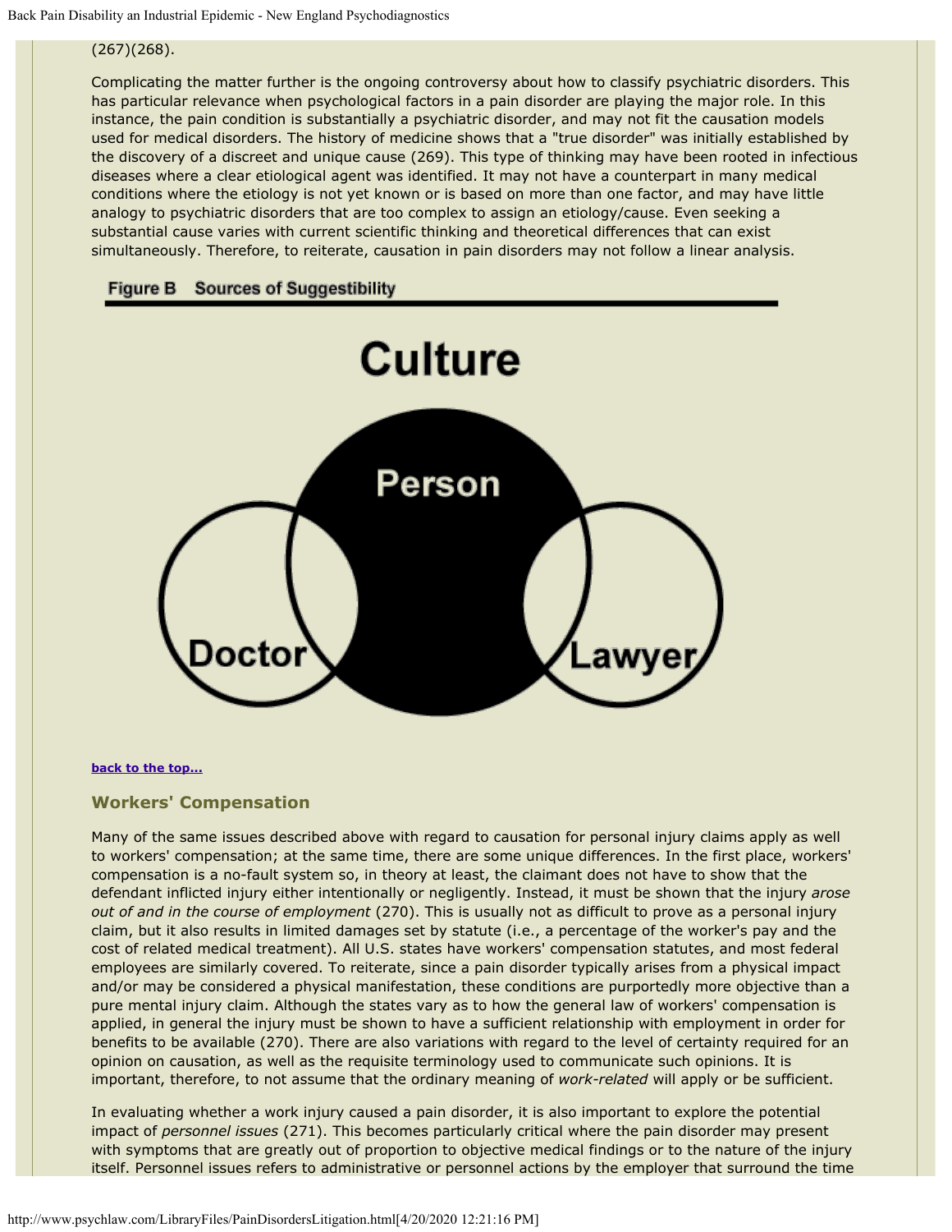(267)(268).

Complicating the matter further is the ongoing controversy about how to classify psychiatric disorders. This has particular relevance when psychological factors in a pain disorder are playing the major role. In this instance, the pain condition is substantially a psychiatric disorder, and may not fit the causation models used for medical disorders. The history of medicine shows that a "true disorder" was initially established by the discovery of a discreet and unique cause (269). This type of thinking may have been rooted in infectious diseases where a clear etiological agent was identified. It may not have a counterpart in many medical conditions where the etiology is not yet known or is based on more than one factor, and may have little analogy to psychiatric disorders that are too complex to assign an etiology/cause. Even seeking a substantial cause varies with current scientific thinking and theoretical differences that can exist simultaneously. Therefore, to reiterate, causation in pain disorders may not follow a linear analysis.

**Figure B Sources of Suggestibility**

Culture

Person

Doctor

Lawyer

**back to the top...**

## Workers' Compensation

Many of the same issues described above with regard to causation for personal injury claims apply as well to workers' compensation; at the same time, there are some unique differences. In the first place, workers' compensation is a no-fault system so, in theory at least, the claimant does not have to show that the defendant inflicted injury either intentionally or negligently. Instead, it must be shown that the injury *arose out of and in the course of employment* (270). This is usually not as difficult to prove as a personal injury claim, but it also results in limited damages set by statute (i.e., a percentage of the worker's pay and the cost of related medical treatment). All U.S. states have workers' compensation statutes, and most federal employees are similarly covered. To reiterate, since a pain disorder typically arises from a physical impact and/or may be considered a physical manifestation, these conditions are purportedly more objective than a pure mental injury claim. Although the states vary as to how the general law of workers' compensation is applied, in general the injury must be shown to have a sufficient relationship with employment in order for benefits to be available (270). There are also variations with regard to the level of certainty required for an opinion on causation, as well as the requisite terminology used to communicate such opinions. It is important, therefore, to not assume that the ordinary meaning of *work-related* will apply or be sufficient.

In evaluating whether a work injury caused a pain disorder, it is also important to explore the potential impact of *personnel issues* (271). This becomes particularly critical where the pain disorder may present with symptoms that are greatly out of proportion to objective medical findings or to the nature of the injury itself. Personnel issues refers to administrative or personnel actions by the employer that surround the time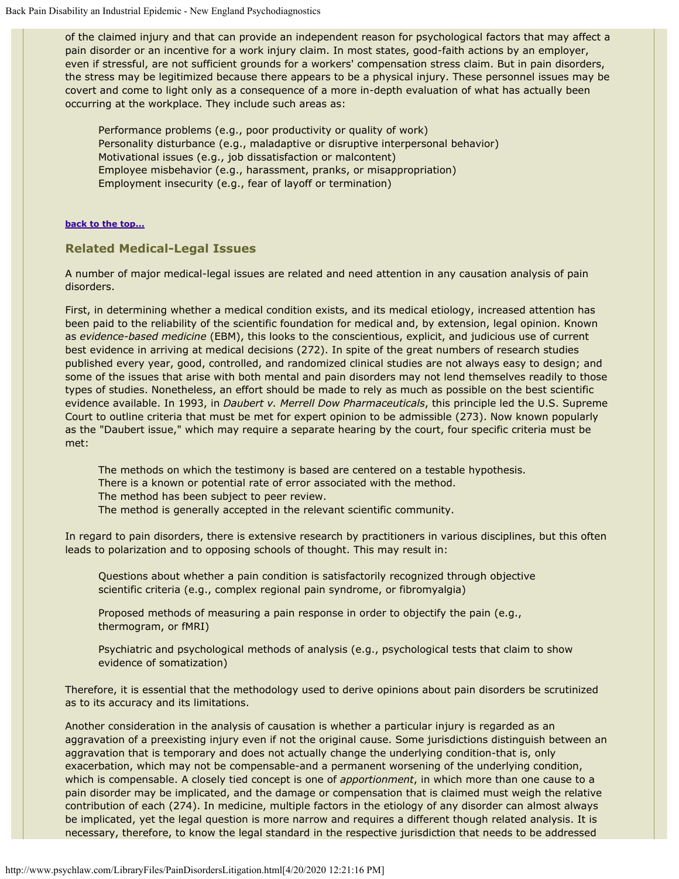of the claimed injury and that can provide an independent reason for psychological factors that may affect a pain disorder or an incentive for a work injury claim. In most states, good-faith actions by an employer, even if stressful, are not sufficient grounds for a workers' compensation stress claim. But in pain disorders, the stress may be legitimized because there appears to be a physical injury. These personnel issues may be covert and come to light only as a consequence of a more in-depth evaluation of what has actually been occurring at the workplace. They include such areas as:

- Performance problems (e.g., poor productivity or quality of work)
- Personality disturbance (e.g., maladaptive or disruptive interpersonal behavior)
- Motivational issues (e.g., job dissatisfaction or malcontent)
- Employee misbehavior (e.g., harassment, pranks, or misappropriation)
- Employment insecurity (e.g., fear of layoff or termination)

**back to the top...**

## Related Medical-Legal Issues

A number of major medical-legal issues are related and need attention in any causation analysis of pain disorders.

First, in determining whether a medical condition exists, and its medical etiology, increased attention has been paid to the reliability of the scientific foundation for medical and, by extension, legal opinion. Known as *evidence-based medicine* (EBM), this looks to the conscientious, explicit, and judicious use of current best evidence in arriving at medical decisions (272). In spite of the great numbers of research studies published every year, good, controlled, and randomized clinical studies are not always easy to design; and some of the issues that arise with both mental and pain disorders may not lend themselves readily to those types of studies. Nonetheless, an effort should be made to rely as much as possible on the best scientific evidence available. In 1993, in *Daubert v. Merrell Dow Pharmaceuticals*, this principle led the U.S. Supreme Court to outline criteria that must be met for expert opinion to be admissible (273). Now known popularly as the "Daubert issue," which may require a separate hearing by the court, four specific criteria must be met:

- The methods on which the testimony is based are centered on a testable hypothesis.
- There is a known or potential rate of error associated with the method.
- The method has been subject to peer review.
- The method is generally accepted in the relevant scientific community.

In regard to pain disorders, there is extensive research by practitioners in various disciplines, but this often leads to polarization and to opposing schools of thought. This may result in:

- Questions about whether a pain condition is satisfactorily recognized through objective scientific criteria (e.g., complex regional pain syndrome, or fibromyalgia)
- Proposed methods of measuring a pain response in order to objectify the pain (e.g., thermogram, or fMRI)
- Psychiatric and psychological methods of analysis (e.g., psychological tests that claim to show evidence of somatization)

Therefore, it is essential that the methodology used to derive opinions about pain disorders be scrutinized as to its accuracy and its limitations.

Another consideration in the analysis of causation is whether a particular injury is regarded as an aggravation of a preexisting injury even if not the original cause. Some jurisdictions distinguish between an aggravation that is temporary and does not actually change the underlying condition-that is, only exacerbation, which may not be compensable-and a permanent worsening of the underlying condition, which is compensable. A closely tied concept is one of *apportionment*, in which more than one cause to a pain disorder may be implicated, and the damage or compensation that is claimed must weigh the relative contribution of each (274). In medicine, multiple factors in the etiology of any disorder can almost always be implicated, yet the legal question is more narrow and requires a different though related analysis. It is necessary, therefore, to know the legal standard in the respective jurisdiction that needs to be addressed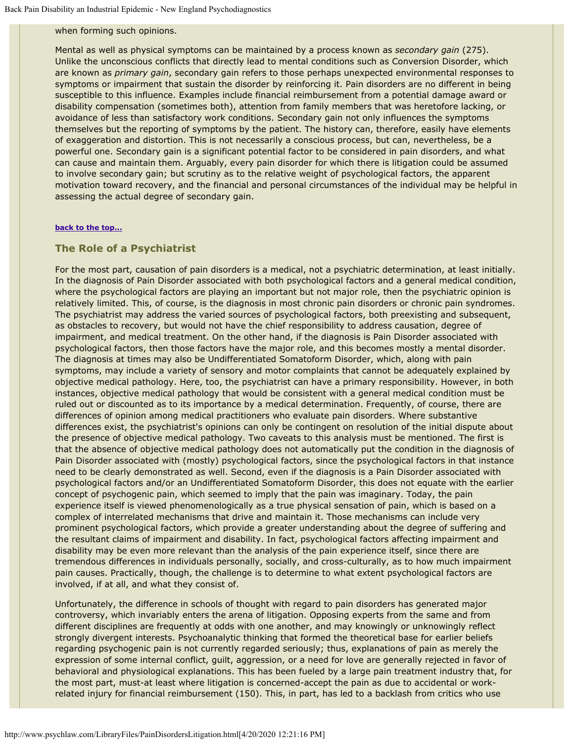when forming such opinions.

Mental as well as physical symptoms can be maintained by a process known as *secondary gain* (275). Unlike the unconscious conflicts that directly lead to mental conditions such as Conversion Disorder, which are known as *primary gain*, secondary gain refers to those perhaps unexpected environmental responses to symptoms or impairment that sustain the disorder by reinforcing it. Pain disorders are no different in being susceptible to this influence. Examples include financial reimbursement from a potential damage award or disability compensation (sometimes both), attention from family members that was heretofore lacking, or avoidance of less than satisfactory work conditions. Secondary gain not only influences the symptoms themselves but the reporting of symptoms by the patient. The history can, therefore, easily have elements of exaggeration and distortion. This is not necessarily a conscious process, but can, nevertheless, be a powerful one. Secondary gain is a significant potential factor to be considered in pain disorders, and what can cause and maintain them. Arguably, every pain disorder for which there is litigation could be assumed to involve secondary gain; but scrutiny as to the relative weight of psychological factors, the apparent motivation toward recovery, and the financial and personal circumstances of the individual may be helpful in assessing the actual degree of secondary gain.

**back to the top...**

## The Role of a Psychiatrist

For the most part, causation of pain disorders is a medical, not a psychiatric determination, at least initially. In the diagnosis of Pain Disorder associated with both psychological factors and a general medical condition, where the psychological factors are playing an important but not major role, then the psychiatric opinion is relatively limited. This, of course, is the diagnosis in most chronic pain disorders or chronic pain syndromes. The psychiatrist may address the varied sources of psychological factors, both preexisting and subsequent, as obstacles to recovery, but would not have the chief responsibility to address causation, degree of impairment, and medical treatment. On the other hand, if the diagnosis is Pain Disorder associated with psychological factors, then those factors have the major role, and this becomes mostly a mental disorder. The diagnosis at times may also be Undifferentiated Somatoform Disorder, which, along with pain symptoms, may include a variety of sensory and motor complaints that cannot be adequately explained by objective medical pathology. Here, too, the psychiatrist can have a primary responsibility. However, in both instances, objective medical pathology that would be consistent with a general medical condition must be ruled out or discounted as to its importance by a medical determination. Frequently, of course, there are differences of opinion among medical practitioners who evaluate pain disorders. Where substantive differences exist, the psychiatrist's opinions can only be contingent on resolution of the initial dispute about the presence of objective medical pathology. Two caveats to this analysis must be mentioned. The first is that the absence of objective medical pathology does not automatically put the condition in the diagnosis of Pain Disorder associated with (mostly) psychological factors, since the psychological factors in that instance need to be clearly demonstrated as well. Second, even if the diagnosis is a Pain Disorder associated with psychological factors and/or an Undifferentiated Somatoform Disorder, this does not equate with the earlier concept of psychogenic pain, which seemed to imply that the pain was imaginary. Today, the pain experience itself is viewed phenomenologically as a true physical sensation of pain, which is based on a complex of interrelated mechanisms that drive and maintain it. Those mechanisms can include very prominent psychological factors, which provide a greater understanding about the degree of suffering and the resultant claims of impairment and disability. In fact, psychological factors affecting impairment and disability may be even more relevant than the analysis of the pain experience itself, since there are tremendous differences in individuals personally, socially, and cross-culturally, as to how much impairment pain causes. Practically, though, the challenge is to determine to what extent psychological factors are involved, if at all, and what they consist of.

Unfortunately, the difference in schools of thought with regard to pain disorders has generated major controversy, which invariably enters the arena of litigation. Opposing experts from the same and from different disciplines are frequently at odds with one another, and may knowingly or unknowingly reflect strongly divergent interests. Psychoanalytic thinking that formed the theoretical base for earlier beliefs regarding psychogenic pain is not currently regarded seriously; thus, explanations of pain as merely the expression of some internal conflict, guilt, aggression, or a need for love are generally rejected in favor of behavioral and physiological explanations. This has been fueled by a large pain treatment industry that, for the most part, must-at least where litigation is concerned-accept the pain as due to accidental or work-related injury for financial reimbursement (150). This, in part, has led to a backlash from critics who use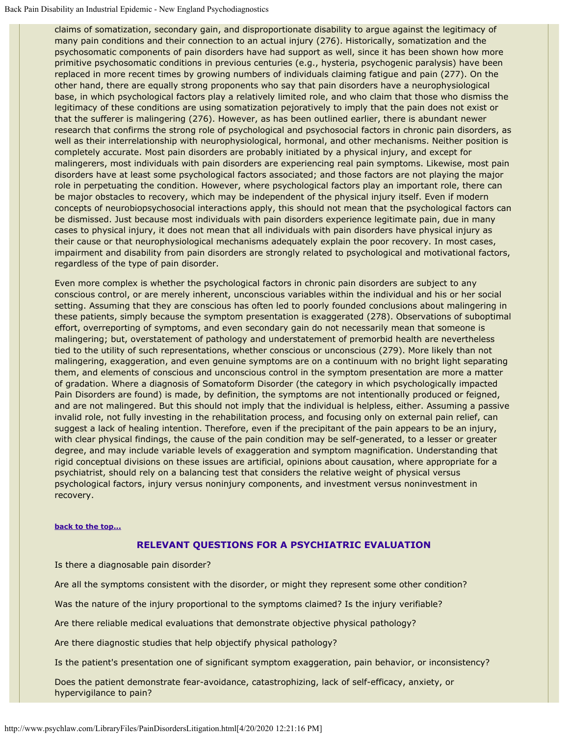claims of somatization, secondary gain, and disproportionate disability to argue against the legitimacy of many pain conditions and their connection to an actual injury (276). Historically, somatization and the psychosomatic components of pain disorders have had support as well, since it has been shown how more primitive psychosomatic conditions in previous centuries (e.g., hysteria, psychogenic paralysis) have been replaced in more recent times by growing numbers of individuals claiming fatigue and pain (277). On the other hand, there are equally strong proponents who say that pain disorders have a neurophysiological base, in which psychological factors play a relatively limited role, and who claim that those who dismiss the legitimacy of these conditions are using somatization pejoratively to imply that the pain does not exist or that the sufferer is malingering (276). However, as has been outlined earlier, there is abundant newer research that confirms the strong role of psychological and psychosocial factors in chronic pain disorders, as well as their interrelationship with neurophysiological, hormonal, and other mechanisms. Neither position is completely accurate. Most pain disorders are probably initiated by a physical injury, and except for malingerers, most individuals with pain disorders are experiencing real pain symptoms. Likewise, most pain disorders have at least some psychological factors associated; and those factors are not playing the major role in perpetuating the condition. However, where psychological factors play an important role, there can be major obstacles to recovery, which may be independent of the physical injury itself. Even if modern concepts of neurobiopsychosocial interactions apply, this should not mean that the psychological factors can be dismissed. Just because most individuals with pain disorders experience legitimate pain, due in many cases to physical injury, it does not mean that all individuals with pain disorders have physical injury as their cause or that neurophysiological mechanisms adequately explain the poor recovery. In most cases, impairment and disability from pain disorders are strongly related to psychological and motivational factors, regardless of the type of pain disorder.

Even more complex is whether the psychological factors in chronic pain disorders are subject to any conscious control, or are merely inherent, unconscious variables within the individual and his or her social setting. Assuming that they are conscious has often led to poorly founded conclusions about malingering in these patients, simply because the symptom presentation is exaggerated (278). Observations of suboptimal effort, overreporting of symptoms, and even secondary gain do not necessarily mean that someone is malingering; but, overstatement of pathology and understatement of premorbid health are nevertheless tied to the utility of such representations, whether conscious or unconscious (279). More likely than not malingering, exaggeration, and even genuine symptoms are on a continuum with no bright light separating them, and elements of conscious and unconscious control in the symptom presentation are more a matter of gradation. Where a diagnosis of Somatoform Disorder (the category in which psychologically impacted Pain Disorders are found) is made, by definition, the symptoms are not intentionally produced or feigned, and are not malingered. But this should not imply that the individual is helpless, either. Assuming a passive invalid role, not fully investing in the rehabilitation process, and focusing only on external pain relief, can suggest a lack of healing intention. Therefore, even if the precipitant of the pain appears to be an injury, with clear physical findings, the cause of the pain condition may be self-generated, to a lesser or greater degree, and may include variable levels of exaggeration and symptom magnification. Understanding that rigid conceptual divisions on these issues are artificial, opinions about causation, where appropriate for a psychiatrist, should rely on a balancing test that considers the relative weight of physical versus psychological factors, injury versus noninjury components, and investment versus noninvestment in recovery.

**back to the top...**

## RELEVANT QUESTIONS FOR A PSYCHIATRIC EVALUATION

Is there a diagnosable pain disorder?

Are all the symptoms consistent with the disorder, or might they represent some other condition?

Was the nature of the injury proportional to the symptoms claimed? Is the injury verifiable?

Are there reliable medical evaluations that demonstrate objective physical pathology?

Are there diagnostic studies that help objectify physical pathology?

Is the patient's presentation one of significant symptom exaggeration, pain behavior, or inconsistency?

Does the patient demonstrate fear-avoidance, catastrophizing, lack of self-efficacy, anxiety, or hypervigilance to pain?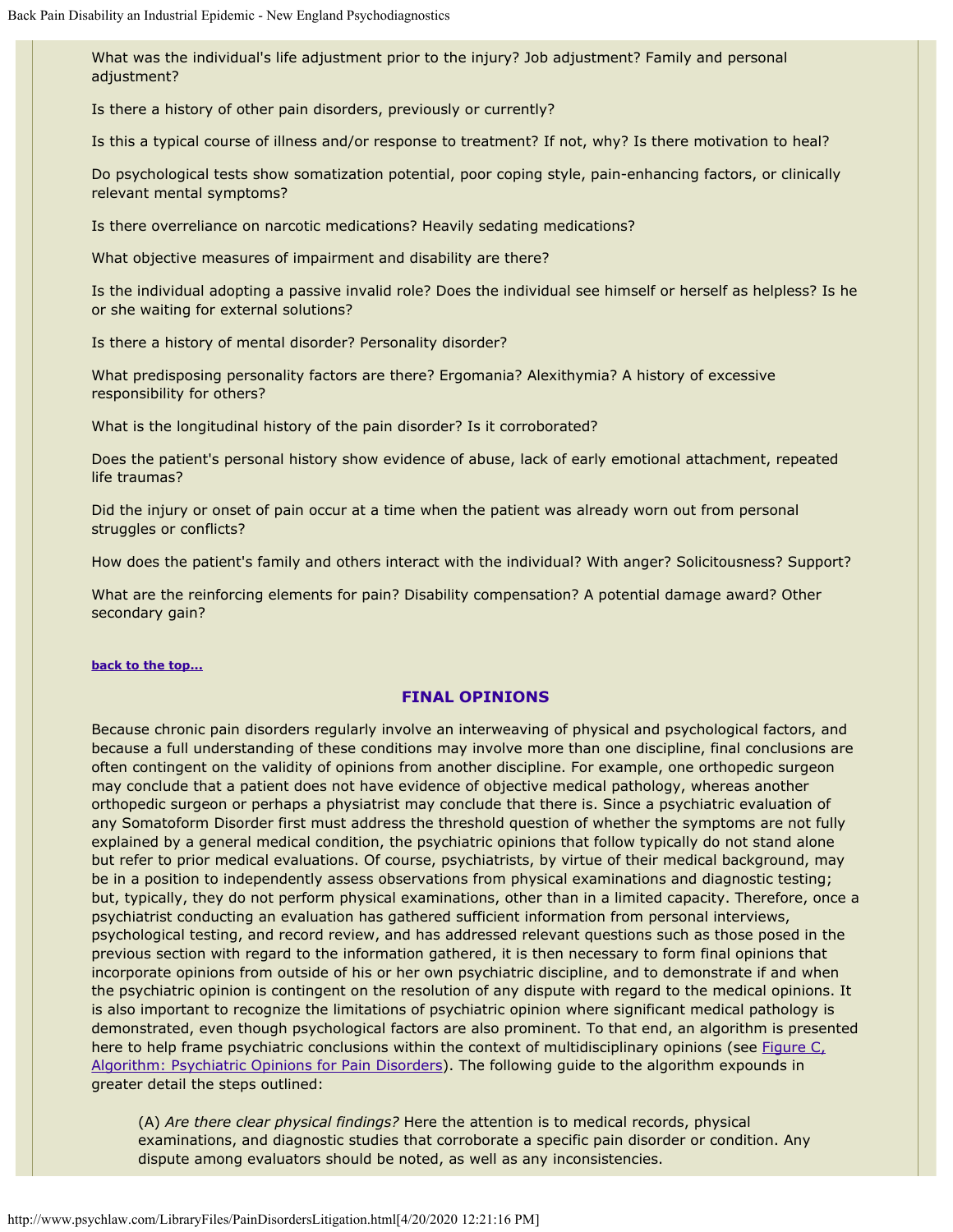What was the individual's life adjustment prior to the injury? Job adjustment? Family and personal adjustment?

Is there a history of other pain disorders, previously or currently?

Is this a typical course of illness and/or response to treatment? If not, why? Is there motivation to heal?

Do psychological tests show somatization potential, poor coping style, pain-enhancing factors, or clinically relevant mental symptoms?

Is there overreliance on narcotic medications? Heavily sedating medications?

What objective measures of impairment and disability are there?

Is the individual adopting a passive invalid role? Does the individual see himself or herself as helpless? Is he or she waiting for external solutions?

Is there a history of mental disorder? Personality disorder?

What predisposing personality factors are there? Ergomania? Alexithymia? A history of excessive responsibility for others?

What is the longitudinal history of the pain disorder? Is it corroborated?

Does the patient's personal history show evidence of abuse, lack of early emotional attachment, repeated life traumas?

Did the injury or onset of pain occur at a time when the patient was already worn out from personal struggles or conflicts?

How does the patient's family and others interact with the individual? With anger? Solicitousness? Support?

What are the reinforcing elements for pain? Disability compensation? A potential damage award? Other secondary gain?

**back to the top...**

## FINAL OPINIONS

Because chronic pain disorders regularly involve an interweaving of physical and psychological factors, and because a full understanding of these conditions may involve more than one discipline, final conclusions are often contingent on the validity of opinions from another discipline. For example, one orthopedic surgeon may conclude that a patient does not have evidence of objective medical pathology, whereas another orthopedic surgeon or perhaps a physiatrist may conclude that there is. Since a psychiatric evaluation of any Somatoform Disorder first must address the threshold question of whether the symptoms are not fully explained by a general medical condition, the psychiatric opinions that follow typically do not stand alone but refer to prior medical evaluations. Of course, psychiatrists, by virtue of their medical background, may be in a position to independently assess observations from physical examinations and diagnostic testing; but, typically, they do not perform physical examinations, other than in a limited capacity. Therefore, once a psychiatrist conducting an evaluation has gathered sufficient information from personal interviews, psychological testing, and record review, and has addressed relevant questions such as those posed in the previous section with regard to the information gathered, it is then necessary to form final opinions that incorporate opinions from outside of his or her own psychiatric discipline, and to demonstrate if and when the psychiatric opinion is contingent on the resolution of any dispute with regard to the medical opinions. It is also important to recognize the limitations of psychiatric opinion where significant medical pathology is demonstrated, even though psychological factors are also prominent. To that end, an algorithm is presented here to help frame psychiatric conclusions within the context of multidisciplinary opinions (see Figure C, Algorithm: Psychiatric Opinions for Pain Disorders). The following guide to the algorithm expounds in greater detail the steps outlined:

> (A) *Are there clear physical findings?* Here the attention is to medical records, physical examinations, and diagnostic studies that corroborate a specific pain disorder or condition. Any dispute among evaluators should be noted, as well as any inconsistencies.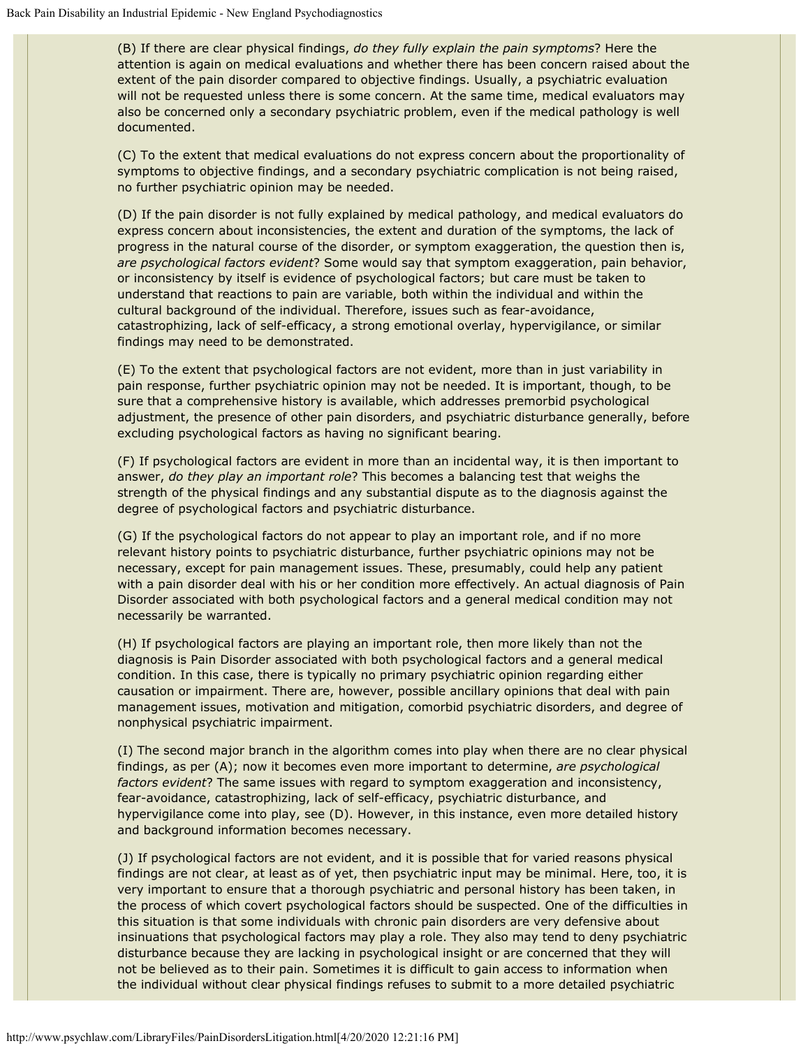(B) If there are clear physical findings, *do they fully explain the pain symptoms*? Here the attention is again on medical evaluations and whether there has been concern raised about the extent of the pain disorder compared to objective findings. Usually, a psychiatric evaluation will not be requested unless there is some concern. At the same time, medical evaluators may also be concerned only a secondary psychiatric problem, even if the medical pathology is well documented.

(C) To the extent that medical evaluations do not express concern about the proportionality of symptoms to objective findings, and a secondary psychiatric complication is not being raised, no further psychiatric opinion may be needed.

(D) If the pain disorder is not fully explained by medical pathology, and medical evaluators do express concern about inconsistencies, the extent and duration of the symptoms, the lack of progress in the natural course of the disorder, or symptom exaggeration, the question then is, *are psychological factors evident*? Some would say that symptom exaggeration, pain behavior, or inconsistency by itself is evidence of psychological factors; but care must be taken to understand that reactions to pain are variable, both within the individual and within the cultural background of the individual. Therefore, issues such as fear-avoidance, catastrophizing, lack of self-efficacy, a strong emotional overlay, hypervigilance, or similar findings may need to be demonstrated.

(E) To the extent that psychological factors are not evident, more than in just variability in pain response, further psychiatric opinion may not be needed. It is important, though, to be sure that a comprehensive history is available, which addresses premorbid psychological adjustment, the presence of other pain disorders, and psychiatric disturbance generally, before excluding psychological factors as having no significant bearing.

(F) If psychological factors are evident in more than an incidental way, it is then important to answer, *do they play an important role*? This becomes a balancing test that weighs the strength of the physical findings and any substantial dispute as to the diagnosis against the degree of psychological factors and psychiatric disturbance.

(G) If the psychological factors do not appear to play an important role, and if no more relevant history points to psychiatric disturbance, further psychiatric opinions may not be necessary, except for pain management issues. These, presumably, could help any patient with a pain disorder deal with his or her condition more effectively. An actual diagnosis of Pain Disorder associated with both psychological factors and a general medical condition may not necessarily be warranted.

(H) If psychological factors are playing an important role, then more likely than not the diagnosis is Pain Disorder associated with both psychological factors and a general medical condition. In this case, there is typically no primary psychiatric opinion regarding either causation or impairment. There are, however, possible ancillary opinions that deal with pain management issues, motivation and mitigation, comorbid psychiatric disorders, and degree of nonphysical psychiatric impairment.

(I) The second major branch in the algorithm comes into play when there are no clear physical findings, as per (A); now it becomes even more important to determine, *are psychological factors evident*? The same issues with regard to symptom exaggeration and inconsistency, fear-avoidance, catastrophizing, lack of self-efficacy, psychiatric disturbance, and hypervigilance come into play, see (D). However, in this instance, even more detailed history and background information becomes necessary.

(J) If psychological factors are not evident, and it is possible that for varied reasons physical findings are not clear, at least as of yet, then psychiatric input may be minimal. Here, too, it is very important to ensure that a thorough psychiatric and personal history has been taken, in the process of which covert psychological factors should be suspected. One of the difficulties in this situation is that some individuals with chronic pain disorders are very defensive about insinuations that psychological factors may play a role. They also may tend to deny psychiatric disturbance because they are lacking in psychological insight or are concerned that they will not be believed as to their pain. Sometimes it is difficult to gain access to information when the individual without clear physical findings refuses to submit to a more detailed psychiatric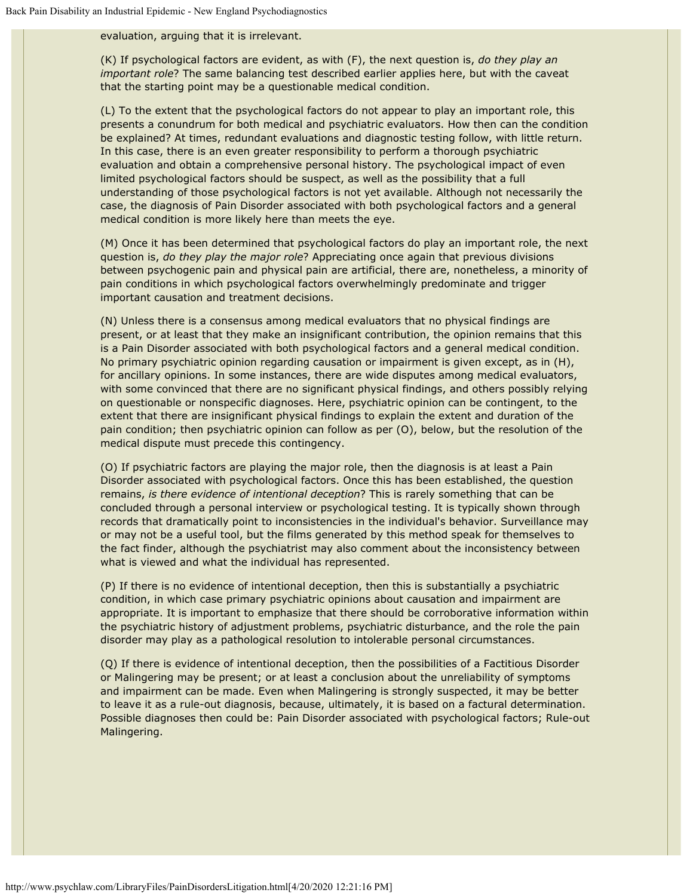evaluation, arguing that it is irrelevant.

(K) If psychological factors are evident, as with (F), the next question is, *do they play an important role*? The same balancing test described earlier applies here, but with the caveat that the starting point may be a questionable medical condition.

(L) To the extent that the psychological factors do not appear to play an important role, this presents a conundrum for both medical and psychiatric evaluators. How then can the condition be explained? At times, redundant evaluations and diagnostic testing follow, with little return. In this case, there is an even greater responsibility to perform a thorough psychiatric evaluation and obtain a comprehensive personal history. The psychological impact of even limited psychological factors should be suspect, as well as the possibility that a full understanding of those psychological factors is not yet available. Although not necessarily the case, the diagnosis of Pain Disorder associated with both psychological factors and a general medical condition is more likely here than meets the eye.

(M) Once it has been determined that psychological factors do play an important role, the next question is, *do they play the major role*? Appreciating once again that previous divisions between psychogenic pain and physical pain are artificial, there are, nonetheless, a minority of pain conditions in which psychological factors overwhelmingly predominate and trigger important causation and treatment decisions.

(N) Unless there is a consensus among medical evaluators that no physical findings are present, or at least that they make an insignificant contribution, the opinion remains that this is a Pain Disorder associated with both psychological factors and a general medical condition. No primary psychiatric opinion regarding causation or impairment is given except, as in (H), for ancillary opinions. In some instances, there are wide disputes among medical evaluators, with some convinced that there are no significant physical findings, and others possibly relying on questionable or nonspecific diagnoses. Here, psychiatric opinion can be contingent, to the extent that there are insignificant physical findings to explain the extent and duration of the pain condition; then psychiatric opinion can follow as per (O), below, but the resolution of the medical dispute must precede this contingency.

(O) If psychiatric factors are playing the major role, then the diagnosis is at least a Pain Disorder associated with psychological factors. Once this has been established, the question remains, *is there evidence of intentional deception*? This is rarely something that can be concluded through a personal interview or psychological testing. It is typically shown through records that dramatically point to inconsistencies in the individual's behavior. Surveillance may or may not be a useful tool, but the films generated by this method speak for themselves to the fact finder, although the psychiatrist may also comment about the inconsistency between what is viewed and what the individual has represented.

(P) If there is no evidence of intentional deception, then this is substantially a psychiatric condition, in which case primary psychiatric opinions about causation and impairment are appropriate. It is important to emphasize that there should be corroborative information within the psychiatric history of adjustment problems, psychiatric disturbance, and the role the pain disorder may play as a pathological resolution to intolerable personal circumstances.

(Q) If there is evidence of intentional deception, then the possibilities of a Factitious Disorder or Malingering may be present; or at least a conclusion about the unreliability of symptoms and impairment can be made. Even when Malingering is strongly suspected, it may be better to leave it as a rule-out diagnosis, because, ultimately, it is based on a factural determination. Possible diagnoses then could be: Pain Disorder associated with psychological factors; Rule-out Malingering.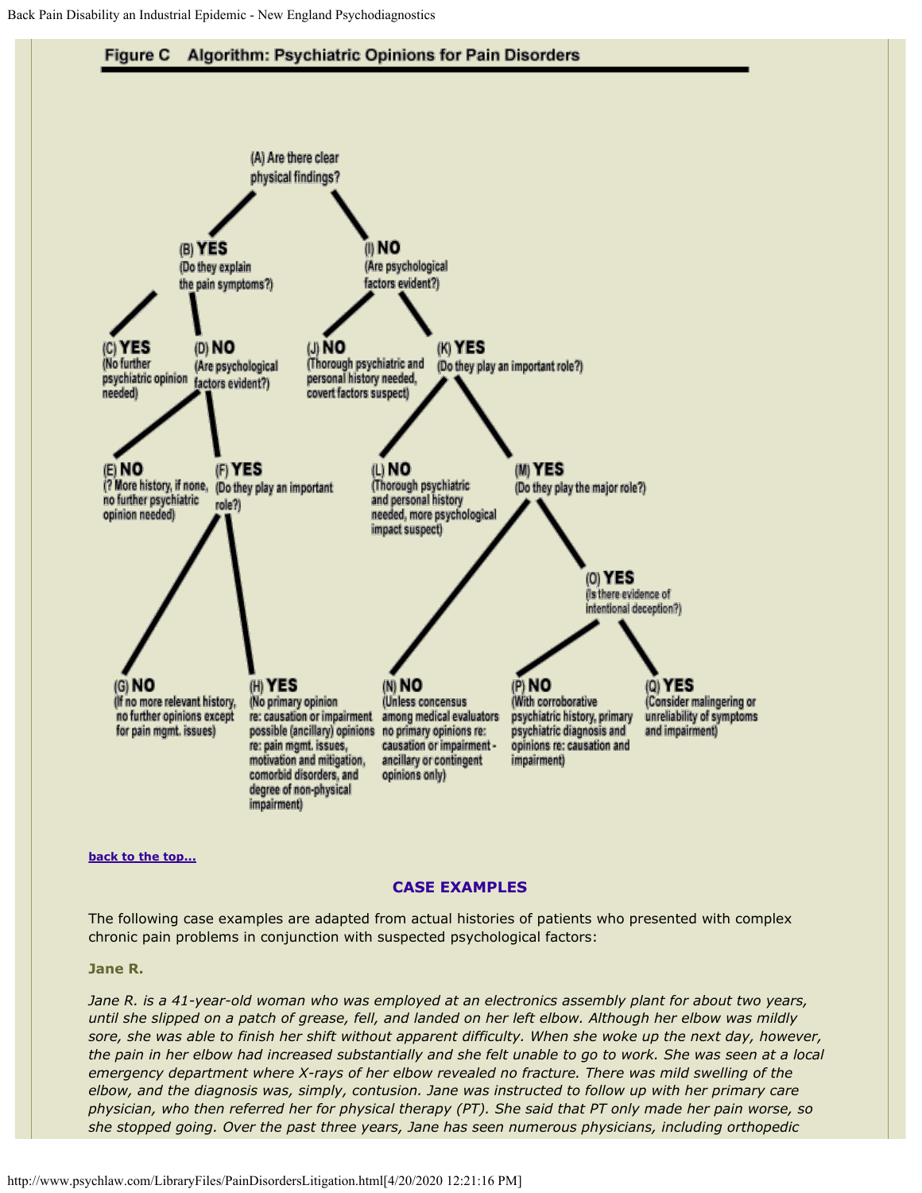### Figure C Algorithm: Psychiatric Opinions for Pain Disorders

- (A) Are there clear physical findings?
  - (B) **YES** (Do they explain the pain symptoms?)
    - (C) **YES** (No further psychiatric opinion needed)
    - (D) **NO** (Are psychological factors evident?)
      - (E) **NO** (? More history, if none, no further psychiatric opinion needed)
      - (F) **YES** (Do they play an important role?)
        - (G) **NO** (If no more relevant history, no further opinions except for pain mgmt. issues)
        - (H) **YES** (No primary opinion re: causation or impairment possible (ancillary) opinions re: pain mgmt. issues, motivation and mitigation, comorbid disorders, and degree of non-physical impairment)
  - (I) **NO** (Are psychological factors evident?)
    - (J) **NO** (Thorough psychiatric and personal history needed, covert factors suspect)
    - (K) **YES** (Do they play an important role?)
      - (L) **NO** (Thorough psychiatric and personal history needed, more psychological impact suspect)
      - (M) **YES** (Do they play the major role?)
        - (N) **NO** (Unless concensus among medical evaluators no primary opinions re: causation or impairment - ancillary or contingent opinions only)
        - (O) **YES** (Is there evidence of intentional deception?)
          - (P) **NO** (With corroborative psychiatric history, primary psychiatric diagnosis and opinions re: causation and impairment)
          - (Q) **YES** (Consider malingering or unreliability of symptoms and impairment)

back to the top...

## CASE EXAMPLES

The following case examples are adapted from actual histories of patients who presented with complex chronic pain problems in conjunction with suspected psychological factors:

### Jane R.

*Jane R. is a 41-year-old woman who was employed at an electronics assembly plant for about two years, until she slipped on a patch of grease, fell, and landed on her left elbow. Although her elbow was mildly sore, she was able to finish her shift without apparent difficulty. When she woke up the next day, however, the pain in her elbow had increased substantially and she felt unable to go to work. She was seen at a local emergency department where X-rays of her elbow revealed no fracture. There was mild swelling of the elbow, and the diagnosis was, simply, contusion. Jane was instructed to follow up with her primary care physician, who then referred her for physical therapy (PT). She said that PT only made her pain worse, so she stopped going. Over the past three years, Jane has seen numerous physicians, including orthopedic*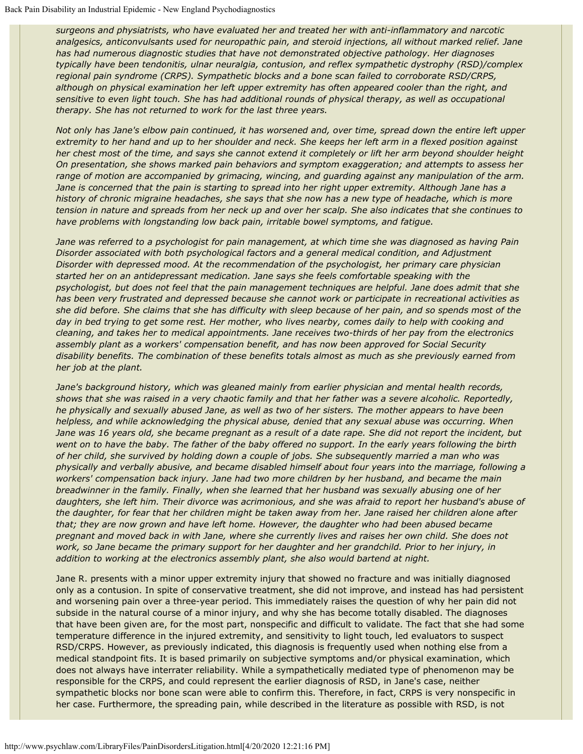*surgeons and physiatrists, who have evaluated her and treated her with anti-inflammatory and narcotic analgesics, anticonvulsants used for neuropathic pain, and steroid injections, all without marked relief. Jane has had numerous diagnostic studies that have not demonstrated objective pathology. Her diagnoses typically have been tendonitis, ulnar neuralgia, contusion, and reflex sympathetic dystrophy (RSD)/complex regional pain syndrome (CRPS). Sympathetic blocks and a bone scan failed to corroborate RSD/CRPS, although on physical examination her left upper extremity has often appeared cooler than the right, and sensitive to even light touch. She has had additional rounds of physical therapy, as well as occupational therapy. She has not returned to work for the last three years.*

*Not only has Jane's elbow pain continued, it has worsened and, over time, spread down the entire left upper extremity to her hand and up to her shoulder and neck. She keeps her left arm in a flexed position against her chest most of the time, and says she cannot extend it completely or lift her arm beyond shoulder height On presentation, she shows marked pain behaviors and symptom exaggeration; and attempts to assess her range of motion are accompanied by grimacing, wincing, and guarding against any manipulation of the arm. Jane is concerned that the pain is starting to spread into her right upper extremity. Although Jane has a history of chronic migraine headaches, she says that she now has a new type of headache, which is more tension in nature and spreads from her neck up and over her scalp. She also indicates that she continues to have problems with longstanding low back pain, irritable bowel symptoms, and fatigue.*

*Jane was referred to a psychologist for pain management, at which time she was diagnosed as having Pain Disorder associated with both psychological factors and a general medical condition, and Adjustment Disorder with depressed mood. At the recommendation of the psychologist, her primary care physician started her on an antidepressant medication. Jane says she feels comfortable speaking with the psychologist, but does not feel that the pain management techniques are helpful. Jane does admit that she has been very frustrated and depressed because she cannot work or participate in recreational activities as she did before. She claims that she has difficulty with sleep because of her pain, and so spends most of the day in bed trying to get some rest. Her mother, who lives nearby, comes daily to help with cooking and cleaning, and takes her to medical appointments. Jane receives two-thirds of her pay from the electronics assembly plant as a workers' compensation benefit, and has now been approved for Social Security disability benefits. The combination of these benefits totals almost as much as she previously earned from her job at the plant.*

*Jane's background history, which was gleaned mainly from earlier physician and mental health records, shows that she was raised in a very chaotic family and that her father was a severe alcoholic. Reportedly, he physically and sexually abused Jane, as well as two of her sisters. The mother appears to have been helpless, and while acknowledging the physical abuse, denied that any sexual abuse was occurring. When Jane was 16 years old, she became pregnant as a result of a date rape. She did not report the incident, but went on to have the baby. The father of the baby offered no support. In the early years following the birth of her child, she survived by holding down a couple of jobs. She subsequently married a man who was physically and verbally abusive, and became disabled himself about four years into the marriage, following a workers' compensation back injury. Jane had two more children by her husband, and became the main breadwinner in the family. Finally, when she learned that her husband was sexually abusing one of her daughters, she left him. Their divorce was acrimonious, and she was afraid to report her husband's abuse of the daughter, for fear that her children might be taken away from her. Jane raised her children alone after that; they are now grown and have left home. However, the daughter who had been abused became pregnant and moved back in with Jane, where she currently lives and raises her own child. She does not work, so Jane became the primary support for her daughter and her grandchild. Prior to her injury, in addition to working at the electronics assembly plant, she also would bartend at night.*

Jane R. presents with a minor upper extremity injury that showed no fracture and was initially diagnosed only as a contusion. In spite of conservative treatment, she did not improve, and instead has had persistent and worsening pain over a three-year period. This immediately raises the question of why her pain did not subside in the natural course of a minor injury, and why she has become totally disabled. The diagnoses that have been given are, for the most part, nonspecific and difficult to validate. The fact that she had some temperature difference in the injured extremity, and sensitivity to light touch, led evaluators to suspect RSD/CRPS. However, as previously indicated, this diagnosis is frequently used when nothing else from a medical standpoint fits. It is based primarily on subjective symptoms and/or physical examination, which does not always have interrater reliability. While a sympathetically mediated type of phenomenon may be responsible for the CRPS, and could represent the earlier diagnosis of RSD, in Jane's case, neither sympathetic blocks nor bone scan were able to confirm this. Therefore, in fact, CRPS is very nonspecific in her case. Furthermore, the spreading pain, while described in the literature as possible with RSD, is not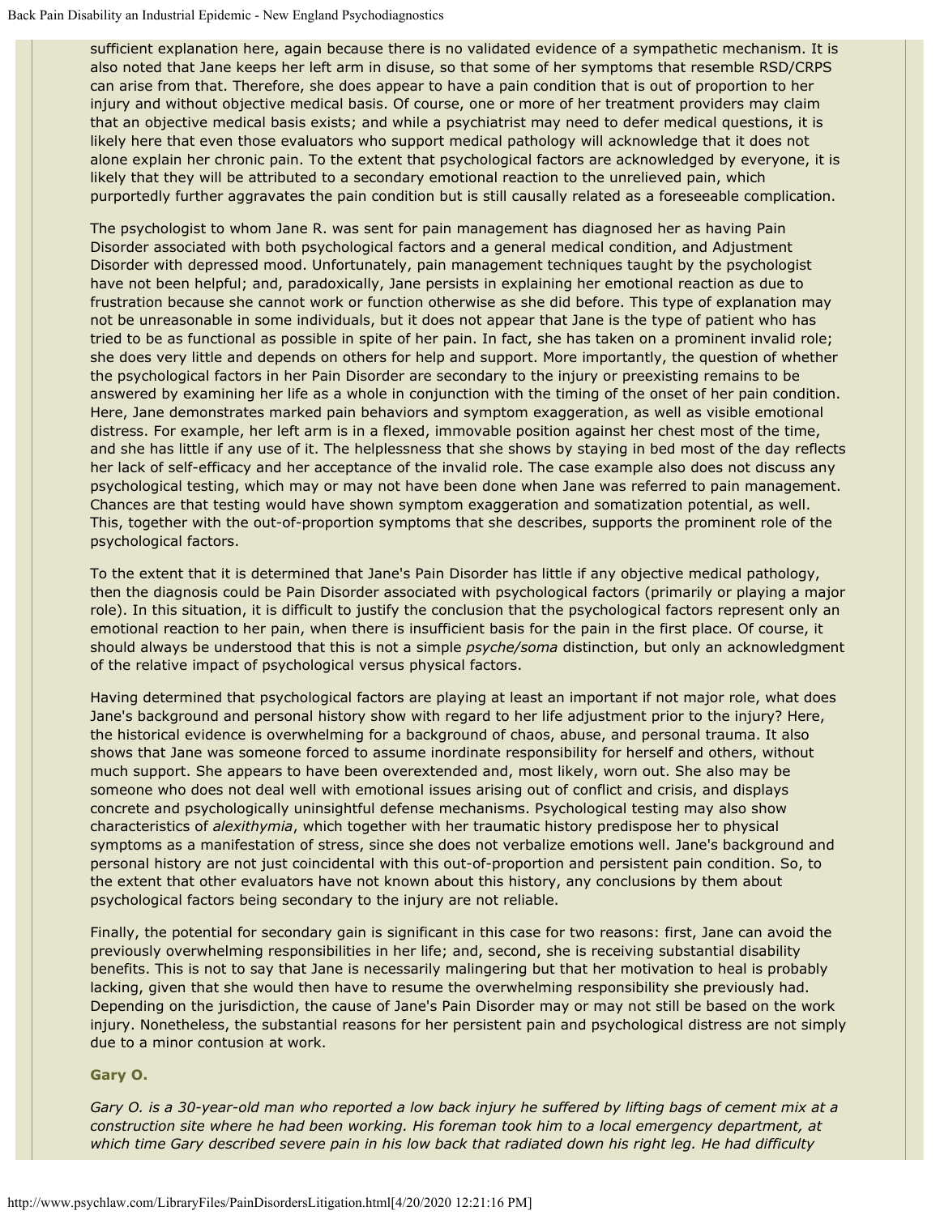sufficient explanation here, again because there is no validated evidence of a sympathetic mechanism. It is also noted that Jane keeps her left arm in disuse, so that some of her symptoms that resemble RSD/CRPS can arise from that. Therefore, she does appear to have a pain condition that is out of proportion to her injury and without objective medical basis. Of course, one or more of her treatment providers may claim that an objective medical basis exists; and while a psychiatrist may need to defer medical questions, it is likely here that even those evaluators who support medical pathology will acknowledge that it does not alone explain her chronic pain. To the extent that psychological factors are acknowledged by everyone, it is likely that they will be attributed to a secondary emotional reaction to the unrelieved pain, which purportedly further aggravates the pain condition but is still causally related as a foreseeable complication.

The psychologist to whom Jane R. was sent for pain management has diagnosed her as having Pain Disorder associated with both psychological factors and a general medical condition, and Adjustment Disorder with depressed mood. Unfortunately, pain management techniques taught by the psychologist have not been helpful; and, paradoxically, Jane persists in explaining her emotional reaction as due to frustration because she cannot work or function otherwise as she did before. This type of explanation may not be unreasonable in some individuals, but it does not appear that Jane is the type of patient who has tried to be as functional as possible in spite of her pain. In fact, she has taken on a prominent invalid role; she does very little and depends on others for help and support. More importantly, the question of whether the psychological factors in her Pain Disorder are secondary to the injury or preexisting remains to be answered by examining her life as a whole in conjunction with the timing of the onset of her pain condition. Here, Jane demonstrates marked pain behaviors and symptom exaggeration, as well as visible emotional distress. For example, her left arm is in a flexed, immovable position against her chest most of the time, and she has little if any use of it. The helplessness that she shows by staying in bed most of the day reflects her lack of self-efficacy and her acceptance of the invalid role. The case example also does not discuss any psychological testing, which may or may not have been done when Jane was referred to pain management. Chances are that testing would have shown symptom exaggeration and somatization potential, as well. This, together with the out-of-proportion symptoms that she describes, supports the prominent role of the psychological factors.

To the extent that it is determined that Jane's Pain Disorder has little if any objective medical pathology, then the diagnosis could be Pain Disorder associated with psychological factors (primarily or playing a major role). In this situation, it is difficult to justify the conclusion that the psychological factors represent only an emotional reaction to her pain, when there is insufficient basis for the pain in the first place. Of course, it should always be understood that this is not a simple *psyche/soma* distinction, but only an acknowledgment of the relative impact of psychological versus physical factors.

Having determined that psychological factors are playing at least an important if not major role, what does Jane's background and personal history show with regard to her life adjustment prior to the injury? Here, the historical evidence is overwhelming for a background of chaos, abuse, and personal trauma. It also shows that Jane was someone forced to assume inordinate responsibility for herself and others, without much support. She appears to have been overextended and, most likely, worn out. She also may be someone who does not deal well with emotional issues arising out of conflict and crisis, and displays concrete and psychologically uninsightful defense mechanisms. Psychological testing may also show characteristics of *alexithymia*, which together with her traumatic history predispose her to physical symptoms as a manifestation of stress, since she does not verbalize emotions well. Jane's background and personal history are not just coincidental with this out-of-proportion and persistent pain condition. So, to the extent that other evaluators have not known about this history, any conclusions by them about psychological factors being secondary to the injury are not reliable.

Finally, the potential for secondary gain is significant in this case for two reasons: first, Jane can avoid the previously overwhelming responsibilities in her life; and, second, she is receiving substantial disability benefits. This is not to say that Jane is necessarily malingering but that her motivation to heal is probably lacking, given that she would then have to resume the overwhelming responsibility she previously had. Depending on the jurisdiction, the cause of Jane's Pain Disorder may or may not still be based on the work injury. Nonetheless, the substantial reasons for her persistent pain and psychological distress are not simply due to a minor contusion at work.

**Gary O.**

*Gary O. is a 30-year-old man who reported a low back injury he suffered by lifting bags of cement mix at a construction site where he had been working. His foreman took him to a local emergency department, at which time Gary described severe pain in his low back that radiated down his right leg. He had difficulty*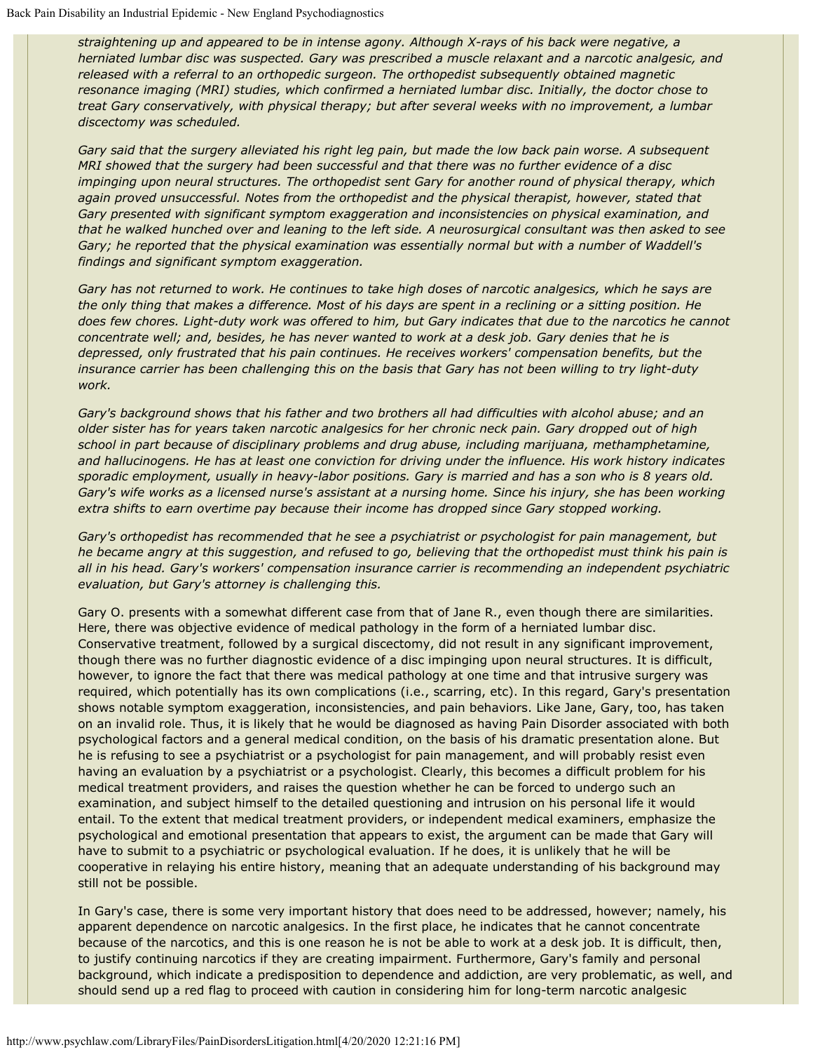*straightening up and appeared to be in intense agony. Although X-rays of his back were negative, a herniated lumbar disc was suspected. Gary was prescribed a muscle relaxant and a narcotic analgesic, and released with a referral to an orthopedic surgeon. The orthopedist subsequently obtained magnetic resonance imaging (MRI) studies, which confirmed a herniated lumbar disc. Initially, the doctor chose to treat Gary conservatively, with physical therapy; but after several weeks with no improvement, a lumbar discectomy was scheduled.*

*Gary said that the surgery alleviated his right leg pain, but made the low back pain worse. A subsequent MRI showed that the surgery had been successful and that there was no further evidence of a disc impinging upon neural structures. The orthopedist sent Gary for another round of physical therapy, which again proved unsuccessful. Notes from the orthopedist and the physical therapist, however, stated that Gary presented with significant symptom exaggeration and inconsistencies on physical examination, and that he walked hunched over and leaning to the left side. A neurosurgical consultant was then asked to see Gary; he reported that the physical examination was essentially normal but with a number of Waddell's findings and significant symptom exaggeration.*

*Gary has not returned to work. He continues to take high doses of narcotic analgesics, which he says are the only thing that makes a difference. Most of his days are spent in a reclining or a sitting position. He does few chores. Light-duty work was offered to him, but Gary indicates that due to the narcotics he cannot concentrate well; and, besides, he has never wanted to work at a desk job. Gary denies that he is depressed, only frustrated that his pain continues. He receives workers' compensation benefits, but the insurance carrier has been challenging this on the basis that Gary has not been willing to try light-duty work.*

*Gary's background shows that his father and two brothers all had difficulties with alcohol abuse; and an older sister has for years taken narcotic analgesics for her chronic neck pain. Gary dropped out of high school in part because of disciplinary problems and drug abuse, including marijuana, methamphetamine, and hallucinogens. He has at least one conviction for driving under the influence. His work history indicates sporadic employment, usually in heavy-labor positions. Gary is married and has a son who is 8 years old. Gary's wife works as a licensed nurse's assistant at a nursing home. Since his injury, she has been working extra shifts to earn overtime pay because their income has dropped since Gary stopped working.*

*Gary's orthopedist has recommended that he see a psychiatrist or psychologist for pain management, but he became angry at this suggestion, and refused to go, believing that the orthopedist must think his pain is all in his head. Gary's workers' compensation insurance carrier is recommending an independent psychiatric evaluation, but Gary's attorney is challenging this.*

Gary O. presents with a somewhat different case from that of Jane R., even though there are similarities. Here, there was objective evidence of medical pathology in the form of a herniated lumbar disc. Conservative treatment, followed by a surgical discectomy, did not result in any significant improvement, though there was no further diagnostic evidence of a disc impinging upon neural structures. It is difficult, however, to ignore the fact that there was medical pathology at one time and that intrusive surgery was required, which potentially has its own complications (i.e., scarring, etc). In this regard, Gary's presentation shows notable symptom exaggeration, inconsistencies, and pain behaviors. Like Jane, Gary, too, has taken on an invalid role. Thus, it is likely that he would be diagnosed as having Pain Disorder associated with both psychological factors and a general medical condition, on the basis of his dramatic presentation alone. But he is refusing to see a psychiatrist or a psychologist for pain management, and will probably resist even having an evaluation by a psychiatrist or a psychologist. Clearly, this becomes a difficult problem for his medical treatment providers, and raises the question whether he can be forced to undergo such an examination, and subject himself to the detailed questioning and intrusion on his personal life it would entail. To the extent that medical treatment providers, or independent medical examiners, emphasize the psychological and emotional presentation that appears to exist, the argument can be made that Gary will have to submit to a psychiatric or psychological evaluation. If he does, it is unlikely that he will be cooperative in relaying his entire history, meaning that an adequate understanding of his background may still not be possible.

In Gary's case, there is some very important history that does need to be addressed, however; namely, his apparent dependence on narcotic analgesics. In the first place, he indicates that he cannot concentrate because of the narcotics, and this is one reason he is not be able to work at a desk job. It is difficult, then, to justify continuing narcotics if they are creating impairment. Furthermore, Gary's family and personal background, which indicate a predisposition to dependence and addiction, are very problematic, as well, and should send up a red flag to proceed with caution in considering him for long-term narcotic analgesic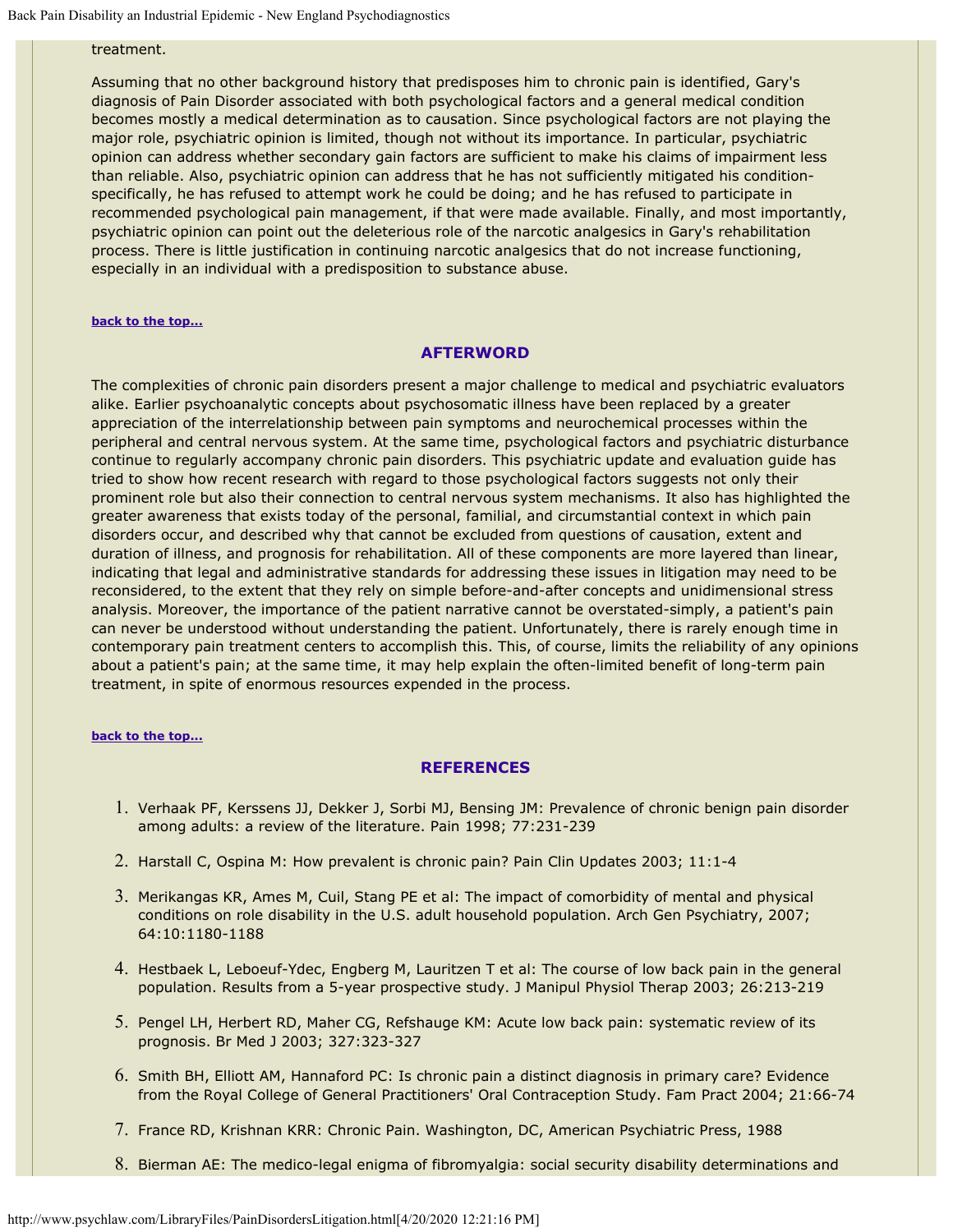treatment.

Assuming that no other background history that predisposes him to chronic pain is identified, Gary's diagnosis of Pain Disorder associated with both psychological factors and a general medical condition becomes mostly a medical determination as to causation. Since psychological factors are not playing the major role, psychiatric opinion is limited, though not without its importance. In particular, psychiatric opinion can address whether secondary gain factors are sufficient to make his claims of impairment less than reliable. Also, psychiatric opinion can address that he has not sufficiently mitigated his condition-specifically, he has refused to attempt work he could be doing; and he has refused to participate in recommended psychological pain management, if that were made available. Finally, and most importantly, psychiatric opinion can point out the deleterious role of the narcotic analgesics in Gary's rehabilitation process. There is little justification in continuing narcotic analgesics that do not increase functioning, especially in an individual with a predisposition to substance abuse.

**back to the top...**

## AFTERWORD

The complexities of chronic pain disorders present a major challenge to medical and psychiatric evaluators alike. Earlier psychoanalytic concepts about psychosomatic illness have been replaced by a greater appreciation of the interrelationship between pain symptoms and neurochemical processes within the peripheral and central nervous system. At the same time, psychological factors and psychiatric disturbance continue to regularly accompany chronic pain disorders. This psychiatric update and evaluation guide has tried to show how recent research with regard to those psychological factors suggests not only their prominent role but also their connection to central nervous system mechanisms. It also has highlighted the greater awareness that exists today of the personal, familial, and circumstantial context in which pain disorders occur, and described why that cannot be excluded from questions of causation, extent and duration of illness, and prognosis for rehabilitation. All of these components are more layered than linear, indicating that legal and administrative standards for addressing these issues in litigation may need to be reconsidered, to the extent that they rely on simple before-and-after concepts and unidimensional stress analysis. Moreover, the importance of the patient narrative cannot be overstated-simply, a patient's pain can never be understood without understanding the patient. Unfortunately, there is rarely enough time in contemporary pain treatment centers to accomplish this. This, of course, limits the reliability of any opinions about a patient's pain; at the same time, it may help explain the often-limited benefit of long-term pain treatment, in spite of enormous resources expended in the process.

**back to the top...**

## REFERENCES

1. Verhaak PF, Kerssens JJ, Dekker J, Sorbi MJ, Bensing JM: Prevalence of chronic benign pain disorder among adults: a review of the literature. Pain 1998; 77:231-239
2. Harstall C, Ospina M: How prevalent is chronic pain? Pain Clin Updates 2003; 11:1-4
3. Merikangas KR, Ames M, Cuil, Stang PE et al: The impact of comorbidity of mental and physical conditions on role disability in the U.S. adult household population. Arch Gen Psychiatry, 2007; 64:10:1180-1188
4. Hestbaek L, Leboeuf-Ydec, Engberg M, Lauritzen T et al: The course of low back pain in the general population. Results from a 5-year prospective study. J Manipul Physiol Therap 2003; 26:213-219
5. Pengel LH, Herbert RD, Maher CG, Refshauge KM: Acute low back pain: systematic review of its prognosis. Br Med J 2003; 327:323-327
6. Smith BH, Elliott AM, Hannaford PC: Is chronic pain a distinct diagnosis in primary care? Evidence from the Royal College of General Practitioners' Oral Contraception Study. Fam Pract 2004; 21:66-74
7. France RD, Krishnan KRR: Chronic Pain. Washington, DC, American Psychiatric Press, 1988
8. Bierman AE: The medico-legal enigma of fibromyalgia: social security disability determinations and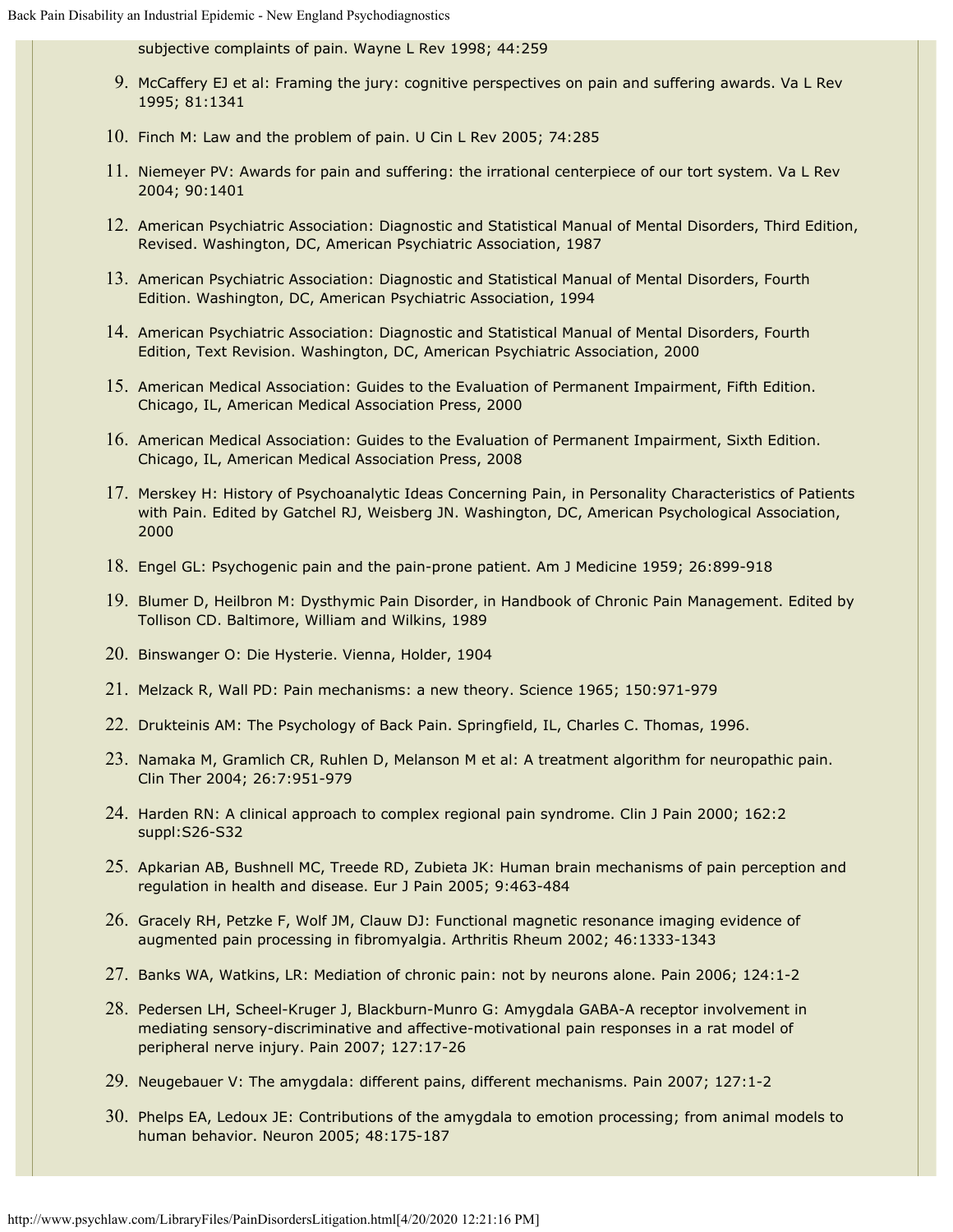subjective complaints of pain. Wayne L Rev 1998; 44:259

9. McCaffery EJ et al: Framing the jury: cognitive perspectives on pain and suffering awards. Va L Rev 1995; 81:1341
10. Finch M: Law and the problem of pain. U Cin L Rev 2005; 74:285
11. Niemeyer PV: Awards for pain and suffering: the irrational centerpiece of our tort system. Va L Rev 2004; 90:1401
12. American Psychiatric Association: Diagnostic and Statistical Manual of Mental Disorders, Third Edition, Revised. Washington, DC, American Psychiatric Association, 1987
13. American Psychiatric Association: Diagnostic and Statistical Manual of Mental Disorders, Fourth Edition. Washington, DC, American Psychiatric Association, 1994
14. American Psychiatric Association: Diagnostic and Statistical Manual of Mental Disorders, Fourth Edition, Text Revision. Washington, DC, American Psychiatric Association, 2000
15. American Medical Association: Guides to the Evaluation of Permanent Impairment, Fifth Edition. Chicago, IL, American Medical Association Press, 2000
16. American Medical Association: Guides to the Evaluation of Permanent Impairment, Sixth Edition. Chicago, IL, American Medical Association Press, 2008
17. Merskey H: History of Psychoanalytic Ideas Concerning Pain, in Personality Characteristics of Patients with Pain. Edited by Gatchel RJ, Weisberg JN. Washington, DC, American Psychological Association, 2000
18. Engel GL: Psychogenic pain and the pain-prone patient. Am J Medicine 1959; 26:899-918
19. Blumer D, Heilbron M: Dysthymic Pain Disorder, in Handbook of Chronic Pain Management. Edited by Tollison CD. Baltimore, William and Wilkins, 1989
20. Binswanger O: Die Hysterie. Vienna, Holder, 1904
21. Melzack R, Wall PD: Pain mechanisms: a new theory. Science 1965; 150:971-979
22. Drukteinis AM: The Psychology of Back Pain. Springfield, IL, Charles C. Thomas, 1996.
23. Namaka M, Gramlich CR, Ruhlen D, Melanson M et al: A treatment algorithm for neuropathic pain. Clin Ther 2004; 26:7:951-979
24. Harden RN: A clinical approach to complex regional pain syndrome. Clin J Pain 2000; 162:2 suppl:S26-S32
25. Apkarian AB, Bushnell MC, Treede RD, Zubieta JK: Human brain mechanisms of pain perception and regulation in health and disease. Eur J Pain 2005; 9:463-484
26. Gracely RH, Petzke F, Wolf JM, Clauw DJ: Functional magnetic resonance imaging evidence of augmented pain processing in fibromyalgia. Arthritis Rheum 2002; 46:1333-1343
27. Banks WA, Watkins, LR: Mediation of chronic pain: not by neurons alone. Pain 2006; 124:1-2
28. Pedersen LH, Scheel-Kruger J, Blackburn-Munro G: Amygdala GABA-A receptor involvement in mediating sensory-discriminative and affective-motivational pain responses in a rat model of peripheral nerve injury. Pain 2007; 127:17-26
29. Neugebauer V: The amygdala: different pains, different mechanisms. Pain 2007; 127:1-2
30. Phelps EA, Ledoux JE: Contributions of the amygdala to emotion processing; from animal models to human behavior. Neuron 2005; 48:175-187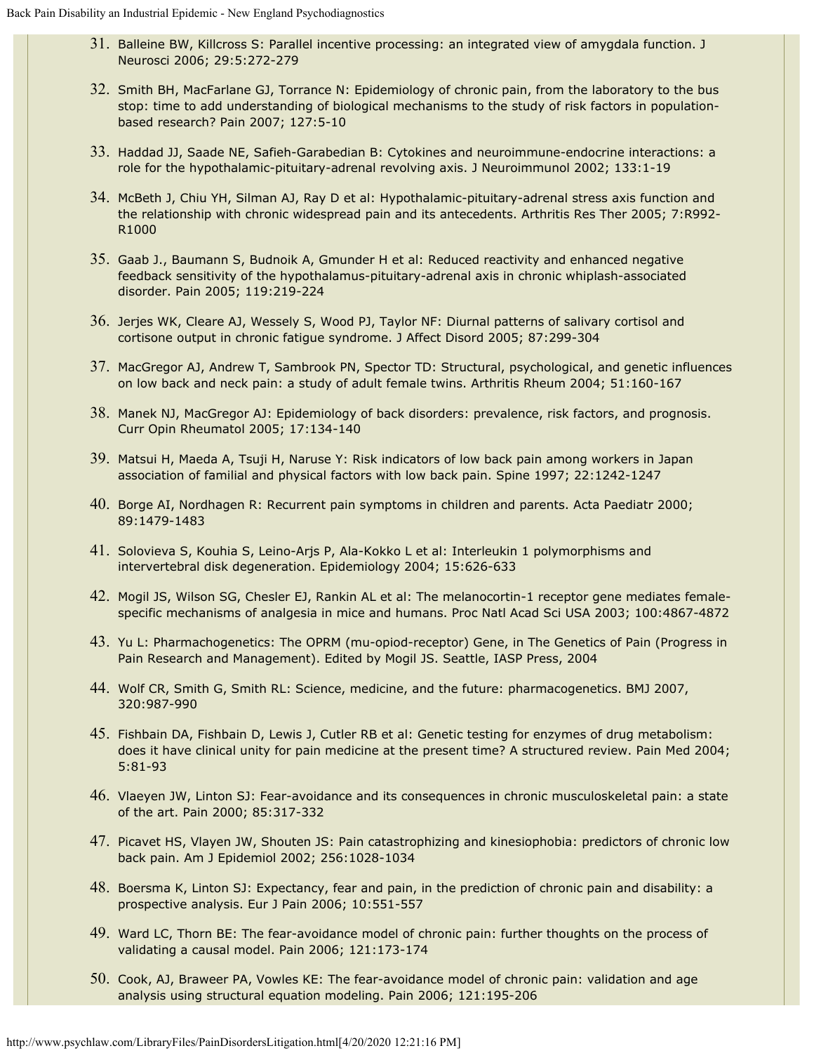31. Balleine BW, Killcross S: Parallel incentive processing: an integrated view of amygdala function. J Neurosci 2006; 29:5:272-279
32. Smith BH, MacFarlane GJ, Torrance N: Epidemiology of chronic pain, from the laboratory to the bus stop: time to add understanding of biological mechanisms to the study of risk factors in population-based research? Pain 2007; 127:5-10
33. Haddad JJ, Saade NE, Safieh-Garabedian B: Cytokines and neuroimmune-endocrine interactions: a role for the hypothalamic-pituitary-adrenal revolving axis. J Neuroimmunol 2002; 133:1-19
34. McBeth J, Chiu YH, Silman AJ, Ray D et al: Hypothalamic-pituitary-adrenal stress axis function and the relationship with chronic widespread pain and its antecedents. Arthritis Res Ther 2005; 7:R992-R1000
35. Gaab J., Baumann S, Budnoik A, Gmunder H et al: Reduced reactivity and enhanced negative feedback sensitivity of the hypothalamus-pituitary-adrenal axis in chronic whiplash-associated disorder. Pain 2005; 119:219-224
36. Jerjes WK, Cleare AJ, Wessely S, Wood PJ, Taylor NF: Diurnal patterns of salivary cortisol and cortisone output in chronic fatigue syndrome. J Affect Disord 2005; 87:299-304
37. MacGregor AJ, Andrew T, Sambrook PN, Spector TD: Structural, psychological, and genetic influences on low back and neck pain: a study of adult female twins. Arthritis Rheum 2004; 51:160-167
38. Manek NJ, MacGregor AJ: Epidemiology of back disorders: prevalence, risk factors, and prognosis. Curr Opin Rheumatol 2005; 17:134-140
39. Matsui H, Maeda A, Tsuji H, Naruse Y: Risk indicators of low back pain among workers in Japan association of familial and physical factors with low back pain. Spine 1997; 22:1242-1247
40. Borge AI, Nordhagen R: Recurrent pain symptoms in children and parents. Acta Paediatr 2000; 89:1479-1483
41. Solovieva S, Kouhia S, Leino-Arjs P, Ala-Kokko L et al: Interleukin 1 polymorphisms and intervertebral disk degeneration. Epidemiology 2004; 15:626-633
42. Mogil JS, Wilson SG, Chesler EJ, Rankin AL et al: The melanocortin-1 receptor gene mediates female-specific mechanisms of analgesia in mice and humans. Proc Natl Acad Sci USA 2003; 100:4867-4872
43. Yu L: Pharmachogenetics: The OPRM (mu-opiod-receptor) Gene, in The Genetics of Pain (Progress in Pain Research and Management). Edited by Mogil JS. Seattle, IASP Press, 2004
44. Wolf CR, Smith G, Smith RL: Science, medicine, and the future: pharmacogenetics. BMJ 2007, 320:987-990
45. Fishbain DA, Fishbain D, Lewis J, Cutler RB et al: Genetic testing for enzymes of drug metabolism: does it have clinical unity for pain medicine at the present time? A structured review. Pain Med 2004; 5:81-93
46. Vlaeyen JW, Linton SJ: Fear-avoidance and its consequences in chronic musculoskeletal pain: a state of the art. Pain 2000; 85:317-332
47. Picavet HS, Vlayen JW, Shouten JS: Pain catastrophizing and kinesiophobia: predictors of chronic low back pain. Am J Epidemiol 2002; 256:1028-1034
48. Boersma K, Linton SJ: Expectancy, fear and pain, in the prediction of chronic pain and disability: a prospective analysis. Eur J Pain 2006; 10:551-557
49. Ward LC, Thorn BE: The fear-avoidance model of chronic pain: further thoughts on the process of validating a causal model. Pain 2006; 121:173-174
50. Cook, AJ, Braweer PA, Vowles KE: The fear-avoidance model of chronic pain: validation and age analysis using structural equation modeling. Pain 2006; 121:195-206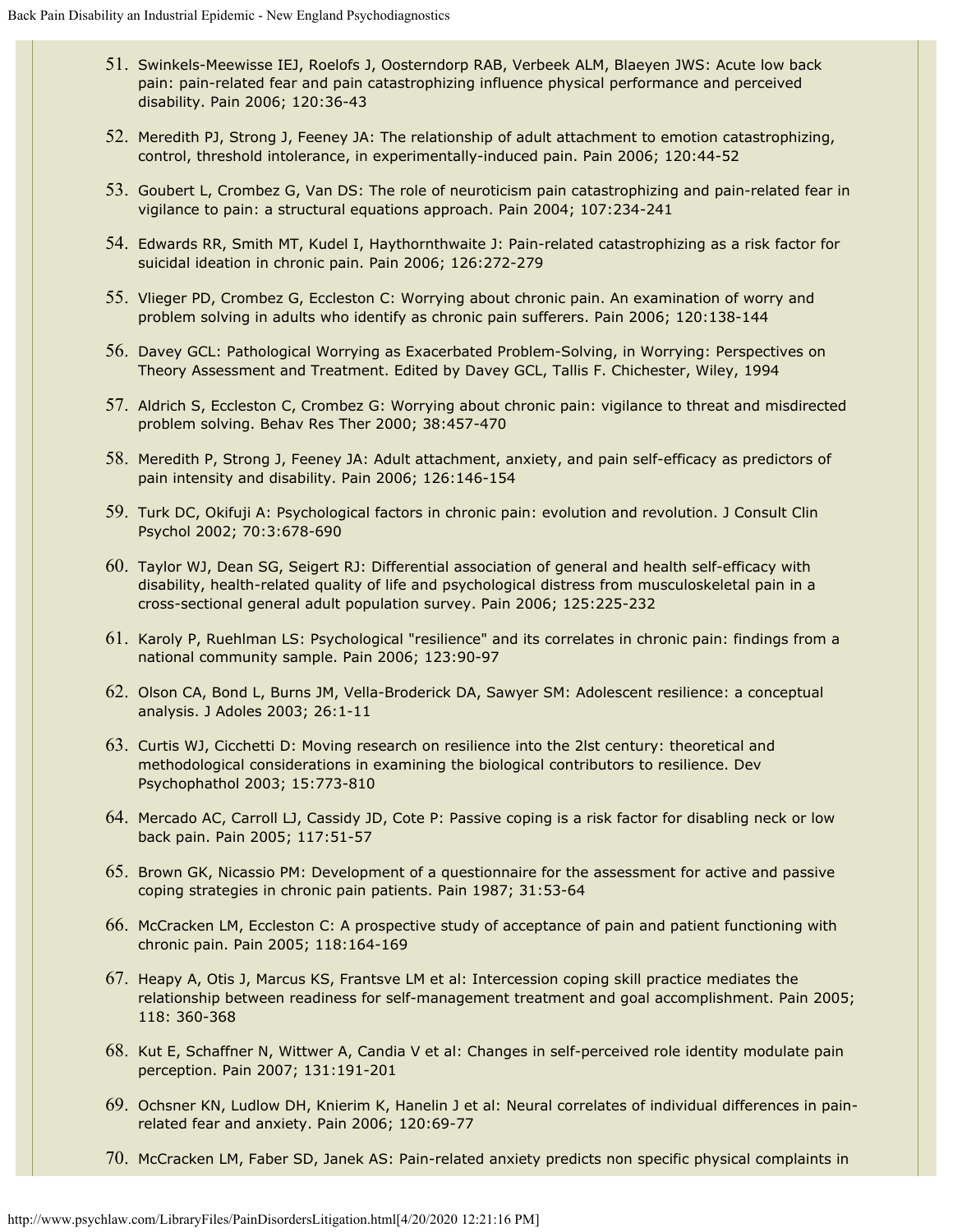51. Swinkels-Meewisse IEJ, Roelofs J, Oosterndorp RAB, Verbeek ALM, Blaeyen JWS: Acute low back pain: pain-related fear and pain catastrophizing influence physical performance and perceived disability. Pain 2006; 120:36-43

52. Meredith PJ, Strong J, Feeney JA: The relationship of adult attachment to emotion catastrophizing, control, threshold intolerance, in experimentally-induced pain. Pain 2006; 120:44-52

53. Goubert L, Crombez G, Van DS: The role of neuroticism pain catastrophizing and pain-related fear in vigilance to pain: a structural equations approach. Pain 2004; 107:234-241

54. Edwards RR, Smith MT, Kudel I, Haythornthwaite J: Pain-related catastrophizing as a risk factor for suicidal ideation in chronic pain. Pain 2006; 126:272-279

55. Vlieger PD, Crombez G, Eccleston C: Worrying about chronic pain. An examination of worry and problem solving in adults who identify as chronic pain sufferers. Pain 2006; 120:138-144

56. Davey GCL: Pathological Worrying as Exacerbated Problem-Solving, in Worrying: Perspectives on Theory Assessment and Treatment. Edited by Davey GCL, Tallis F. Chichester, Wiley, 1994

57. Aldrich S, Eccleston C, Crombez G: Worrying about chronic pain: vigilance to threat and misdirected problem solving. Behav Res Ther 2000; 38:457-470

58. Meredith P, Strong J, Feeney JA: Adult attachment, anxiety, and pain self-efficacy as predictors of pain intensity and disability. Pain 2006; 126:146-154

59. Turk DC, Okifuji A: Psychological factors in chronic pain: evolution and revolution. J Consult Clin Psychol 2002; 70:3:678-690

60. Taylor WJ, Dean SG, Seigert RJ: Differential association of general and health self-efficacy with disability, health-related quality of life and psychological distress from musculoskeletal pain in a cross-sectional general adult population survey. Pain 2006; 125:225-232

61. Karoly P, Ruehlman LS: Psychological "resilience" and its correlates in chronic pain: findings from a national community sample. Pain 2006; 123:90-97

62. Olson CA, Bond L, Burns JM, Vella-Broderick DA, Sawyer SM: Adolescent resilience: a conceptual analysis. J Adoles 2003; 26:1-11

63. Curtis WJ, Cicchetti D: Moving research on resilience into the 2lst century: theoretical and methodological considerations in examining the biological contributors to resilience. Dev Psychophathol 2003; 15:773-810

64. Mercado AC, Carroll LJ, Cassidy JD, Cote P: Passive coping is a risk factor for disabling neck or low back pain. Pain 2005; 117:51-57

65. Brown GK, Nicassio PM: Development of a questionnaire for the assessment for active and passive coping strategies in chronic pain patients. Pain 1987; 31:53-64

66. McCracken LM, Eccleston C: A prospective study of acceptance of pain and patient functioning with chronic pain. Pain 2005; 118:164-169

67. Heapy A, Otis J, Marcus KS, Frantsve LM et al: Intercession coping skill practice mediates the relationship between readiness for self-management treatment and goal accomplishment. Pain 2005; 118: 360-368

68. Kut E, Schaffner N, Wittwer A, Candia V et al: Changes in self-perceived role identity modulate pain perception. Pain 2007; 131:191-201

69. Ochsner KN, Ludlow DH, Knierim K, Hanelin J et al: Neural correlates of individual differences in pain-related fear and anxiety. Pain 2006; 120:69-77

70. McCracken LM, Faber SD, Janek AS: Pain-related anxiety predicts non specific physical complaints in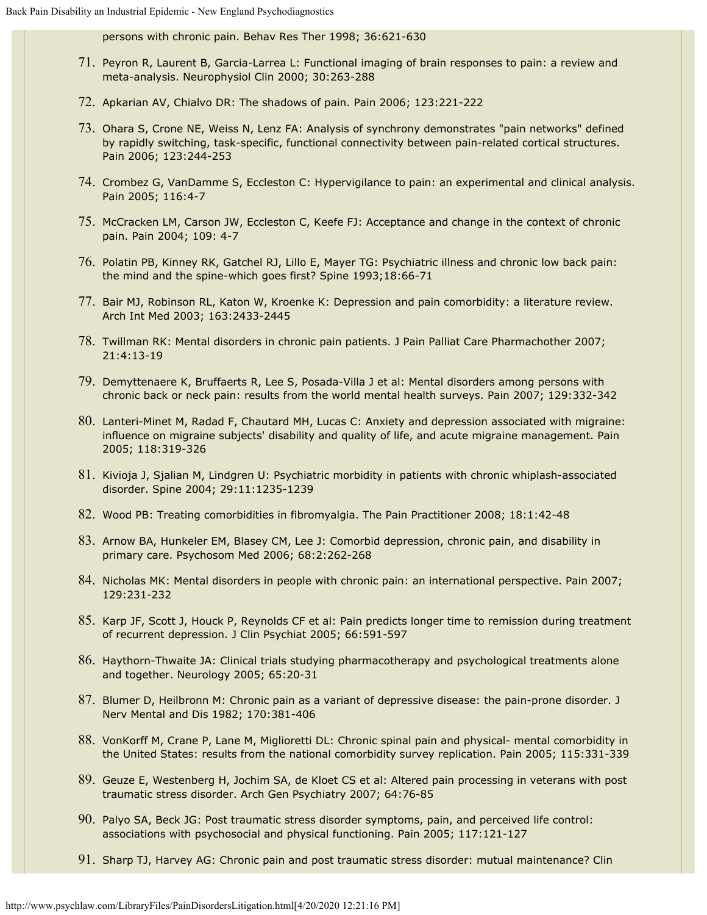persons with chronic pain. Behav Res Ther 1998; 36:621-630

71. Peyron R, Laurent B, Garcia-Larrea L: Functional imaging of brain responses to pain: a review and meta-analysis. Neurophysiol Clin 2000; 30:263-288
72. Apkarian AV, Chialvo DR: The shadows of pain. Pain 2006; 123:221-222
73. Ohara S, Crone NE, Weiss N, Lenz FA: Analysis of synchrony demonstrates "pain networks" defined by rapidly switching, task-specific, functional connectivity between pain-related cortical structures. Pain 2006; 123:244-253
74. Crombez G, VanDamme S, Eccleston C: Hypervigilance to pain: an experimental and clinical analysis. Pain 2005; 116:4-7
75. McCracken LM, Carson JW, Eccleston C, Keefe FJ: Acceptance and change in the context of chronic pain. Pain 2004; 109: 4-7
76. Polatin PB, Kinney RK, Gatchel RJ, Lillo E, Mayer TG: Psychiatric illness and chronic low back pain: the mind and the spine-which goes first? Spine 1993;18:66-71
77. Bair MJ, Robinson RL, Katon W, Kroenke K: Depression and pain comorbidity: a literature review. Arch Int Med 2003; 163:2433-2445
78. Twillman RK: Mental disorders in chronic pain patients. J Pain Palliat Care Pharmachother 2007; 21:4:13-19
79. Demyttenaere K, Bruffaerts R, Lee S, Posada-Villa J et al: Mental disorders among persons with chronic back or neck pain: results from the world mental health surveys. Pain 2007; 129:332-342
80. Lanteri-Minet M, Radad F, Chautard MH, Lucas C: Anxiety and depression associated with migraine: influence on migraine subjects' disability and quality of life, and acute migraine management. Pain 2005; 118:319-326
81. Kivioja J, Sjalian M, Lindgren U: Psychiatric morbidity in patients with chronic whiplash-associated disorder. Spine 2004; 29:11:1235-1239
82. Wood PB: Treating comorbidities in fibromyalgia. The Pain Practitioner 2008; 18:1:42-48
83. Arnow BA, Hunkeler EM, Blasey CM, Lee J: Comorbid depression, chronic pain, and disability in primary care. Psychosom Med 2006; 68:2:262-268
84. Nicholas MK: Mental disorders in people with chronic pain: an international perspective. Pain 2007; 129:231-232
85. Karp JF, Scott J, Houck P, Reynolds CF et al: Pain predicts longer time to remission during treatment of recurrent depression. J Clin Psychiat 2005; 66:591-597
86. Haythorn-Thwaite JA: Clinical trials studying pharmacotherapy and psychological treatments alone and together. Neurology 2005; 65:20-31
87. Blumer D, Heilbronn M: Chronic pain as a variant of depressive disease: the pain-prone disorder. J Nerv Mental and Dis 1982; 170:381-406
88. VonKorff M, Crane P, Lane M, Miglioretti DL: Chronic spinal pain and physical- mental comorbidity in the United States: results from the national comorbidity survey replication. Pain 2005; 115:331-339
89. Geuze E, Westenberg H, Jochim SA, de Kloet CS et al: Altered pain processing in veterans with post traumatic stress disorder. Arch Gen Psychiatry 2007; 64:76-85
90. Palyo SA, Beck JG: Post traumatic stress disorder symptoms, pain, and perceived life control: associations with psychosocial and physical functioning. Pain 2005; 117:121-127
91. Sharp TJ, Harvey AG: Chronic pain and post traumatic stress disorder: mutual maintenance? Clin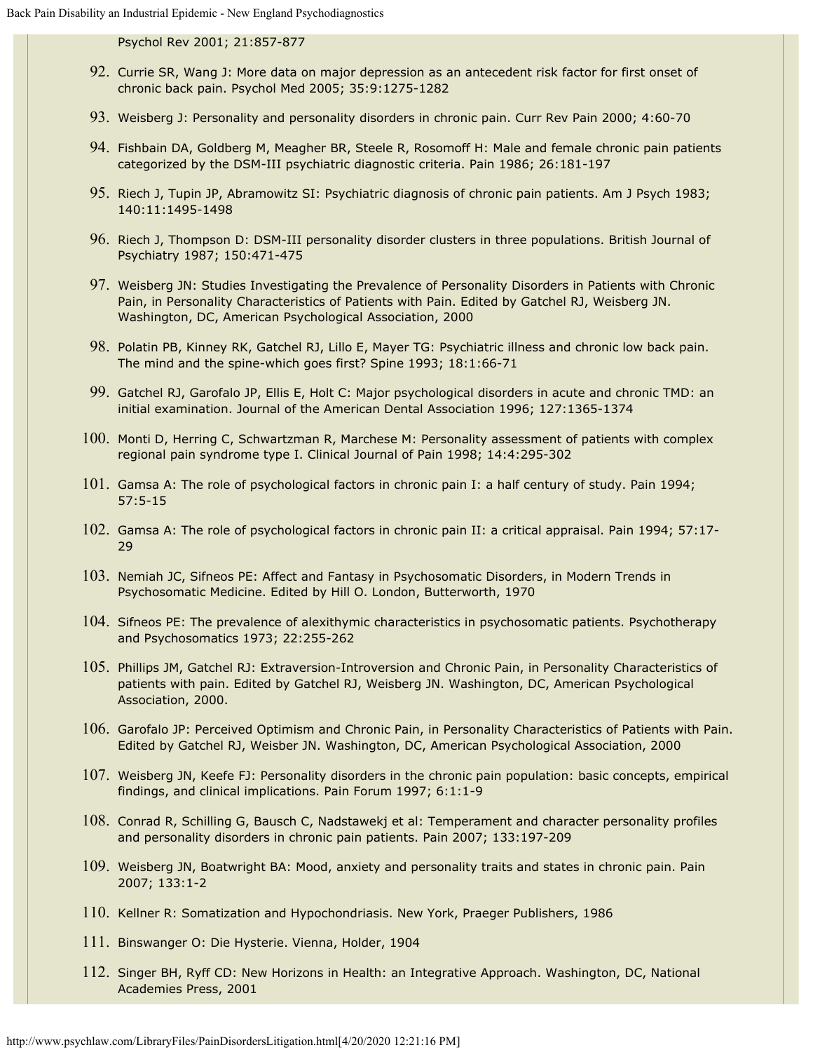Psychol Rev 2001; 21:857-877

92. Currie SR, Wang J: More data on major depression as an antecedent risk factor for first onset of chronic back pain. Psychol Med 2005; 35:9:1275-1282
93. Weisberg J: Personality and personality disorders in chronic pain. Curr Rev Pain 2000; 4:60-70
94. Fishbain DA, Goldberg M, Meagher BR, Steele R, Rosomoff H: Male and female chronic pain patients categorized by the DSM-III psychiatric diagnostic criteria. Pain 1986; 26:181-197
95. Riech J, Tupin JP, Abramowitz SI: Psychiatric diagnosis of chronic pain patients. Am J Psych 1983; 140:11:1495-1498
96. Riech J, Thompson D: DSM-III personality disorder clusters in three populations. British Journal of Psychiatry 1987; 150:471-475
97. Weisberg JN: Studies Investigating the Prevalence of Personality Disorders in Patients with Chronic Pain, in Personality Characteristics of Patients with Pain. Edited by Gatchel RJ, Weisberg JN. Washington, DC, American Psychological Association, 2000
98. Polatin PB, Kinney RK, Gatchel RJ, Lillo E, Mayer TG: Psychiatric illness and chronic low back pain. The mind and the spine-which goes first? Spine 1993; 18:1:66-71
99. Gatchel RJ, Garofalo JP, Ellis E, Holt C: Major psychological disorders in acute and chronic TMD: an initial examination. Journal of the American Dental Association 1996; 127:1365-1374
100. Monti D, Herring C, Schwartzman R, Marchese M: Personality assessment of patients with complex regional pain syndrome type I. Clinical Journal of Pain 1998; 14:4:295-302
101. Gamsa A: The role of psychological factors in chronic pain I: a half century of study. Pain 1994; 57:5-15
102. Gamsa A: The role of psychological factors in chronic pain II: a critical appraisal. Pain 1994; 57:17-29
103. Nemiah JC, Sifneos PE: Affect and Fantasy in Psychosomatic Disorders, in Modern Trends in Psychosomatic Medicine. Edited by Hill O. London, Butterworth, 1970
104. Sifneos PE: The prevalence of alexithymic characteristics in psychosomatic patients. Psychotherapy and Psychosomatics 1973; 22:255-262
105. Phillips JM, Gatchel RJ: Extraversion-Introversion and Chronic Pain, in Personality Characteristics of patients with pain. Edited by Gatchel RJ, Weisberg JN. Washington, DC, American Psychological Association, 2000.
106. Garofalo JP: Perceived Optimism and Chronic Pain, in Personality Characteristics of Patients with Pain. Edited by Gatchel RJ, Weisber JN. Washington, DC, American Psychological Association, 2000
107. Weisberg JN, Keefe FJ: Personality disorders in the chronic pain population: basic concepts, empirical findings, and clinical implications. Pain Forum 1997; 6:1:1-9
108. Conrad R, Schilling G, Bausch C, Nadstawekj et al: Temperament and character personality profiles and personality disorders in chronic pain patients. Pain 2007; 133:197-209
109. Weisberg JN, Boatwright BA: Mood, anxiety and personality traits and states in chronic pain. Pain 2007; 133:1-2
110. Kellner R: Somatization and Hypochondriasis. New York, Praeger Publishers, 1986
111. Binswanger O: Die Hysterie. Vienna, Holder, 1904
112. Singer BH, Ryff CD: New Horizons in Health: an Integrative Approach. Washington, DC, National Academies Press, 2001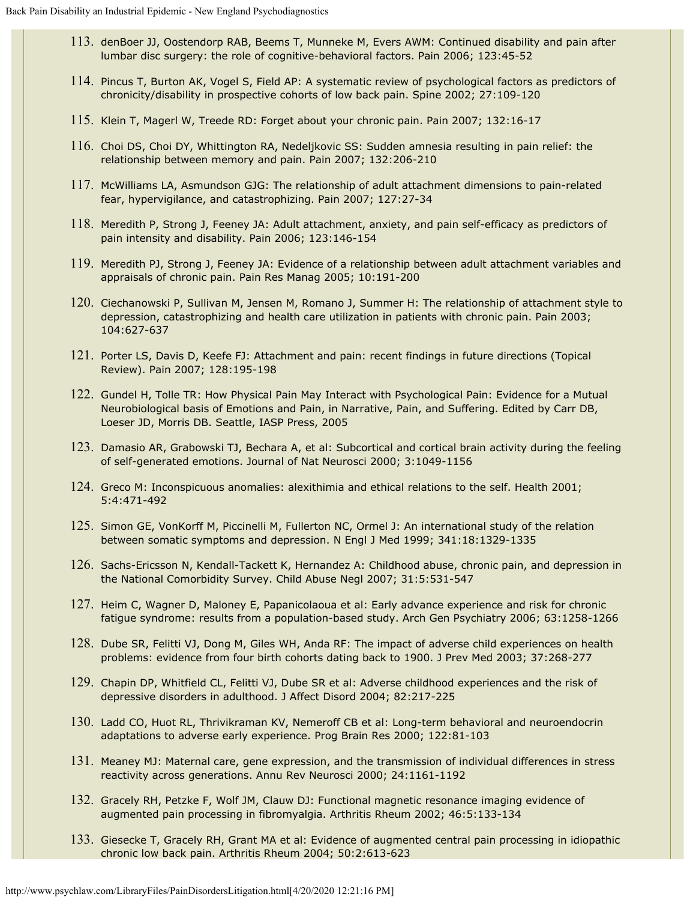113. denBoer JJ, Oostendorp RAB, Beems T, Munneke M, Evers AWM: Continued disability and pain after lumbar disc surgery: the role of cognitive-behavioral factors. Pain 2006; 123:45-52

114. Pincus T, Burton AK, Vogel S, Field AP: A systematic review of psychological factors as predictors of chronicity/disability in prospective cohorts of low back pain. Spine 2002; 27:109-120

115. Klein T, Magerl W, Treede RD: Forget about your chronic pain. Pain 2007; 132:16-17

116. Choi DS, Choi DY, Whittington RA, Nedeljkovic SS: Sudden amnesia resulting in pain relief: the relationship between memory and pain. Pain 2007; 132:206-210

117. McWilliams LA, Asmundson GJG: The relationship of adult attachment dimensions to pain-related fear, hypervigilance, and catastrophizing. Pain 2007; 127:27-34

118. Meredith P, Strong J, Feeney JA: Adult attachment, anxiety, and pain self-efficacy as predictors of pain intensity and disability. Pain 2006; 123:146-154

119. Meredith PJ, Strong J, Feeney JA: Evidence of a relationship between adult attachment variables and appraisals of chronic pain. Pain Res Manag 2005; 10:191-200

120. Ciechanowski P, Sullivan M, Jensen M, Romano J, Summer H: The relationship of attachment style to depression, catastrophizing and health care utilization in patients with chronic pain. Pain 2003; 104:627-637

121. Porter LS, Davis D, Keefe FJ: Attachment and pain: recent findings in future directions (Topical Review). Pain 2007; 128:195-198

122. Gundel H, Tolle TR: How Physical Pain May Interact with Psychological Pain: Evidence for a Mutual Neurobiological basis of Emotions and Pain, in Narrative, Pain, and Suffering. Edited by Carr DB, Loeser JD, Morris DB. Seattle, IASP Press, 2005

123. Damasio AR, Grabowski TJ, Bechara A, et al: Subcortical and cortical brain activity during the feeling of self-generated emotions. Journal of Nat Neurosci 2000; 3:1049-1156

124. Greco M: Inconspicuous anomalies: alexithimia and ethical relations to the self. Health 2001; 5:4:471-492

125. Simon GE, VonKorff M, Piccinelli M, Fullerton NC, Ormel J: An international study of the relation between somatic symptoms and depression. N Engl J Med 1999; 341:18:1329-1335

126. Sachs-Ericsson N, Kendall-Tackett K, Hernandez A: Childhood abuse, chronic pain, and depression in the National Comorbidity Survey. Child Abuse Negl 2007; 31:5:531-547

127. Heim C, Wagner D, Maloney E, Papanicolaoua et al: Early advance experience and risk for chronic fatigue syndrome: results from a population-based study. Arch Gen Psychiatry 2006; 63:1258-1266

128. Dube SR, Felitti VJ, Dong M, Giles WH, Anda RF: The impact of adverse child experiences on health problems: evidence from four birth cohorts dating back to 1900. J Prev Med 2003; 37:268-277

129. Chapin DP, Whitfield CL, Felitti VJ, Dube SR et al: Adverse childhood experiences and the risk of depressive disorders in adulthood. J Affect Disord 2004; 82:217-225

130. Ladd CO, Huot RL, Thrivikraman KV, Nemeroff CB et al: Long-term behavioral and neuroendocrin adaptations to adverse early experience. Prog Brain Res 2000; 122:81-103

131. Meaney MJ: Maternal care, gene expression, and the transmission of individual differences in stress reactivity across generations. Annu Rev Neurosci 2000; 24:1161-1192

132. Gracely RH, Petzke F, Wolf JM, Clauw DJ: Functional magnetic resonance imaging evidence of augmented pain processing in fibromyalgia. Arthritis Rheum 2002; 46:5:133-134

133. Giesecke T, Gracely RH, Grant MA et al: Evidence of augmented central pain processing in idiopathic chronic low back pain. Arthritis Rheum 2004; 50:2:613-623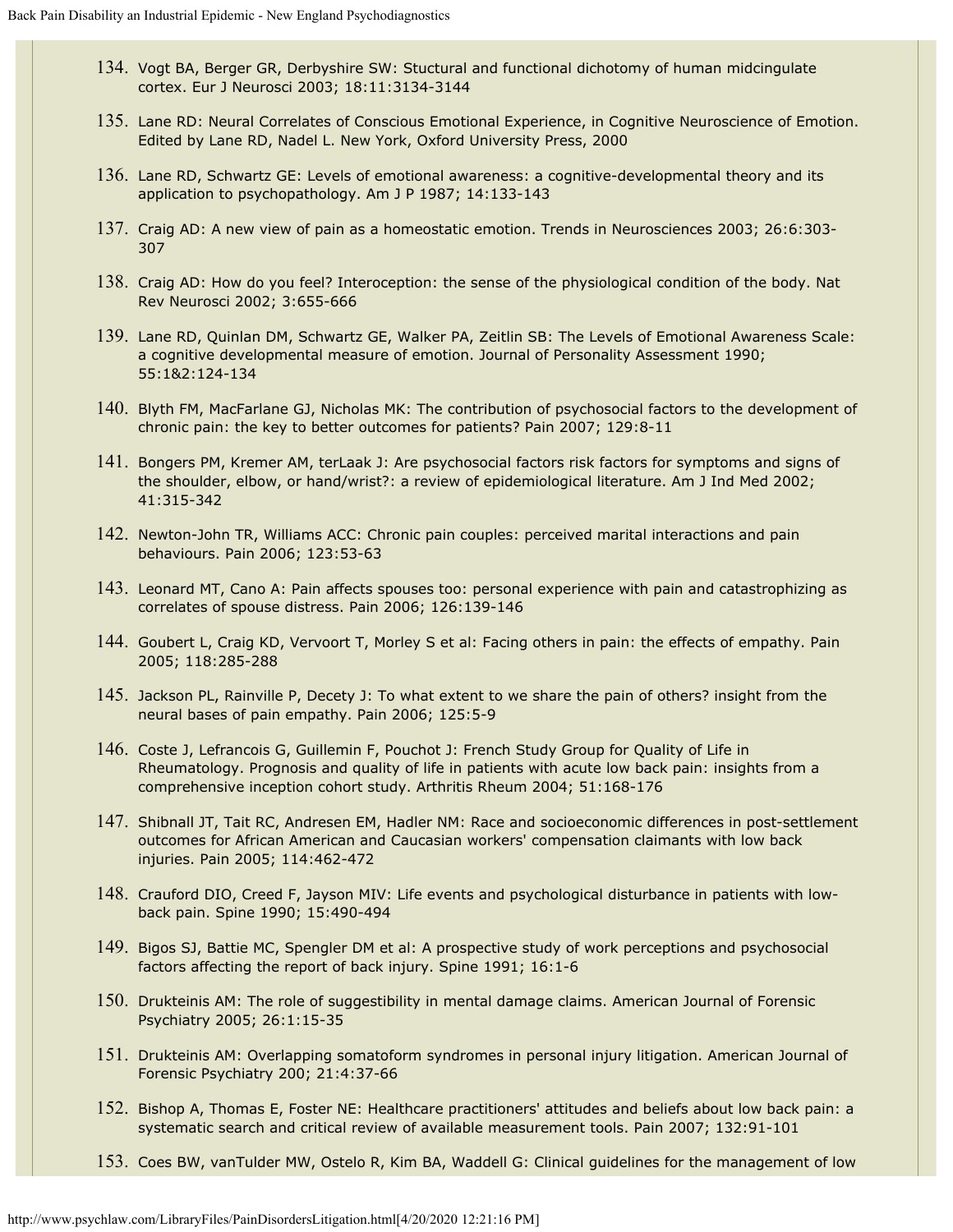134. Vogt BA, Berger GR, Derbyshire SW: Stuctural and functional dichotomy of human midcingulate cortex. Eur J Neurosci 2003; 18:11:3134-3144

135. Lane RD: Neural Correlates of Conscious Emotional Experience, in Cognitive Neuroscience of Emotion. Edited by Lane RD, Nadel L. New York, Oxford University Press, 2000

136. Lane RD, Schwartz GE: Levels of emotional awareness: a cognitive-developmental theory and its application to psychopathology. Am J P 1987; 14:133-143

137. Craig AD: A new view of pain as a homeostatic emotion. Trends in Neurosciences 2003; 26:6:303-307

138. Craig AD: How do you feel? Interoception: the sense of the physiological condition of the body. Nat Rev Neurosci 2002; 3:655-666

139. Lane RD, Quinlan DM, Schwartz GE, Walker PA, Zeitlin SB: The Levels of Emotional Awareness Scale: a cognitive developmental measure of emotion. Journal of Personality Assessment 1990; 55:1&2:124-134

140. Blyth FM, MacFarlane GJ, Nicholas MK: The contribution of psychosocial factors to the development of chronic pain: the key to better outcomes for patients? Pain 2007; 129:8-11

141. Bongers PM, Kremer AM, terLaak J: Are psychosocial factors risk factors for symptoms and signs of the shoulder, elbow, or hand/wrist?: a review of epidemiological literature. Am J Ind Med 2002; 41:315-342

142. Newton-John TR, Williams ACC: Chronic pain couples: perceived marital interactions and pain behaviours. Pain 2006; 123:53-63

143. Leonard MT, Cano A: Pain affects spouses too: personal experience with pain and catastrophizing as correlates of spouse distress. Pain 2006; 126:139-146

144. Goubert L, Craig KD, Vervoort T, Morley S et al: Facing others in pain: the effects of empathy. Pain 2005; 118:285-288

145. Jackson PL, Rainville P, Decety J: To what extent to we share the pain of others? insight from the neural bases of pain empathy. Pain 2006; 125:5-9

146. Coste J, Lefrancois G, Guillemin F, Pouchot J: French Study Group for Quality of Life in Rheumatology. Prognosis and quality of life in patients with acute low back pain: insights from a comprehensive inception cohort study. Arthritis Rheum 2004; 51:168-176

147. Shibnall JT, Tait RC, Andresen EM, Hadler NM: Race and socioeconomic differences in post-settlement outcomes for African American and Caucasian workers' compensation claimants with low back injuries. Pain 2005; 114:462-472

148. Crauford DIO, Creed F, Jayson MIV: Life events and psychological disturbance in patients with low-back pain. Spine 1990; 15:490-494

149. Bigos SJ, Battie MC, Spengler DM et al: A prospective study of work perceptions and psychosocial factors affecting the report of back injury. Spine 1991; 16:1-6

150. Drukteinis AM: The role of suggestibility in mental damage claims. American Journal of Forensic Psychiatry 2005; 26:1:15-35

151. Drukteinis AM: Overlapping somatoform syndromes in personal injury litigation. American Journal of Forensic Psychiatry 200; 21:4:37-66

152. Bishop A, Thomas E, Foster NE: Healthcare practitioners' attitudes and beliefs about low back pain: a systematic search and critical review of available measurement tools. Pain 2007; 132:91-101

153. Coes BW, vanTulder MW, Ostelo R, Kim BA, Waddell G: Clinical guidelines for the management of low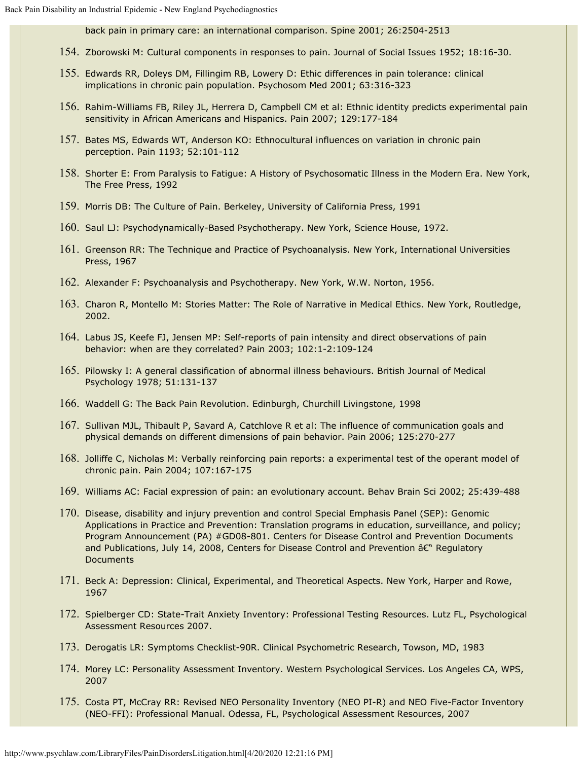back pain in primary care: an international comparison. Spine 2001; 26:2504-2513

154. Zborowski M: Cultural components in responses to pain. Journal of Social Issues 1952; 18:16-30.

155. Edwards RR, Doleys DM, Fillingim RB, Lowery D: Ethic differences in pain tolerance: clinical implications in chronic pain population. Psychosom Med 2001; 63:316-323

156. Rahim-Williams FB, Riley JL, Herrera D, Campbell CM et al: Ethnic identity predicts experimental pain sensitivity in African Americans and Hispanics. Pain 2007; 129:177-184

157. Bates MS, Edwards WT, Anderson KO: Ethnocultural influences on variation in chronic pain perception. Pain 1193; 52:101-112

158. Shorter E: From Paralysis to Fatigue: A History of Psychosomatic Illness in the Modern Era. New York, The Free Press, 1992

159. Morris DB: The Culture of Pain. Berkeley, University of California Press, 1991

160. Saul LJ: Psychodynamically-Based Psychotherapy. New York, Science House, 1972.

161. Greenson RR: The Technique and Practice of Psychoanalysis. New York, International Universities Press, 1967

162. Alexander F: Psychoanalysis and Psychotherapy. New York, W.W. Norton, 1956.

163. Charon R, Montello M: Stories Matter: The Role of Narrative in Medical Ethics. New York, Routledge, 2002.

164. Labus JS, Keefe FJ, Jensen MP: Self-reports of pain intensity and direct observations of pain behavior: when are they correlated? Pain 2003; 102:1-2:109-124

165. Pilowsky I: A general classification of abnormal illness behaviours. British Journal of Medical Psychology 1978; 51:131-137

166. Waddell G: The Back Pain Revolution. Edinburgh, Churchill Livingstone, 1998

167. Sullivan MJL, Thibault P, Savard A, Catchlove R et al: The influence of communication goals and physical demands on different dimensions of pain behavior. Pain 2006; 125:270-277

168. Jolliffe C, Nicholas M: Verbally reinforcing pain reports: a experimental test of the operant model of chronic pain. Pain 2004; 107:167-175

169. Williams AC: Facial expression of pain: an evolutionary account. Behav Brain Sci 2002; 25:439-488

170. Disease, disability and injury prevention and control Special Emphasis Panel (SEP): Genomic Applications in Practice and Prevention: Translation programs in education, surveillance, and policy; Program Announcement (PA) #GD08-801. Centers for Disease Control and Prevention Documents and Publications, July 14, 2008, Centers for Disease Control and Prevention â€" Regulatory Documents

171. Beck A: Depression: Clinical, Experimental, and Theoretical Aspects. New York, Harper and Rowe, 1967

172. Spielberger CD: State-Trait Anxiety Inventory: Professional Testing Resources. Lutz FL, Psychological Assessment Resources 2007.

173. Derogatis LR: Symptoms Checklist-90R. Clinical Psychometric Research, Towson, MD, 1983

174. Morey LC: Personality Assessment Inventory. Western Psychological Services. Los Angeles CA, WPS, 2007

175. Costa PT, McCray RR: Revised NEO Personality Inventory (NEO PI-R) and NEO Five-Factor Inventory (NEO-FFI): Professional Manual. Odessa, FL, Psychological Assessment Resources, 2007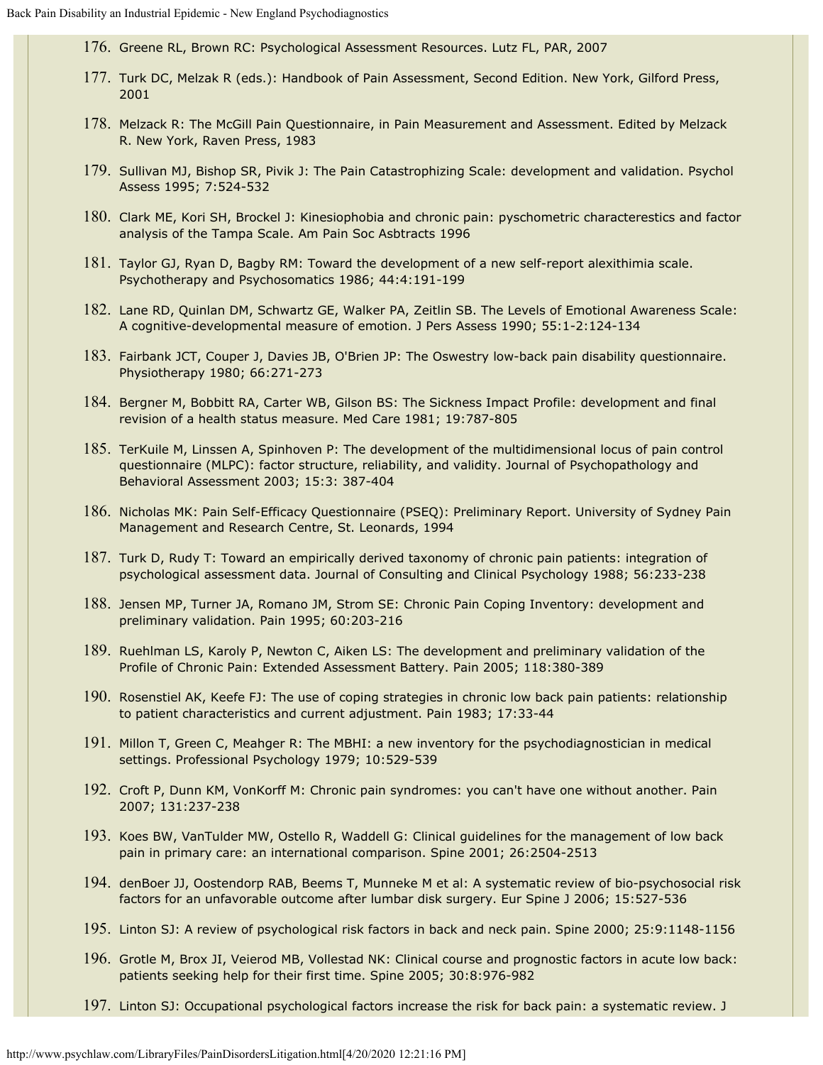176. Greene RL, Brown RC: Psychological Assessment Resources. Lutz FL, PAR, 2007

177. Turk DC, Melzak R (eds.): Handbook of Pain Assessment, Second Edition. New York, Gilford Press, 2001

178. Melzack R: The McGill Pain Questionnaire, in Pain Measurement and Assessment. Edited by Melzack R. New York, Raven Press, 1983

179. Sullivan MJ, Bishop SR, Pivik J: The Pain Catastrophizing Scale: development and validation. Psychol Assess 1995; 7:524-532

180. Clark ME, Kori SH, Brockel J: Kinesiophobia and chronic pain: pyschometric characterestics and factor analysis of the Tampa Scale. Am Pain Soc Asbtracts 1996

181. Taylor GJ, Ryan D, Bagby RM: Toward the development of a new self-report alexithimia scale. Psychotherapy and Psychosomatics 1986; 44:4:191-199

182. Lane RD, Quinlan DM, Schwartz GE, Walker PA, Zeitlin SB. The Levels of Emotional Awareness Scale: A cognitive-developmental measure of emotion. J Pers Assess 1990; 55:1-2:124-134

183. Fairbank JCT, Couper J, Davies JB, O'Brien JP: The Oswestry low-back pain disability questionnaire. Physiotherapy 1980; 66:271-273

184. Bergner M, Bobbitt RA, Carter WB, Gilson BS: The Sickness Impact Profile: development and final revision of a health status measure. Med Care 1981; 19:787-805

185. TerKuile M, Linssen A, Spinhoven P: The development of the multidimensional locus of pain control questionnaire (MLPC): factor structure, reliability, and validity. Journal of Psychopathology and Behavioral Assessment 2003; 15:3: 387-404

186. Nicholas MK: Pain Self-Efficacy Questionnaire (PSEQ): Preliminary Report. University of Sydney Pain Management and Research Centre, St. Leonards, 1994

187. Turk D, Rudy T: Toward an empirically derived taxonomy of chronic pain patients: integration of psychological assessment data. Journal of Consulting and Clinical Psychology 1988; 56:233-238

188. Jensen MP, Turner JA, Romano JM, Strom SE: Chronic Pain Coping Inventory: development and preliminary validation. Pain 1995; 60:203-216

189. Ruehlman LS, Karoly P, Newton C, Aiken LS: The development and preliminary validation of the Profile of Chronic Pain: Extended Assessment Battery. Pain 2005; 118:380-389

190. Rosenstiel AK, Keefe FJ: The use of coping strategies in chronic low back pain patients: relationship to patient characteristics and current adjustment. Pain 1983; 17:33-44

191. Millon T, Green C, Meahger R: The MBHI: a new inventory for the psychodiagnostician in medical settings. Professional Psychology 1979; 10:529-539

192. Croft P, Dunn KM, VonKorff M: Chronic pain syndromes: you can't have one without another. Pain 2007; 131:237-238

193. Koes BW, VanTulder MW, Ostello R, Waddell G: Clinical guidelines for the management of low back pain in primary care: an international comparison. Spine 2001; 26:2504-2513

194. denBoer JJ, Oostendorp RAB, Beems T, Munneke M et al: A systematic review of bio-psychosocial risk factors for an unfavorable outcome after lumbar disk surgery. Eur Spine J 2006; 15:527-536

195. Linton SJ: A review of psychological risk factors in back and neck pain. Spine 2000; 25:9:1148-1156

196. Grotle M, Brox JI, Veierod MB, Vollestad NK: Clinical course and prognostic factors in acute low back: patients seeking help for their first time. Spine 2005; 30:8:976-982

197. Linton SJ: Occupational psychological factors increase the risk for back pain: a systematic review. J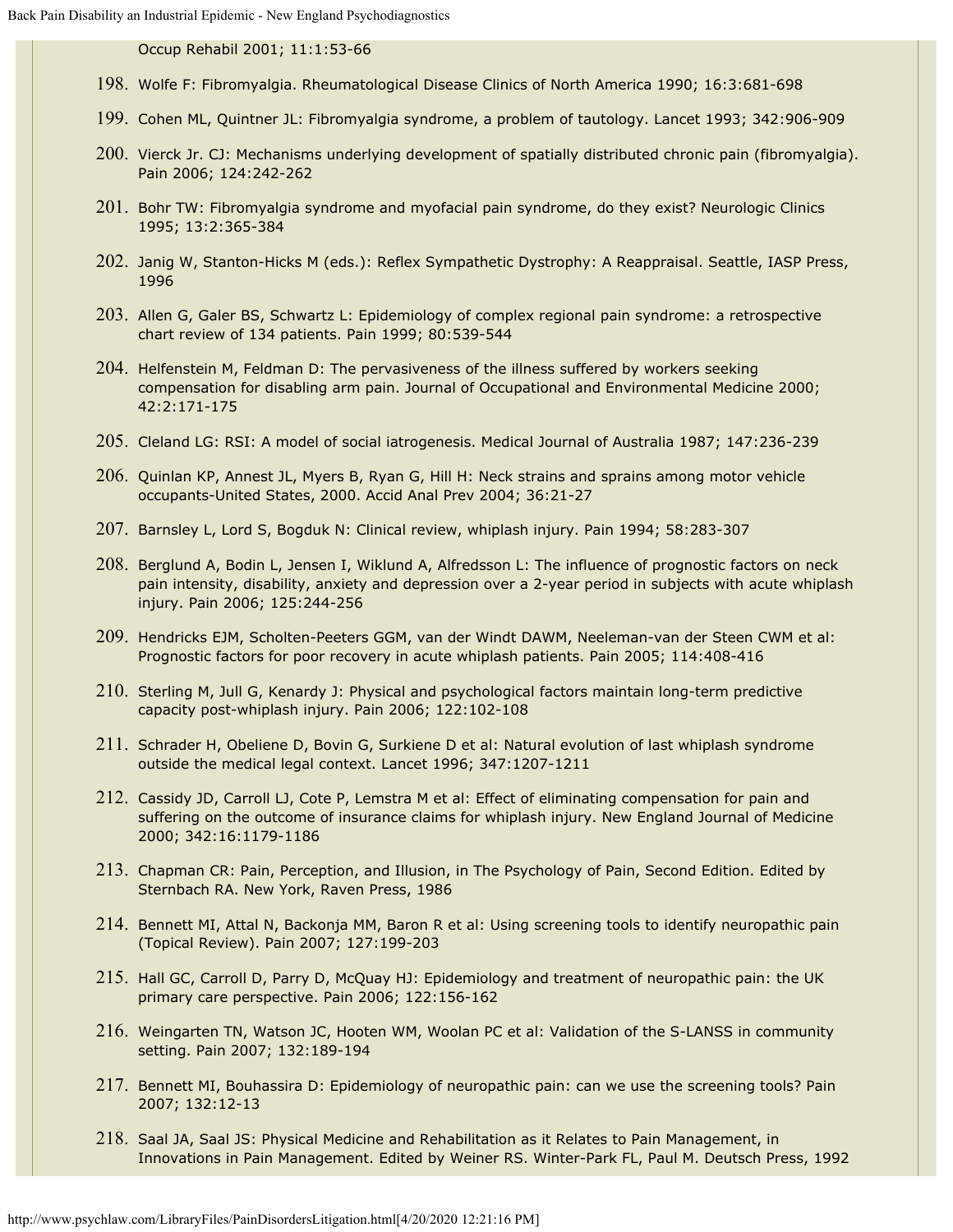Occup Rehabil 2001; 11:1:53-66

198. Wolfe F: Fibromyalgia. Rheumatological Disease Clinics of North America 1990; 16:3:681-698
199. Cohen ML, Quintner JL: Fibromyalgia syndrome, a problem of tautology. Lancet 1993; 342:906-909
200. Vierck Jr. CJ: Mechanisms underlying development of spatially distributed chronic pain (fibromyalgia). Pain 2006; 124:242-262
201. Bohr TW: Fibromyalgia syndrome and myofacial pain syndrome, do they exist? Neurologic Clinics 1995; 13:2:365-384
202. Janig W, Stanton-Hicks M (eds.): Reflex Sympathetic Dystrophy: A Reappraisal. Seattle, IASP Press, 1996
203. Allen G, Galer BS, Schwartz L: Epidemiology of complex regional pain syndrome: a retrospective chart review of 134 patients. Pain 1999; 80:539-544
204. Helfenstein M, Feldman D: The pervasiveness of the illness suffered by workers seeking compensation for disabling arm pain. Journal of Occupational and Environmental Medicine 2000; 42:2:171-175
205. Cleland LG: RSI: A model of social iatrogenesis. Medical Journal of Australia 1987; 147:236-239
206. Quinlan KP, Annest JL, Myers B, Ryan G, Hill H: Neck strains and sprains among motor vehicle occupants-United States, 2000. Accid Anal Prev 2004; 36:21-27
207. Barnsley L, Lord S, Bogduk N: Clinical review, whiplash injury. Pain 1994; 58:283-307
208. Berglund A, Bodin L, Jensen I, Wiklund A, Alfredsson L: The influence of prognostic factors on neck pain intensity, disability, anxiety and depression over a 2-year period in subjects with acute whiplash injury. Pain 2006; 125:244-256
209. Hendricks EJM, Scholten-Peeters GGM, van der Windt DAWM, Neeleman-van der Steen CWM et al: Prognostic factors for poor recovery in acute whiplash patients. Pain 2005; 114:408-416
210. Sterling M, Jull G, Kenardy J: Physical and psychological factors maintain long-term predictive capacity post-whiplash injury. Pain 2006; 122:102-108
211. Schrader H, Obeliene D, Bovin G, Surkiene D et al: Natural evolution of last whiplash syndrome outside the medical legal context. Lancet 1996; 347:1207-1211
212. Cassidy JD, Carroll LJ, Cote P, Lemstra M et al: Effect of eliminating compensation for pain and suffering on the outcome of insurance claims for whiplash injury. New England Journal of Medicine 2000; 342:16:1179-1186
213. Chapman CR: Pain, Perception, and Illusion, in The Psychology of Pain, Second Edition. Edited by Sternbach RA. New York, Raven Press, 1986
214. Bennett MI, Attal N, Backonja MM, Baron R et al: Using screening tools to identify neuropathic pain (Topical Review). Pain 2007; 127:199-203
215. Hall GC, Carroll D, Parry D, McQuay HJ: Epidemiology and treatment of neuropathic pain: the UK primary care perspective. Pain 2006; 122:156-162
216. Weingarten TN, Watson JC, Hooten WM, Woolan PC et al: Validation of the S-LANSS in community setting. Pain 2007; 132:189-194
217. Bennett MI, Bouhassira D: Epidemiology of neuropathic pain: can we use the screening tools? Pain 2007; 132:12-13
218. Saal JA, Saal JS: Physical Medicine and Rehabilitation as it Relates to Pain Management, in Innovations in Pain Management. Edited by Weiner RS. Winter-Park FL, Paul M. Deutsch Press, 1992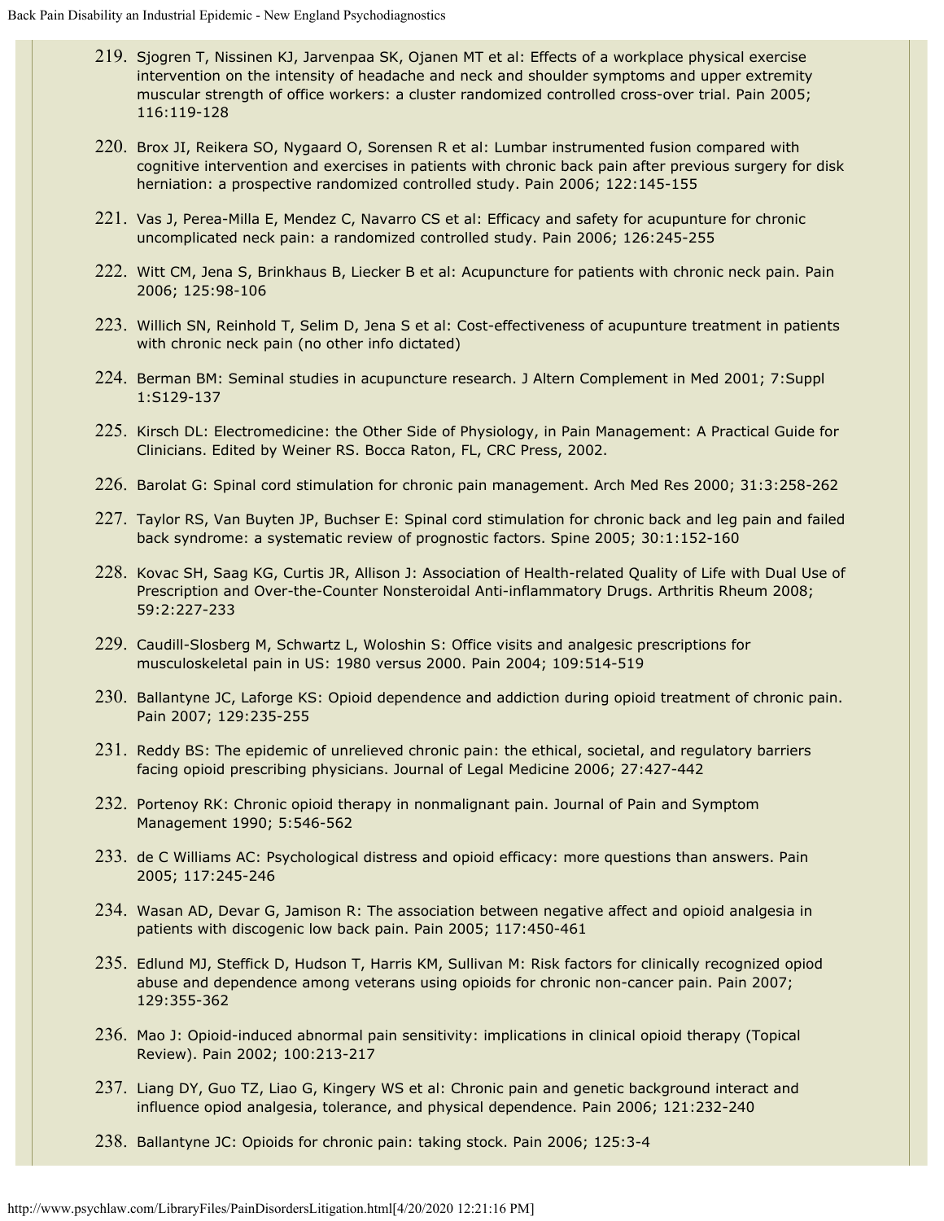219. Sjogren T, Nissinen KJ, Jarvenpaa SK, Ojanen MT et al: Effects of a workplace physical exercise intervention on the intensity of headache and neck and shoulder symptoms and upper extremity muscular strength of office workers: a cluster randomized controlled cross-over trial. Pain 2005; 116:119-128

220. Brox JI, Reikera SO, Nygaard O, Sorensen R et al: Lumbar instrumented fusion compared with cognitive intervention and exercises in patients with chronic back pain after previous surgery for disk herniation: a prospective randomized controlled study. Pain 2006; 122:145-155

221. Vas J, Perea-Milla E, Mendez C, Navarro CS et al: Efficacy and safety for acupunture for chronic uncomplicated neck pain: a randomized controlled study. Pain 2006; 126:245-255

222. Witt CM, Jena S, Brinkhaus B, Liecker B et al: Acupuncture for patients with chronic neck pain. Pain 2006; 125:98-106

223. Willich SN, Reinhold T, Selim D, Jena S et al: Cost-effectiveness of acupunture treatment in patients with chronic neck pain (no other info dictated)

224. Berman BM: Seminal studies in acupuncture research. J Altern Complement in Med 2001; 7:Suppl 1:S129-137

225. Kirsch DL: Electromedicine: the Other Side of Physiology, in Pain Management: A Practical Guide for Clinicians. Edited by Weiner RS. Bocca Raton, FL, CRC Press, 2002.

226. Barolat G: Spinal cord stimulation for chronic pain management. Arch Med Res 2000; 31:3:258-262

227. Taylor RS, Van Buyten JP, Buchser E: Spinal cord stimulation for chronic back and leg pain and failed back syndrome: a systematic review of prognostic factors. Spine 2005; 30:1:152-160

228. Kovac SH, Saag KG, Curtis JR, Allison J: Association of Health-related Quality of Life with Dual Use of Prescription and Over-the-Counter Nonsteroidal Anti-inflammatory Drugs. Arthritis Rheum 2008; 59:2:227-233

229. Caudill-Slosberg M, Schwartz L, Woloshin S: Office visits and analgesic prescriptions for musculoskeletal pain in US: 1980 versus 2000. Pain 2004; 109:514-519

230. Ballantyne JC, Laforge KS: Opioid dependence and addiction during opioid treatment of chronic pain. Pain 2007; 129:235-255

231. Reddy BS: The epidemic of unrelieved chronic pain: the ethical, societal, and regulatory barriers facing opioid prescribing physicians. Journal of Legal Medicine 2006; 27:427-442

232. Portenoy RK: Chronic opioid therapy in nonmalignant pain. Journal of Pain and Symptom Management 1990; 5:546-562

233. de C Williams AC: Psychological distress and opioid efficacy: more questions than answers. Pain 2005; 117:245-246

234. Wasan AD, Devar G, Jamison R: The association between negative affect and opioid analgesia in patients with discogenic low back pain. Pain 2005; 117:450-461

235. Edlund MJ, Steffick D, Hudson T, Harris KM, Sullivan M: Risk factors for clinically recognized opiod abuse and dependence among veterans using opioids for chronic non-cancer pain. Pain 2007; 129:355-362

236. Mao J: Opioid-induced abnormal pain sensitivity: implications in clinical opioid therapy (Topical Review). Pain 2002; 100:213-217

237. Liang DY, Guo TZ, Liao G, Kingery WS et al: Chronic pain and genetic background interact and influence opiod analgesia, tolerance, and physical dependence. Pain 2006; 121:232-240

238. Ballantyne JC: Opioids for chronic pain: taking stock. Pain 2006; 125:3-4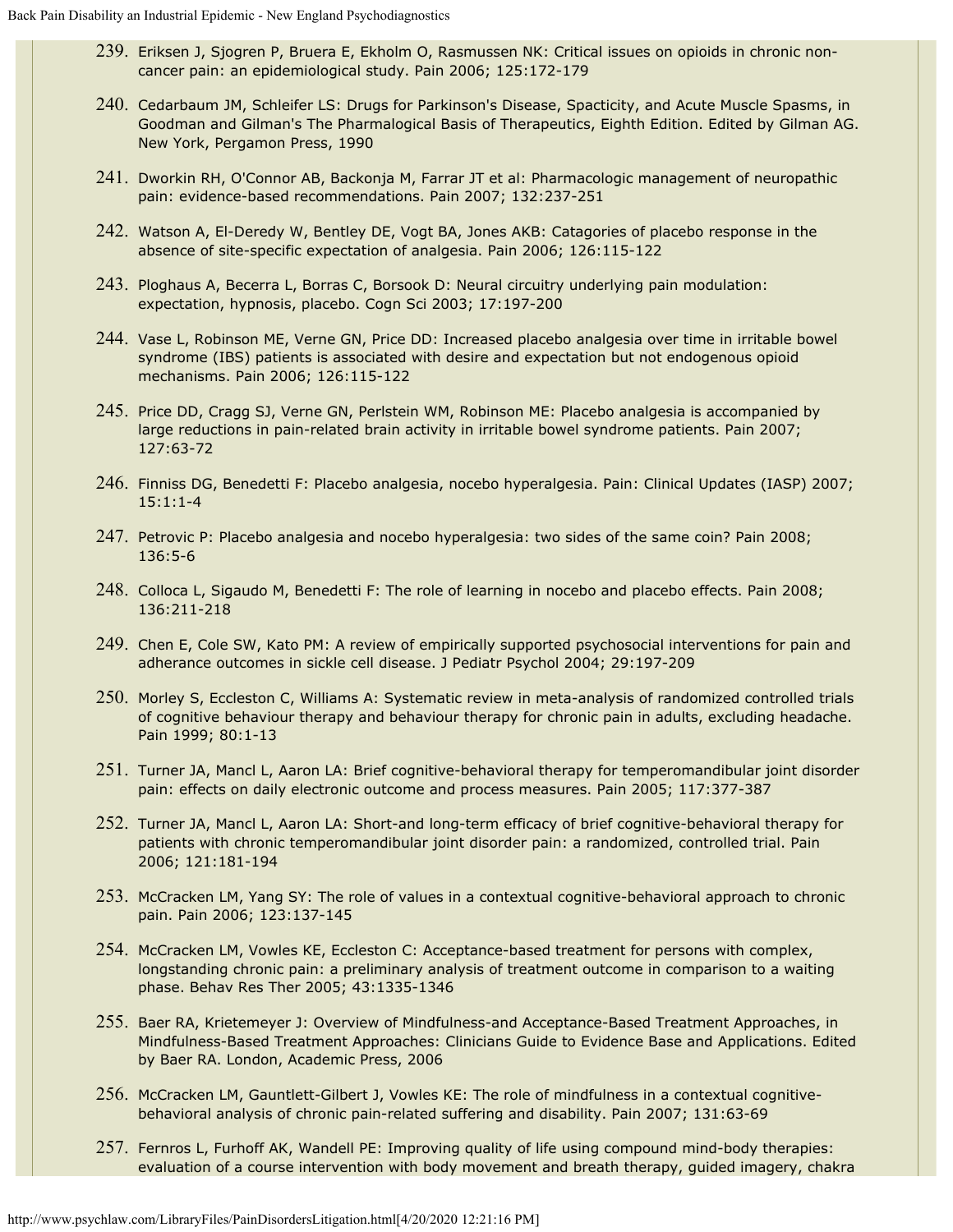239. Eriksen J, Sjogren P, Bruera E, Ekholm O, Rasmussen NK: Critical issues on opioids in chronic non-cancer pain: an epidemiological study. Pain 2006; 125:172-179

240. Cedarbaum JM, Schleifer LS: Drugs for Parkinson's Disease, Spacticity, and Acute Muscle Spasms, in Goodman and Gilman's The Pharmalogical Basis of Therapeutics, Eighth Edition. Edited by Gilman AG. New York, Pergamon Press, 1990

241. Dworkin RH, O'Connor AB, Backonja M, Farrar JT et al: Pharmacologic management of neuropathic pain: evidence-based recommendations. Pain 2007; 132:237-251

242. Watson A, El-Deredy W, Bentley DE, Vogt BA, Jones AKB: Catagories of placebo response in the absence of site-specific expectation of analgesia. Pain 2006; 126:115-122

243. Ploghaus A, Becerra L, Borras C, Borsook D: Neural circuitry underlying pain modulation: expectation, hypnosis, placebo. Cogn Sci 2003; 17:197-200

244. Vase L, Robinson ME, Verne GN, Price DD: Increased placebo analgesia over time in irritable bowel syndrome (IBS) patients is associated with desire and expectation but not endogenous opioid mechanisms. Pain 2006; 126:115-122

245. Price DD, Cragg SJ, Verne GN, Perlstein WM, Robinson ME: Placebo analgesia is accompanied by large reductions in pain-related brain activity in irritable bowel syndrome patients. Pain 2007; 127:63-72

246. Finniss DG, Benedetti F: Placebo analgesia, nocebo hyperalgesia. Pain: Clinical Updates (IASP) 2007; 15:1:1-4

247. Petrovic P: Placebo analgesia and nocebo hyperalgesia: two sides of the same coin? Pain 2008; 136:5-6

248. Colloca L, Sigaudo M, Benedetti F: The role of learning in nocebo and placebo effects. Pain 2008; 136:211-218

249. Chen E, Cole SW, Kato PM: A review of empirically supported psychosocial interventions for pain and adherance outcomes in sickle cell disease. J Pediatr Psychol 2004; 29:197-209

250. Morley S, Eccleston C, Williams A: Systematic review in meta-analysis of randomized controlled trials of cognitive behaviour therapy and behaviour therapy for chronic pain in adults, excluding headache. Pain 1999; 80:1-13

251. Turner JA, Mancl L, Aaron LA: Brief cognitive-behavioral therapy for temperomandibular joint disorder pain: effects on daily electronic outcome and process measures. Pain 2005; 117:377-387

252. Turner JA, Mancl L, Aaron LA: Short-and long-term efficacy of brief cognitive-behavioral therapy for patients with chronic temperomandibular joint disorder pain: a randomized, controlled trial. Pain 2006; 121:181-194

253. McCracken LM, Yang SY: The role of values in a contextual cognitive-behavioral approach to chronic pain. Pain 2006; 123:137-145

254. McCracken LM, Vowles KE, Eccleston C: Acceptance-based treatment for persons with complex, longstanding chronic pain: a preliminary analysis of treatment outcome in comparison to a waiting phase. Behav Res Ther 2005; 43:1335-1346

255. Baer RA, Krietemeyer J: Overview of Mindfulness-and Acceptance-Based Treatment Approaches, in Mindfulness-Based Treatment Approaches: Clinicians Guide to Evidence Base and Applications. Edited by Baer RA. London, Academic Press, 2006

256. McCracken LM, Gauntlett-Gilbert J, Vowles KE: The role of mindfulness in a contextual cognitive-behavioral analysis of chronic pain-related suffering and disability. Pain 2007; 131:63-69

257. Fernros L, Furhoff AK, Wandell PE: Improving quality of life using compound mind-body therapies: evaluation of a course intervention with body movement and breath therapy, guided imagery, chakra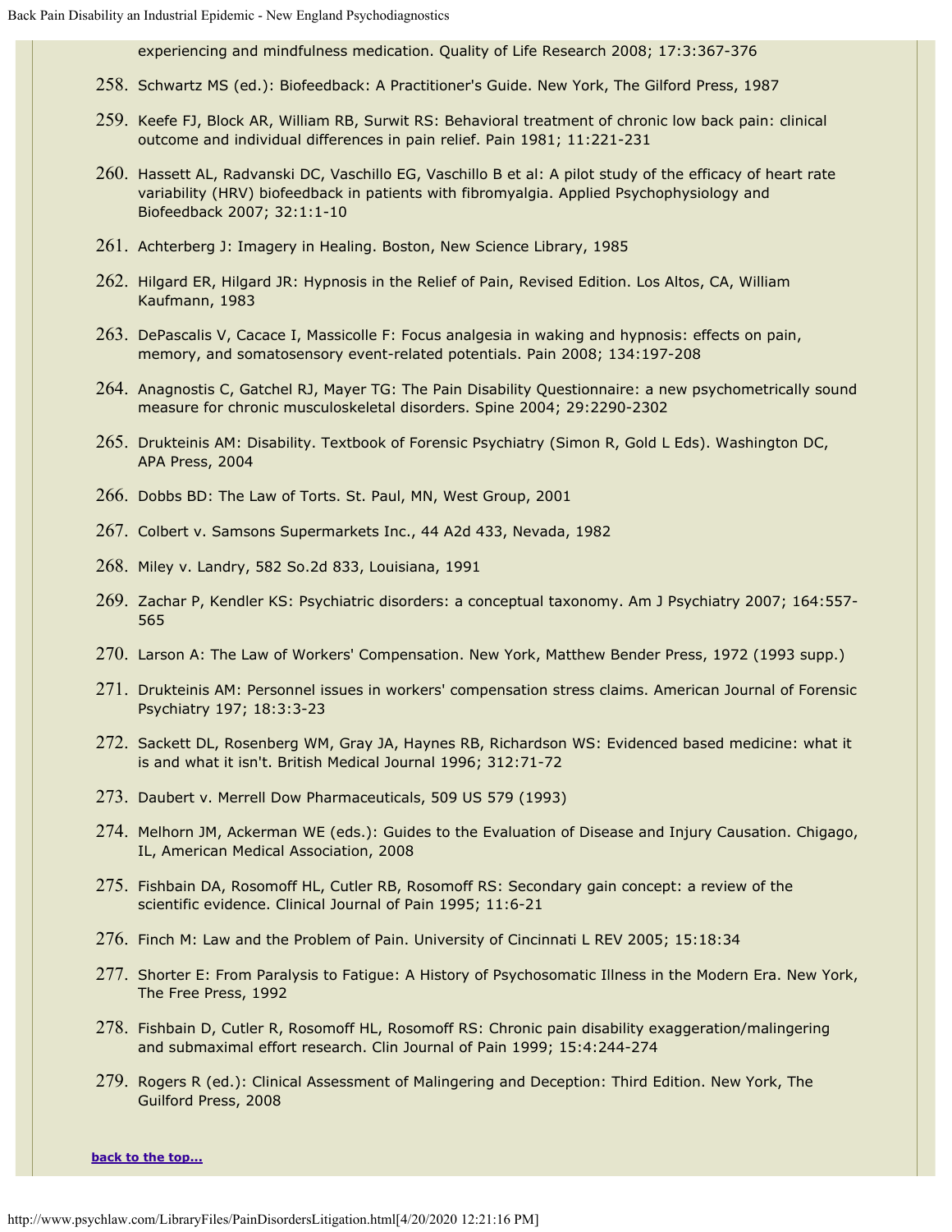experiencing and mindfulness medication. Quality of Life Research 2008; 17:3:367-376

258. Schwartz MS (ed.): Biofeedback: A Practitioner's Guide. New York, The Gilford Press, 1987
259. Keefe FJ, Block AR, William RB, Surwit RS: Behavioral treatment of chronic low back pain: clinical outcome and individual differences in pain relief. Pain 1981; 11:221-231
260. Hassett AL, Radvanski DC, Vaschillo EG, Vaschillo B et al: A pilot study of the efficacy of heart rate variability (HRV) biofeedback in patients with fibromyalgia. Applied Psychophysiology and Biofeedback 2007; 32:1:1-10
261. Achterberg J: Imagery in Healing. Boston, New Science Library, 1985
262. Hilgard ER, Hilgard JR: Hypnosis in the Relief of Pain, Revised Edition. Los Altos, CA, William Kaufmann, 1983
263. DePascalis V, Cacace I, Massicolle F: Focus analgesia in waking and hypnosis: effects on pain, memory, and somatosensory event-related potentials. Pain 2008; 134:197-208
264. Anagnostis C, Gatchel RJ, Mayer TG: The Pain Disability Questionnaire: a new psychometrically sound measure for chronic musculoskeletal disorders. Spine 2004; 29:2290-2302
265. Drukteinis AM: Disability. Textbook of Forensic Psychiatry (Simon R, Gold L Eds). Washington DC, APA Press, 2004
266. Dobbs BD: The Law of Torts. St. Paul, MN, West Group, 2001
267. Colbert v. Samsons Supermarkets Inc., 44 A2d 433, Nevada, 1982
268. Miley v. Landry, 582 So.2d 833, Louisiana, 1991
269. Zachar P, Kendler KS: Psychiatric disorders: a conceptual taxonomy. Am J Psychiatry 2007; 164:557-565
270. Larson A: The Law of Workers' Compensation. New York, Matthew Bender Press, 1972 (1993 supp.)
271. Drukteinis AM: Personnel issues in workers' compensation stress claims. American Journal of Forensic Psychiatry 197; 18:3:3-23
272. Sackett DL, Rosenberg WM, Gray JA, Haynes RB, Richardson WS: Evidenced based medicine: what it is and what it isn't. British Medical Journal 1996; 312:71-72
273. Daubert v. Merrell Dow Pharmaceuticals, 509 US 579 (1993)
274. Melhorn JM, Ackerman WE (eds.): Guides to the Evaluation of Disease and Injury Causation. Chigago, IL, American Medical Association, 2008
275. Fishbain DA, Rosomoff HL, Cutler RB, Rosomoff RS: Secondary gain concept: a review of the scientific evidence. Clinical Journal of Pain 1995; 11:6-21
276. Finch M: Law and the Problem of Pain. University of Cincinnati L REV 2005; 15:18:34
277. Shorter E: From Paralysis to Fatigue: A History of Psychosomatic Illness in the Modern Era. New York, The Free Press, 1992
278. Fishbain D, Cutler R, Rosomoff HL, Rosomoff RS: Chronic pain disability exaggeration/malingering and submaximal effort research. Clin Journal of Pain 1999; 15:4:244-274
279. Rogers R (ed.): Clinical Assessment of Malingering and Deception: Third Edition. New York, The Guilford Press, 2008

**back to the top...**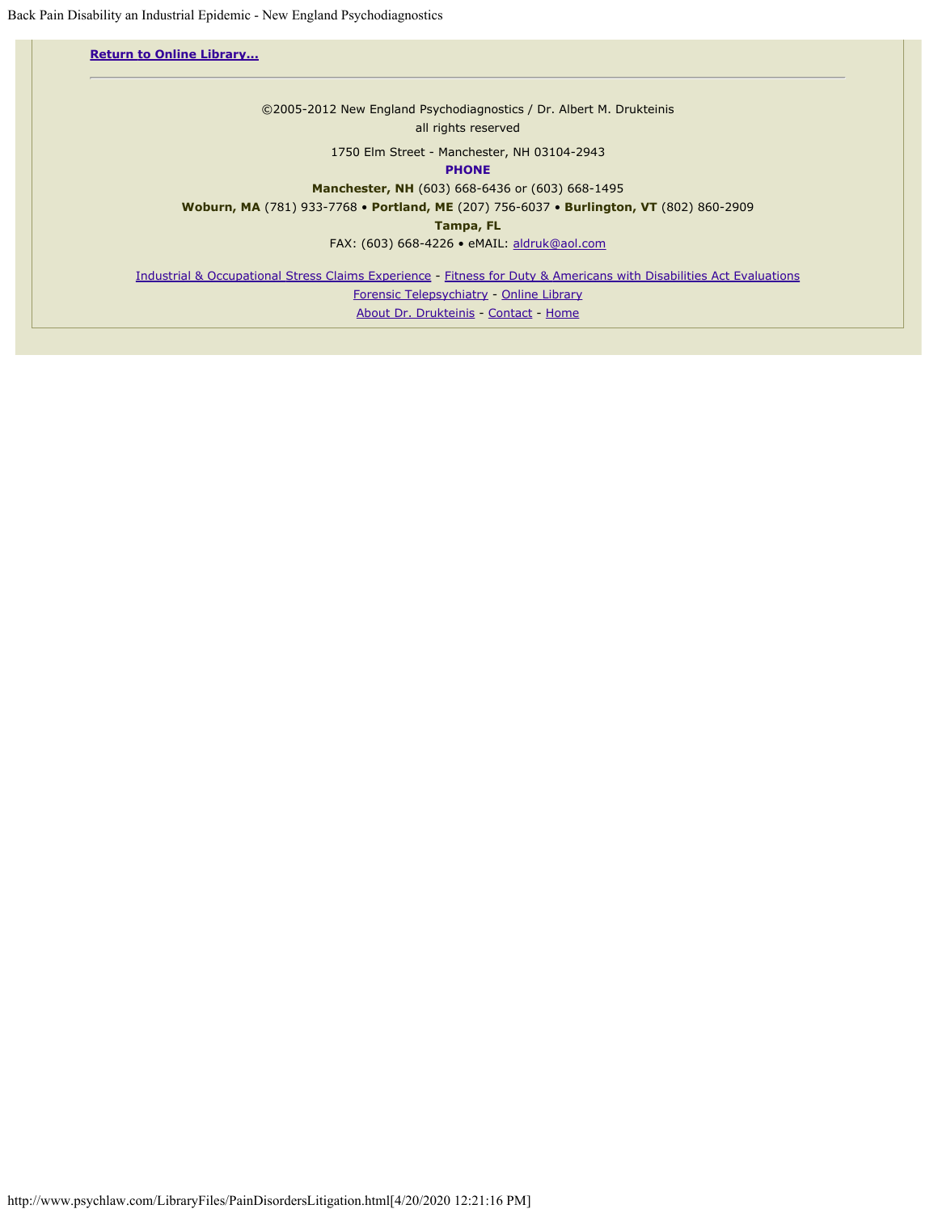**Return to Online Library...**

---

©2005-2012 New England Psychodiagnostics / Dr. Albert M. Drukteinis
all rights reserved

1750 Elm Street - Manchester, NH 03104-2943

**PHONE**

**Manchester, NH** (603) 668-6436 or (603) 668-1495

**Woburn, MA** (781) 933-7768 • **Portland, ME** (207) 756-6037 • **Burlington, VT** (802) 860-2909

**Tampa, FL**

FAX: (603) 668-4226 • eMAIL: aldruk@aol.com

Industrial & Occupational Stress Claims Experience - Fitness for Duty & Americans with Disabilities Act Evaluations
Forensic Telepsychiatry - Online Library
About Dr. Drukteinis - Contact - Home